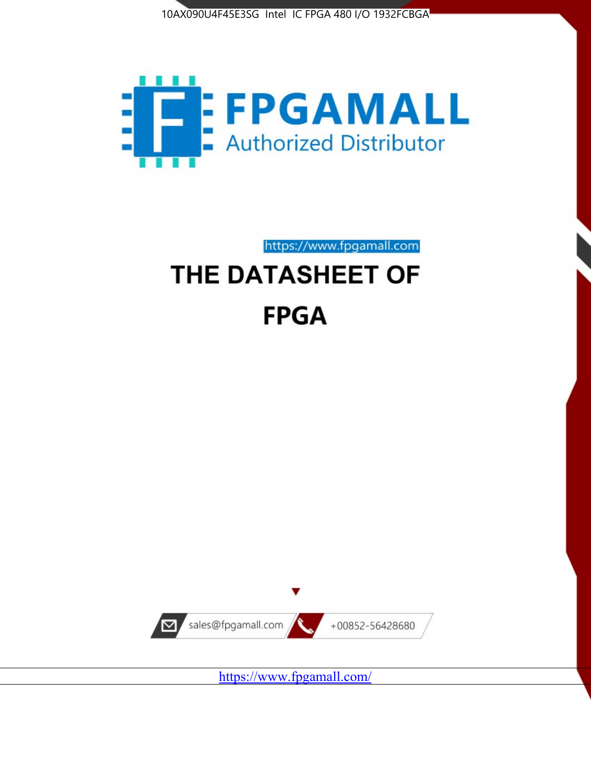10AX090U4F45E3SG Intel IC FPGA 480 I/O 1932FCBGA

FPGAMALL

Authorized Distributor

https://www.fpgamall.com

# THE DATASHEET OF

# FPGA

sales@fpgamall.com

+00852-56428680

https://www.fpgamall.com/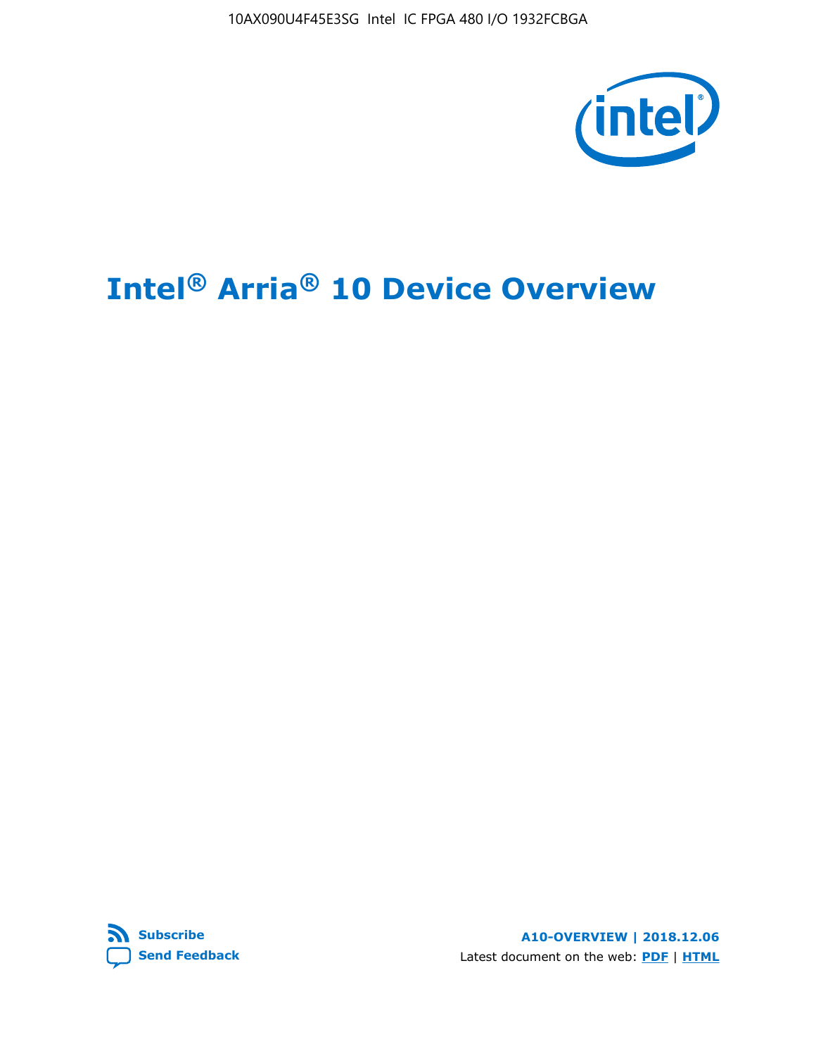# Intel® Arria® 10 Device Overview

**Subscribe**

**Send Feedback**

**A10-OVERVIEW | 2018.12.06**

Latest document on the web: **PDF** | **HTML**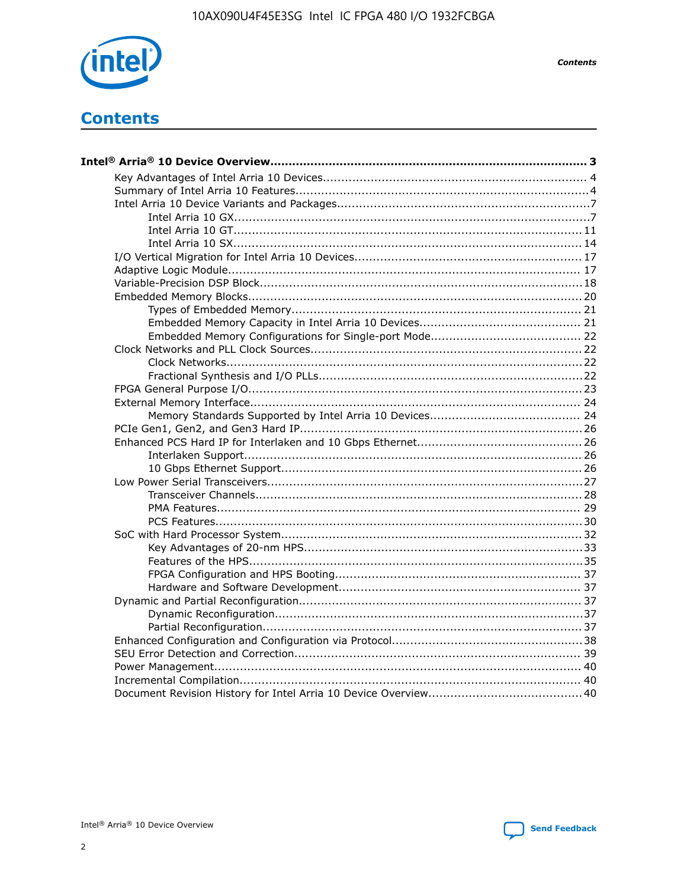# Contents

**Intel® Arria® 10 Device Overview....................................................................................... 3**

- Key Advantages of Intel Arria 10 Devices........................................................................ 4
- Summary of Intel Arria 10 Features................................................................................4
- Intel Arria 10 Device Variants and Packages.....................................................................7
    - Intel Arria 10 GX................................................................................................7
    - Intel Arria 10 GT............................................................................................... 11
    - Intel Arria 10 SX............................................................................................... 14
- I/O Vertical Migration for Intel Arria 10 Devices.............................................................. 17
- Adaptive Logic Module................................................................................................ 17
- Variable-Precision DSP Block........................................................................................18
- Embedded Memory Blocks........................................................................................... 20
    - Types of Embedded Memory............................................................................... 21
    - Embedded Memory Capacity in Intel Arria 10 Devices............................................ 21
    - Embedded Memory Configurations for Single-port Mode......................................... 22
- Clock Networks and PLL Clock Sources.......................................................................... 22
    - Clock Networks................................................................................................. 22
    - Fractional Synthesis and I/O PLLs........................................................................ 22
- FPGA General Purpose I/O........................................................................................... 23
- External Memory Interface.......................................................................................... 24
    - Memory Standards Supported by Intel Arria 10 Devices......................................... 24
- PCIe Gen1, Gen2, and Gen3 Hard IP............................................................................. 26
- Enhanced PCS Hard IP for Interlaken and 10 Gbps Ethernet............................................. 26
    - Interlaken Support............................................................................................ 26
    - 10 Gbps Ethernet Support.................................................................................. 26
- Low Power Serial Transceivers...................................................................................... 27
    - Transceiver Channels......................................................................................... 28
    - PMA Features.................................................................................................... 29
    - PCS Features.................................................................................................... 30
- SoC with Hard Processor System.................................................................................. 32
    - Key Advantages of 20-nm HPS............................................................................ 33
    - Features of the HPS........................................................................................... 35
    - FPGA Configuration and HPS Booting................................................................... 37
    - Hardware and Software Development.................................................................. 37
- Dynamic and Partial Reconfiguration............................................................................. 37
    - Dynamic Reconfiguration.................................................................................... 37
    - Partial Reconfiguration....................................................................................... 37
- Enhanced Configuration and Configuration via Protocol.................................................... 38
- SEU Error Detection and Correction.............................................................................. 39
- Power Management.................................................................................................... 40
- Incremental Compilation............................................................................................. 40
- Document Revision History for Intel Arria 10 Device Overview.......................................... 40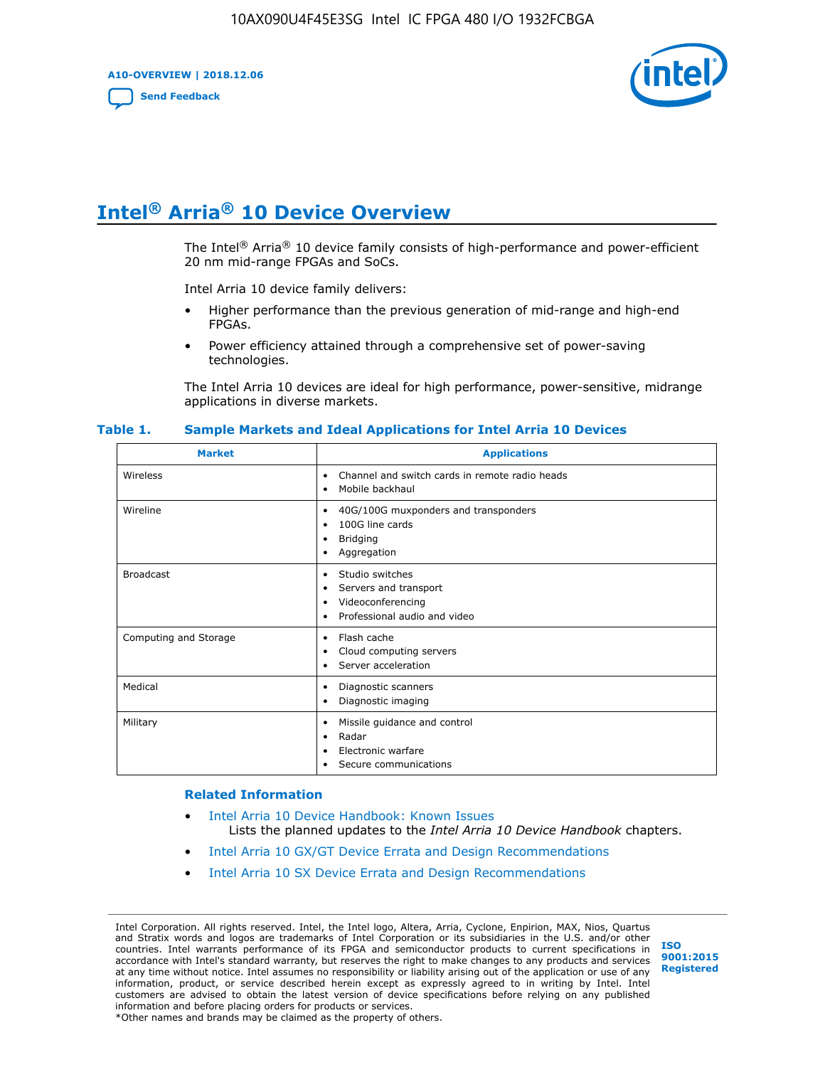# Intel® Arria® 10 Device Overview

The Intel® Arria® 10 device family consists of high-performance and power-efficient 20 nm mid-range FPGAs and SoCs.

Intel Arria 10 device family delivers:

- Higher performance than the previous generation of mid-range and high-end FPGAs.
- Power efficiency attained through a comprehensive set of power-saving technologies.

The Intel Arria 10 devices are ideal for high performance, power-sensitive, midrange applications in diverse markets.

**Table 1. Sample Markets and Ideal Applications for Intel Arria 10 Devices**

| Market | Applications |
|---|---|
| Wireless | • Channel and switch cards in remote radio heads<br>• Mobile backhaul |
| Wireline | • 40G/100G muxponders and transponders<br>• 100G line cards<br>• Bridging<br>• Aggregation |
| Broadcast | • Studio switches<br>• Servers and transport<br>• Videoconferencing<br>• Professional audio and video |
| Computing and Storage | • Flash cache<br>• Cloud computing servers<br>• Server acceleration |
| Medical | • Diagnostic scanners<br>• Diagnostic imaging |
| Military | • Missile guidance and control<br>• Radar<br>• Electronic warfare<br>• Secure communications |

### Related Information

- Intel Arria 10 Device Handbook: Known Issues
  Lists the planned updates to the *Intel Arria 10 Device Handbook* chapters.
- Intel Arria 10 GX/GT Device Errata and Design Recommendations
- Intel Arria 10 SX Device Errata and Design Recommendations

Intel Corporation. All rights reserved. Intel, the Intel logo, Altera, Arria, Cyclone, Enpirion, MAX, Nios, Quartus and Stratix words and logos are trademarks of Intel Corporation or its subsidiaries in the U.S. and/or other countries. Intel warrants performance of its FPGA and semiconductor products to current specifications in accordance with Intel's standard warranty, but reserves the right to make changes to any products and services at any time without notice. Intel assumes no responsibility or liability arising out of the application or use of any information, product, or service described herein except as expressly agreed to in writing by Intel. Intel customers are advised to obtain the latest version of device specifications before relying on any published information and before placing orders for products or services.
*Other names and brands may be claimed as the property of others.

ISO 9001:2015 Registered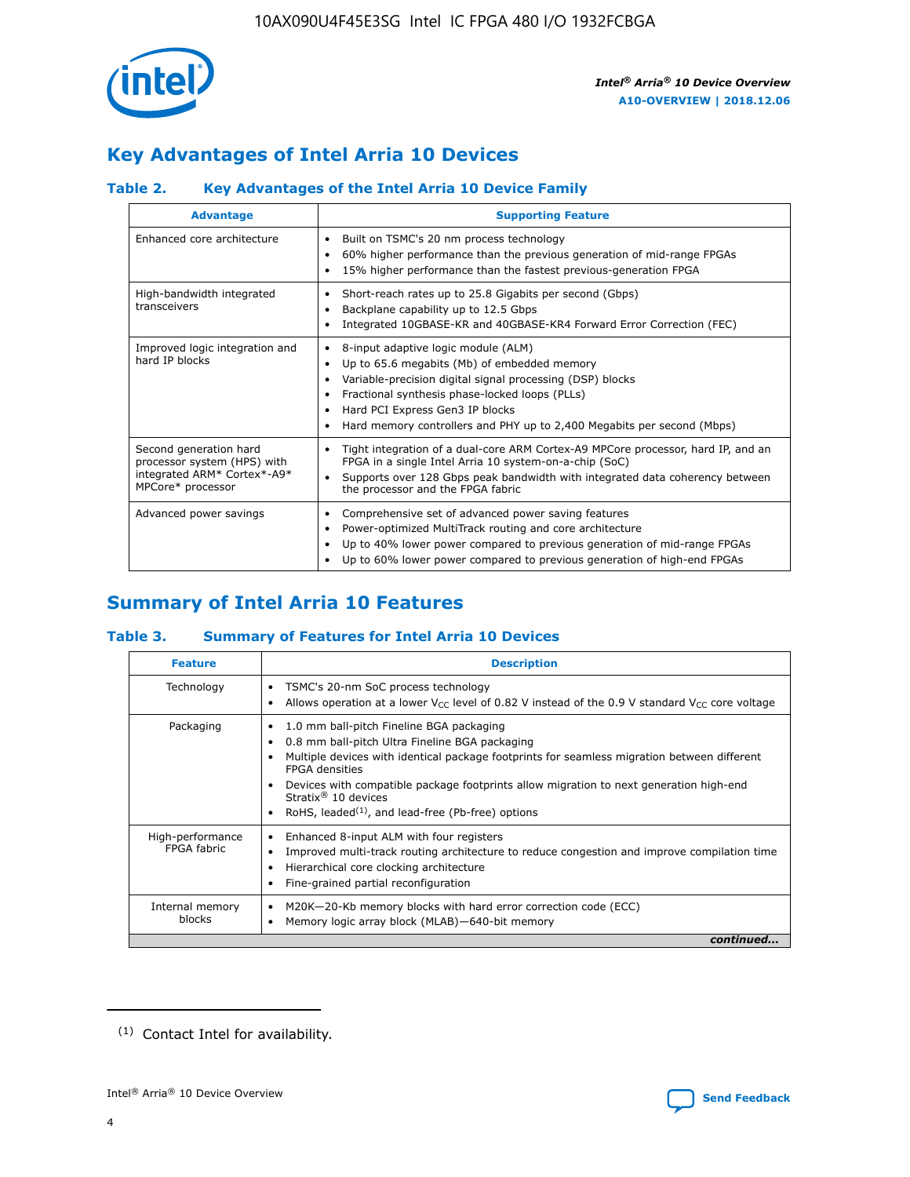## Key Advantages of Intel Arria 10 Devices

### Table 2. Key Advantages of the Intel Arria 10 Device Family

| Advantage | Supporting Feature |
|---|---|
| Enhanced core architecture | • Built on TSMC's 20 nm process technology<br>• 60% higher performance than the previous generation of mid-range FPGAs<br>• 15% higher performance than the fastest previous-generation FPGA |
| High-bandwidth integrated transceivers | • Short-reach rates up to 25.8 Gigabits per second (Gbps)<br>• Backplane capability up to 12.5 Gbps<br>• Integrated 10GBASE-KR and 40GBASE-KR4 Forward Error Correction (FEC) |
| Improved logic integration and hard IP blocks | • 8-input adaptive logic module (ALM)<br>• Up to 65.6 megabits (Mb) of embedded memory<br>• Variable-precision digital signal processing (DSP) blocks<br>• Fractional synthesis phase-locked loops (PLLs)<br>• Hard PCI Express Gen3 IP blocks<br>• Hard memory controllers and PHY up to 2,400 Megabits per second (Mbps) |
| Second generation hard processor system (HPS) with integrated ARM* Cortex*-A9* MPCore* processor | • Tight integration of a dual-core ARM Cortex-A9 MPCore processor, hard IP, and an FPGA in a single Intel Arria 10 system-on-a-chip (SoC)<br>• Supports over 128 Gbps peak bandwidth with integrated data coherency between the processor and the FPGA fabric |
| Advanced power savings | • Comprehensive set of advanced power saving features<br>• Power-optimized MultiTrack routing and core architecture<br>• Up to 40% lower power compared to previous generation of mid-range FPGAs<br>• Up to 60% lower power compared to previous generation of high-end FPGAs |

## Summary of Intel Arria 10 Features

### Table 3. Summary of Features for Intel Arria 10 Devices

| Feature | Description |
|---|---|
| Technology | • TSMC's 20-nm SoC process technology<br>• Allows operation at a lower $V_{CC}$ level of 0.82 V instead of the 0.9 V standard $V_{CC}$ core voltage |
| Packaging | • 1.0 mm ball-pitch Fineline BGA packaging<br>• 0.8 mm ball-pitch Ultra Fineline BGA packaging<br>• Multiple devices with identical package footprints for seamless migration between different FPGA densities<br>• Devices with compatible package footprints allow migration to next generation high-end Stratix® 10 devices<br>• RoHS, leaded[1], and lead-free (Pb-free) options |
| High-performance FPGA fabric | • Enhanced 8-input ALM with four registers<br>• Improved multi-track routing architecture to reduce congestion and improve compilation time<br>• Hierarchical core clocking architecture<br>• Fine-grained partial reconfiguration |
| Internal memory blocks | • M20K—20-Kb memory blocks with hard error correction code (ECC)<br>• Memory logic array block (MLAB)—640-bit memory |

*continued...*

[1] Contact Intel for availability.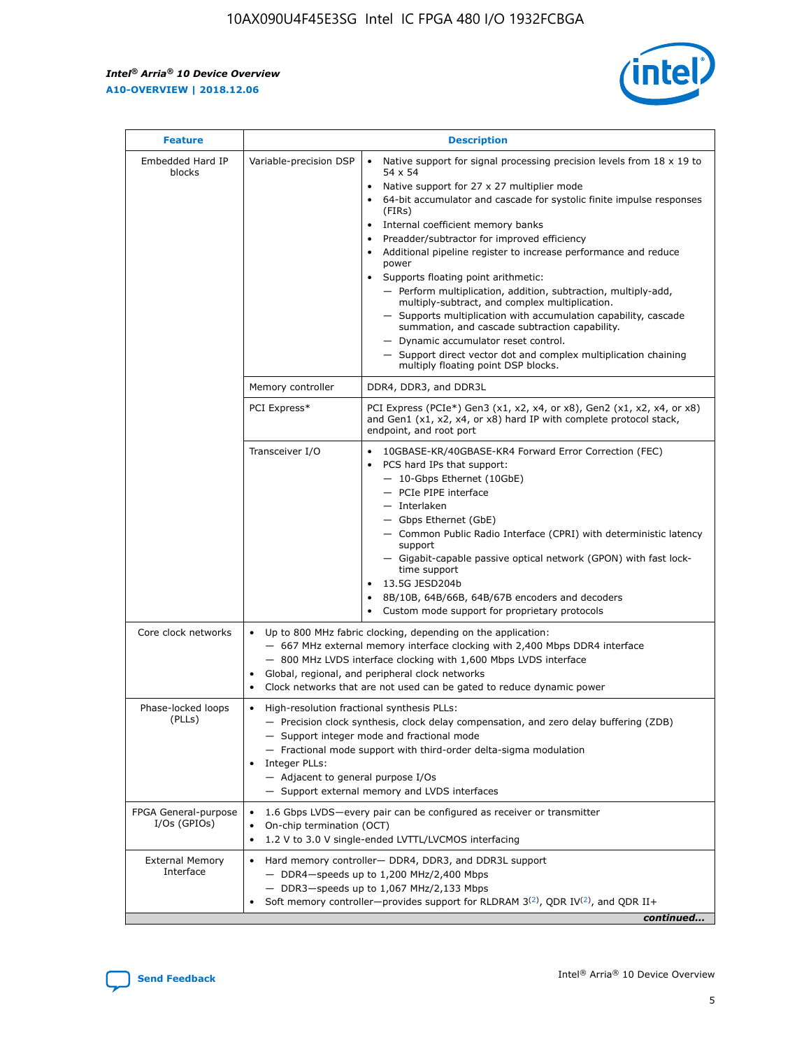| Feature | Description | |
|---|---|---|
| Embedded Hard IP blocks | Variable-precision DSP | • Native support for signal processing precision levels from 18 x 19 to 54 x 54<br>• Native support for 27 x 27 multiplier mode<br>• 64-bit accumulator and cascade for systolic finite impulse responses (FIRs)<br>• Internal coefficient memory banks<br>• Preadder/subtractor for improved efficiency<br>• Additional pipeline register to increase performance and reduce power<br>• Supports floating point arithmetic:<br>— Perform multiplication, addition, subtraction, multiply-add, multiply-subtract, and complex multiplication.<br>— Supports multiplication with accumulation capability, cascade summation, and cascade subtraction capability.<br>— Dynamic accumulator reset control.<br>— Support direct vector dot and complex multiplication chaining multiply floating point DSP blocks. |
| | Memory controller | DDR4, DDR3, and DDR3L |
| | PCI Express* | PCI Express (PCIe*) Gen3 (x1, x2, x4, or x8), Gen2 (x1, x2, x4, or x8) and Gen1 (x1, x2, x4, or x8) hard IP with complete protocol stack, endpoint, and root port |
| | Transceiver I/O | • 10GBASE-KR/40GBASE-KR4 Forward Error Correction (FEC)<br>• PCS hard IPs that support:<br>— 10-Gbps Ethernet (10GbE)<br>— PCIe PIPE interface<br>— Interlaken<br>— Gbps Ethernet (GbE)<br>— Common Public Radio Interface (CPRI) with deterministic latency support<br>— Gigabit-capable passive optical network (GPON) with fast lock-time support<br>• 13.5G JESD204b<br>• 8B/10B, 64B/66B, 64B/67B encoders and decoders<br>• Custom mode support for proprietary protocols |
| Core clock networks | • Up to 800 MHz fabric clocking, depending on the application:<br>— 667 MHz external memory interface clocking with 2,400 Mbps DDR4 interface<br>— 800 MHz LVDS interface clocking with 1,600 Mbps LVDS interface<br>• Global, regional, and peripheral clock networks<br>• Clock networks that are not used can be gated to reduce dynamic power | |
| Phase-locked loops (PLLs) | • High-resolution fractional synthesis PLLs:<br>— Precision clock synthesis, clock delay compensation, and zero delay buffering (ZDB)<br>— Support integer mode and fractional mode<br>— Fractional mode support with third-order delta-sigma modulation<br>• Integer PLLs:<br>— Adjacent to general purpose I/Os<br>— Support external memory and LVDS interfaces | |
| FPGA General-purpose I/Os (GPIOs) | • 1.6 Gbps LVDS—every pair can be configured as receiver or transmitter<br>• On-chip termination (OCT)<br>• 1.2 V to 3.0 V single-ended LVTTL/LVCMOS interfacing | |
| External Memory Interface | • Hard memory controller— DDR4, DDR3, and DDR3L support<br>— DDR4—speeds up to 1,200 MHz/2,400 Mbps<br>— DDR3—speeds up to 1,067 MHz/2,133 Mbps<br>• Soft memory controller—provides support for RLDRAM 3[(2)], QDR IV[(2)], and QDR II+ | |

*continued...*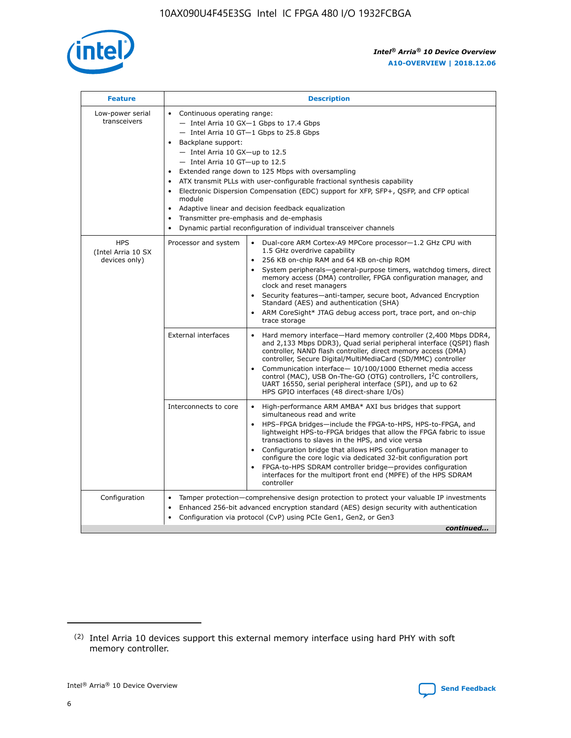| Feature | Description | |
| --- | --- | --- |
| Low-power serial transceivers | • Continuous operating range:<br>— Intel Arria 10 GX—1 Gbps to 17.4 Gbps<br>— Intel Arria 10 GT—1 Gbps to 25.8 Gbps<br>• Backplane support:<br>— Intel Arria 10 GX—up to 12.5<br>— Intel Arria 10 GT—up to 12.5<br>• Extended range down to 125 Mbps with oversampling<br>• ATX transmit PLLs with user-configurable fractional synthesis capability<br>• Electronic Dispersion Compensation (EDC) support for XFP, SFP+, QSFP, and CFP optical module<br>• Adaptive linear and decision feedback equalization<br>• Transmitter pre-emphasis and de-emphasis<br>• Dynamic partial reconfiguration of individual transceiver channels | |
| HPS (Intel Arria 10 SX devices only) | Processor and system | • Dual-core ARM Cortex-A9 MPCore processor—1.2 GHz CPU with 1.5 GHz overdrive capability<br>• 256 KB on-chip RAM and 64 KB on-chip ROM<br>• System peripherals—general-purpose timers, watchdog timers, direct memory access (DMA) controller, FPGA configuration manager, and clock and reset managers<br>• Security features—anti-tamper, secure boot, Advanced Encryption Standard (AES) and authentication (SHA)<br>• ARM CoreSight* JTAG debug access port, trace port, and on-chip trace storage |
| | External interfaces | • Hard memory interface—Hard memory controller (2,400 Mbps DDR4, and 2,133 Mbps DDR3), Quad serial peripheral interface (QSPI) flash controller, NAND flash controller, direct memory access (DMA) controller, Secure Digital/MultiMediaCard (SD/MMC) controller<br>• Communication interface— 10/100/1000 Ethernet media access control (MAC), USB On-The-GO (OTG) controllers, I²C controllers, UART 16550, serial peripheral interface (SPI), and up to 62 HPS GPIO interfaces (48 direct-share I/Os) |
| | Interconnects to core | • High-performance ARM AMBA* AXI bus bridges that support simultaneous read and write<br>• HPS–FPGA bridges—include the FPGA-to-HPS, HPS-to-FPGA, and lightweight HPS-to-FPGA bridges that allow the FPGA fabric to issue transactions to slaves in the HPS, and vice versa<br>• Configuration bridge that allows HPS configuration manager to configure the core logic via dedicated 32-bit configuration port<br>• FPGA-to-HPS SDRAM controller bridge—provides configuration interfaces for the multiport front end (MPFE) of the HPS SDRAM controller |
| Configuration | • Tamper protection—comprehensive design protection to protect your valuable IP investments<br>• Enhanced 256-bit advanced encryption standard (AES) design security with authentication<br>• Configuration via protocol (CvP) using PCIe Gen1, Gen2, or Gen3 | |

*continued...*

(2) Intel Arria 10 devices support this external memory interface using hard PHY with soft memory controller.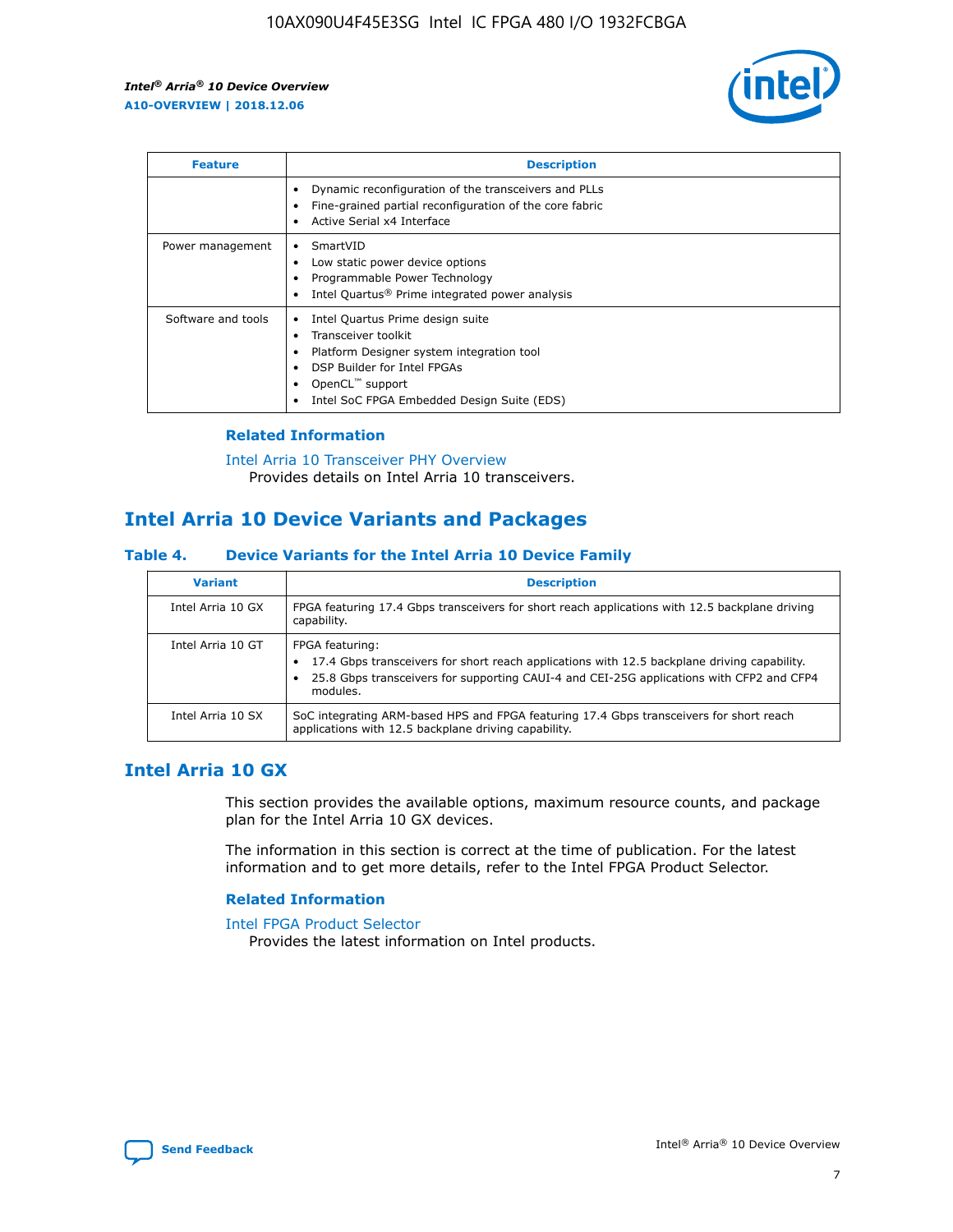| Feature | Description |
| --- | --- |
| | • Dynamic reconfiguration of the transceivers and PLLs<br>• Fine-grained partial reconfiguration of the core fabric<br>• Active Serial x4 Interface |
| Power management | • SmartVID<br>• Low static power device options<br>• Programmable Power Technology<br>• Intel Quartus® Prime integrated power analysis |
| Software and tools | • Intel Quartus Prime design suite<br>• Transceiver toolkit<br>• Platform Designer system integration tool<br>• DSP Builder for Intel FPGAs<br>• OpenCL™ support<br>• Intel SoC FPGA Embedded Design Suite (EDS) |

### Related Information

Intel Arria 10 Transceiver PHY Overview
Provides details on Intel Arria 10 transceivers.

## Intel Arria 10 Device Variants and Packages

### Table 4. Device Variants for the Intel Arria 10 Device Family

| Variant | Description |
| --- | --- |
| Intel Arria 10 GX | FPGA featuring 17.4 Gbps transceivers for short reach applications with 12.5 backplane driving capability. |
| Intel Arria 10 GT | FPGA featuring:<br>• 17.4 Gbps transceivers for short reach applications with 12.5 backplane driving capability.<br>• 25.8 Gbps transceivers for supporting CAUI-4 and CEI-25G applications with CFP2 and CFP4 modules. |
| Intel Arria 10 SX | SoC integrating ARM-based HPS and FPGA featuring 17.4 Gbps transceivers for short reach applications with 12.5 backplane driving capability. |

## Intel Arria 10 GX

This section provides the available options, maximum resource counts, and package plan for the Intel Arria 10 GX devices.

The information in this section is correct at the time of publication. For the latest information and to get more details, refer to the Intel FPGA Product Selector.

### Related Information

Intel FPGA Product Selector
Provides the latest information on Intel products.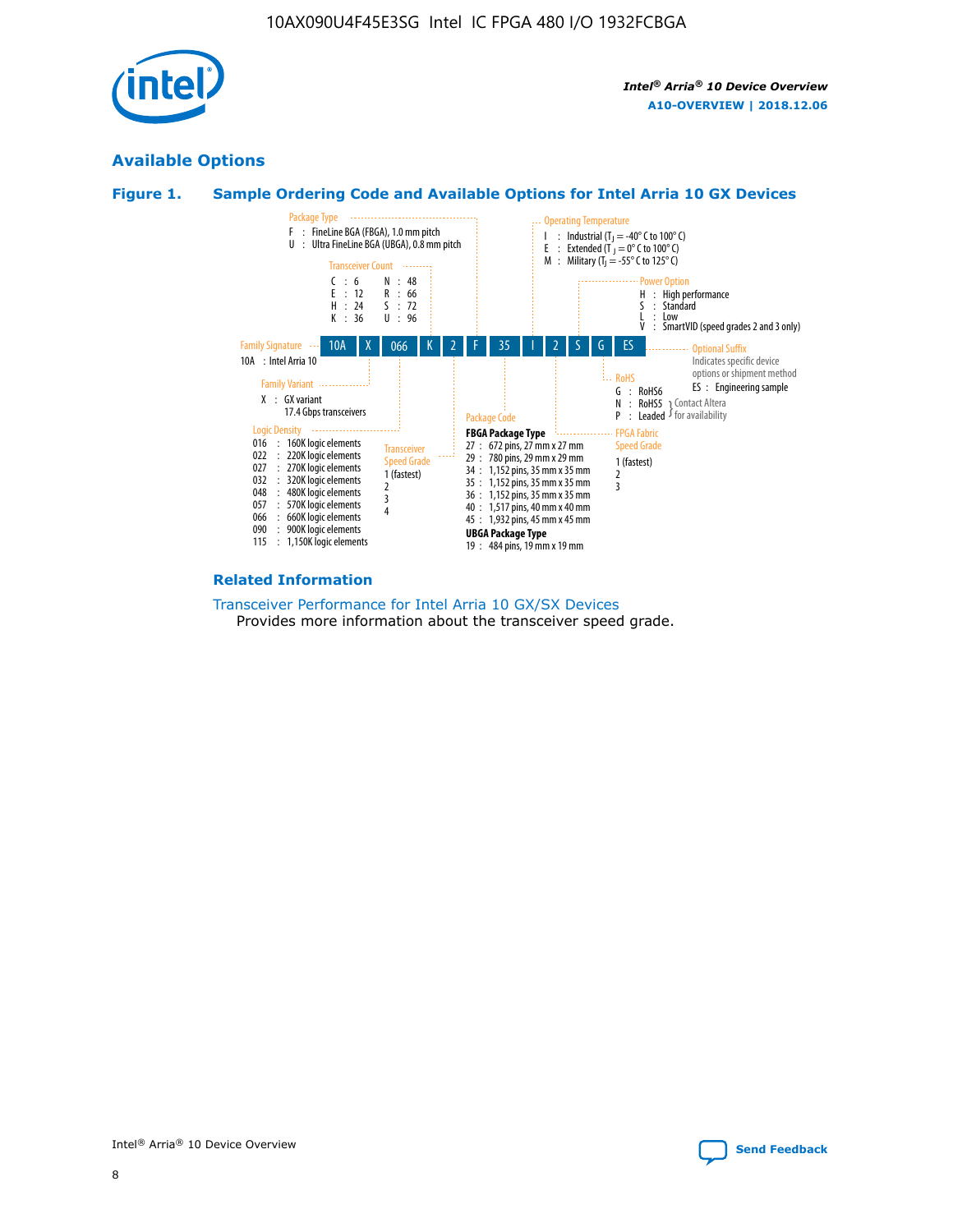## Available Options

### Figure 1. Sample Ordering Code and Available Options for Intel Arria 10 GX Devices

| 10A | X | 066 | K | 2 | F | 35 | I | 2 | S | G | ES |
|---|---|---|---|---|---|---|---|---|---|---|---|

**Family Signature**
10A : Intel Arria 10

**Family Variant**
X : GX variant
17.4 Gbps transceivers

**Logic Density**
016 : 160K logic elements
022 : 220K logic elements
027 : 270K logic elements
032 : 320K logic elements
048 : 480K logic elements
057 : 570K logic elements
066 : 660K logic elements
090 : 900K logic elements
115 : 1,150K logic elements

**Transceiver Count**
C : 6
E : 12
H : 24
K : 36
N : 48
R : 66
S : 72
U : 96

**Transceiver Speed Grade**
1 (fastest)
2
3
4

**Package Type**
F : FineLine BGA (FBGA), 1.0 mm pitch
U : Ultra FineLine BGA (UBGA), 0.8 mm pitch

**Package Code**

FBGA Package Type
27 : 672 pins, 27 mm x 27 mm
29 : 780 pins, 29 mm x 29 mm
34 : 1,152 pins, 35 mm x 35 mm
35 : 1,152 pins, 35 mm x 35 mm
36 : 1,152 pins, 35 mm x 35 mm
40 : 1,517 pins, 40 mm x 40 mm
45 : 1,932 pins, 45 mm x 45 mm

UBGA Package Type
19 : 484 pins, 19 mm x 19 mm

**Operating Temperature**
I : Industrial ($T_J$ = -40° C to 100° C)
E : Extended ($T_J$ = 0° C to 100° C)
M : Military ($T_J$ = -55° C to 125° C)

**FPGA Fabric Speed Grade**
1 (fastest)
2
3

**Power Option**
H : High performance
S : Standard
L : Low
V : SmartVID (speed grades 2 and 3 only)

**RoHS**
G : RoHS6
N : RoHS5
P : Leaded
(N and P: Contact Altera for availability)

**Optional Suffix**
Indicates specific device options or shipment method
ES : Engineering sample

### Related Information

Transceiver Performance for Intel Arria 10 GX/SX Devices
Provides more information about the transceiver speed grade.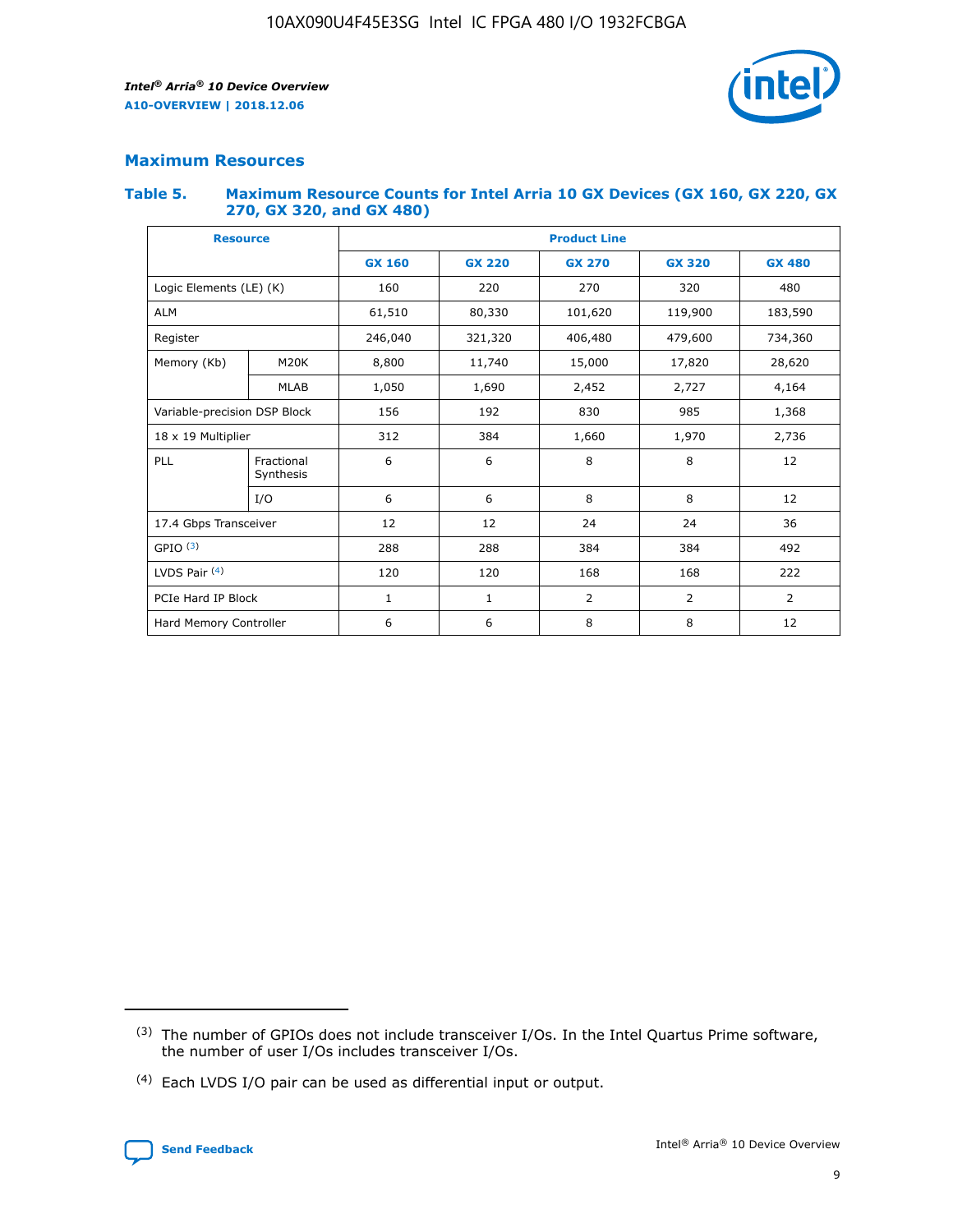## Maximum Resources

### Table 5. Maximum Resource Counts for Intel Arria 10 GX Devices (GX 160, GX 220, GX 270, GX 320, and GX 480)

| Resource | | Product Line | | | | |
|---|---|---|---|---|---|---|
| | | GX 160 | GX 220 | GX 270 | GX 320 | GX 480 |
| Logic Elements (LE) (K) | | 160 | 220 | 270 | 320 | 480 |
| ALM | | 61,510 | 80,330 | 101,620 | 119,900 | 183,590 |
| Register | | 246,040 | 321,320 | 406,480 | 479,600 | 734,360 |
| Memory (Kb) | M20K | 8,800 | 11,740 | 15,000 | 17,820 | 28,620 |
| | MLAB | 1,050 | 1,690 | 2,452 | 2,727 | 4,164 |
| Variable-precision DSP Block | | 156 | 192 | 830 | 985 | 1,368 |
| 18 x 19 Multiplier | | 312 | 384 | 1,660 | 1,970 | 2,736 |
| PLL | Fractional Synthesis | 6 | 6 | 8 | 8 | 12 |
| | I/O | 6 | 6 | 8 | 8 | 12 |
| 17.4 Gbps Transceiver | | 12 | 12 | 24 | 24 | 36 |
| GPIO [(3)] | | 288 | 288 | 384 | 384 | 492 |
| LVDS Pair [(4)] | | 120 | 120 | 168 | 168 | 222 |
| PCIe Hard IP Block | | 1 | 1 | 2 | 2 | 2 |
| Hard Memory Controller | | 6 | 6 | 8 | 8 | 12 |

(3) The number of GPIOs does not include transceiver I/Os. In the Intel Quartus Prime software, the number of user I/Os includes transceiver I/Os.

(4) Each LVDS I/O pair can be used as differential input or output.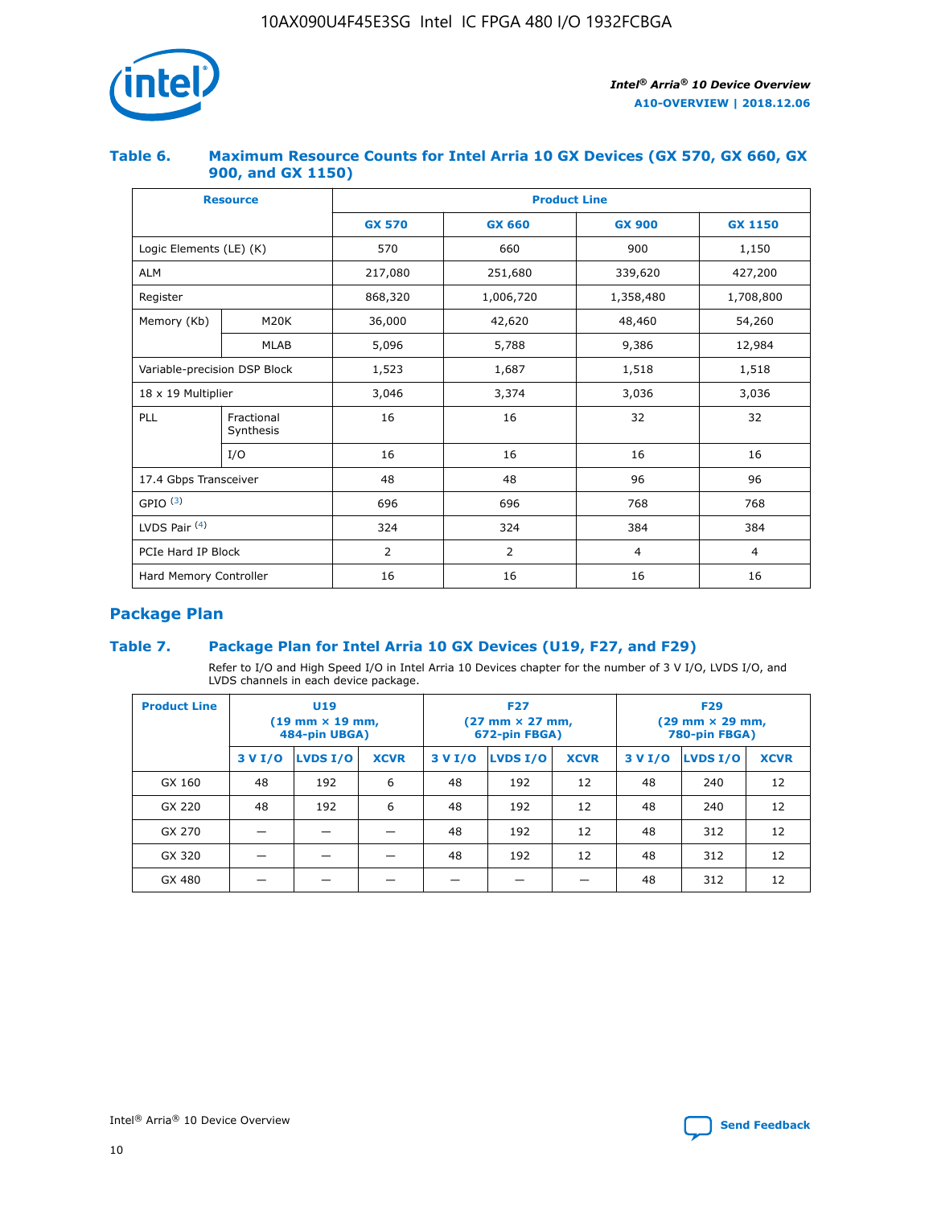### Table 6. Maximum Resource Counts for Intel Arria 10 GX Devices (GX 570, GX 660, GX 900, and GX 1150)

| Resource | | Product Line | | | |
|---|---|---|---|---|---|
| | | GX 570 | GX 660 | GX 900 | GX 1150 |
| Logic Elements (LE) (K) | | 570 | 660 | 900 | 1,150 |
| ALM | | 217,080 | 251,680 | 339,620 | 427,200 |
| Register | | 868,320 | 1,006,720 | 1,358,480 | 1,708,800 |
| Memory (Kb) | M20K | 36,000 | 42,620 | 48,460 | 54,260 |
| | MLAB | 5,096 | 5,788 | 9,386 | 12,984 |
| Variable-precision DSP Block | | 1,523 | 1,687 | 1,518 | 1,518 |
| 18 x 19 Multiplier | | 3,046 | 3,374 | 3,036 | 3,036 |
| PLL | Fractional Synthesis | 16 | 16 | 32 | 32 |
| | I/O | 16 | 16 | 16 | 16 |
| 17.4 Gbps Transceiver | | 48 | 48 | 96 | 96 |
| GPIO [3] | | 696 | 696 | 768 | 768 |
| LVDS Pair [4] | | 324 | 324 | 384 | 384 |
| PCIe Hard IP Block | | 2 | 2 | 4 | 4 |
| Hard Memory Controller | | 16 | 16 | 16 | 16 |

## Package Plan

### Table 7. Package Plan for Intel Arria 10 GX Devices (U19, F27, and F29)

Refer to I/O and High Speed I/O in Intel Arria 10 Devices chapter for the number of 3 V I/O, LVDS I/O, and LVDS channels in each device package.

| Product Line | U19 (19 mm × 19 mm, 484-pin UBGA) | | | F27 (27 mm × 27 mm, 672-pin FBGA) | | | F29 (29 mm × 29 mm, 780-pin FBGA) | | |
|---|---|---|---|---|---|---|---|---|---|
| | 3 V I/O | LVDS I/O | XCVR | 3 V I/O | LVDS I/O | XCVR | 3 V I/O | LVDS I/O | XCVR |
| GX 160 | 48 | 192 | 6 | 48 | 192 | 12 | 48 | 240 | 12 |
| GX 220 | 48 | 192 | 6 | 48 | 192 | 12 | 48 | 240 | 12 |
| GX 270 | — | — | — | 48 | 192 | 12 | 48 | 312 | 12 |
| GX 320 | — | — | — | 48 | 192 | 12 | 48 | 312 | 12 |
| GX 480 | — | — | — | — | — | — | 48 | 312 | 12 |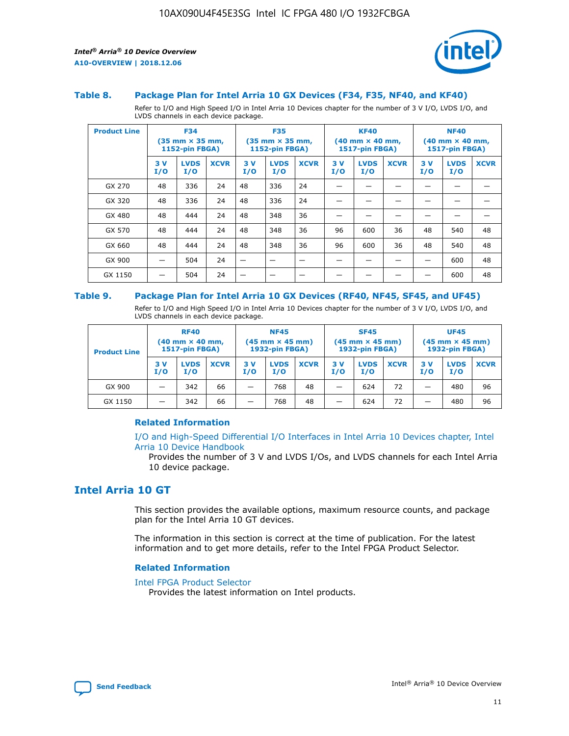### Table 8. Package Plan for Intel Arria 10 GX Devices (F34, F35, NF40, and KF40)

Refer to I/O and High Speed I/O in Intel Arria 10 Devices chapter for the number of 3 V I/O, LVDS I/O, and LVDS channels in each device package.

| Product Line | F34 (35 mm × 35 mm, 1152-pin FBGA) | | | F35 (35 mm × 35 mm, 1152-pin FBGA) | | | KF40 (40 mm × 40 mm, 1517-pin FBGA) | | | NF40 (40 mm × 40 mm, 1517-pin FBGA) | | |
|---|---|---|---|---|---|---|---|---|---|---|---|---|
| | 3 V I/O | LVDS I/O | XCVR | 3 V I/O | LVDS I/O | XCVR | 3 V I/O | LVDS I/O | XCVR | 3 V I/O | LVDS I/O | XCVR |
| GX 270 | 48 | 336 | 24 | 48 | 336 | 24 | — | — | — | — | — | — |
| GX 320 | 48 | 336 | 24 | 48 | 336 | 24 | — | — | — | — | — | — |
| GX 480 | 48 | 444 | 24 | 48 | 348 | 36 | — | — | — | — | — | — |
| GX 570 | 48 | 444 | 24 | 48 | 348 | 36 | 96 | 600 | 36 | 48 | 540 | 48 |
| GX 660 | 48 | 444 | 24 | 48 | 348 | 36 | 96 | 600 | 36 | 48 | 540 | 48 |
| GX 900 | — | 504 | 24 | — | — | — | — | — | — | — | 600 | 48 |
| GX 1150 | — | 504 | 24 | — | — | — | — | — | — | — | 600 | 48 |

### Table 9. Package Plan for Intel Arria 10 GX Devices (RF40, NF45, SF45, and UF45)

Refer to I/O and High Speed I/O in Intel Arria 10 Devices chapter for the number of 3 V I/O, LVDS I/O, and LVDS channels in each device package.

| Product Line | RF40 (40 mm × 40 mm, 1517-pin FBGA) | | | NF45 (45 mm × 45 mm) 1932-pin FBGA) | | | SF45 (45 mm × 45 mm) 1932-pin FBGA) | | | UF45 (45 mm × 45 mm) 1932-pin FBGA) | | |
|---|---|---|---|---|---|---|---|---|---|---|---|---|
| | 3 V I/O | LVDS I/O | XCVR | 3 V I/O | LVDS I/O | XCVR | 3 V I/O | LVDS I/O | XCVR | 3 V I/O | LVDS I/O | XCVR |
| GX 900 | — | 342 | 66 | — | 768 | 48 | — | 624 | 72 | — | 480 | 96 |
| GX 1150 | — | 342 | 66 | — | 768 | 48 | — | 624 | 72 | — | 480 | 96 |

#### Related Information

I/O and High-Speed Differential I/O Interfaces in Intel Arria 10 Devices chapter, Intel Arria 10 Device Handbook

Provides the number of 3 V and LVDS I/Os, and LVDS channels for each Intel Arria 10 device package.

## Intel Arria 10 GT

This section provides the available options, maximum resource counts, and package plan for the Intel Arria 10 GT devices.

The information in this section is correct at the time of publication. For the latest information and to get more details, refer to the Intel FPGA Product Selector.

#### Related Information

Intel FPGA Product Selector

Provides the latest information on Intel products.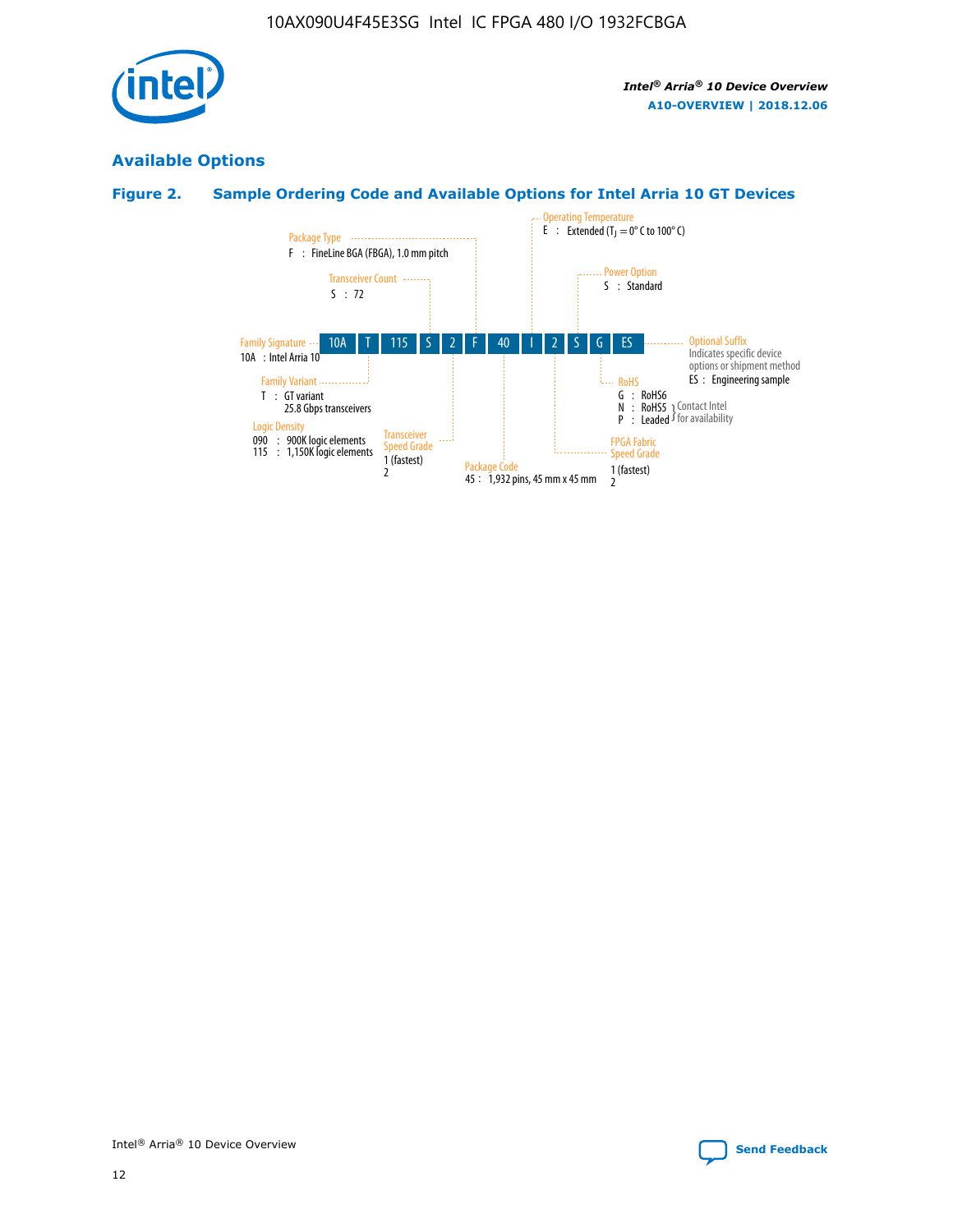## Available Options

### Figure 2. Sample Ordering Code and Available Options for Intel Arria 10 GT Devices

| 10A | T | 115 | S | 2 | F | 40 | I | 2 | S | G | ES |
|---|---|---|---|---|---|---|---|---|---|---|---|

**Family Signature**
10A : Intel Arria 10

**Family Variant**
T : GT variant
25.8 Gbps transceivers

**Logic Density**
090 : 900K logic elements
115 : 1,150K logic elements

**Transceiver Count**
S : 72

**Transceiver Speed Grade**
1 (fastest)
2

**Package Type**
F : FineLine BGA (FBGA), 1.0 mm pitch

**Package Code**
45 : 1,932 pins, 45 mm x 45 mm

**Operating Temperature**
E : Extended ($T_J$ = 0° C to 100° C)

**FPGA Fabric Speed Grade**
1 (fastest)
2

**Power Option**
S : Standard

**RoHS**
G : RoHS6
N : RoHS5 } Contact Intel for availability
P : Leaded } Contact Intel for availability

**Optional Suffix**
Indicates specific device options or shipment method
ES : Engineering sample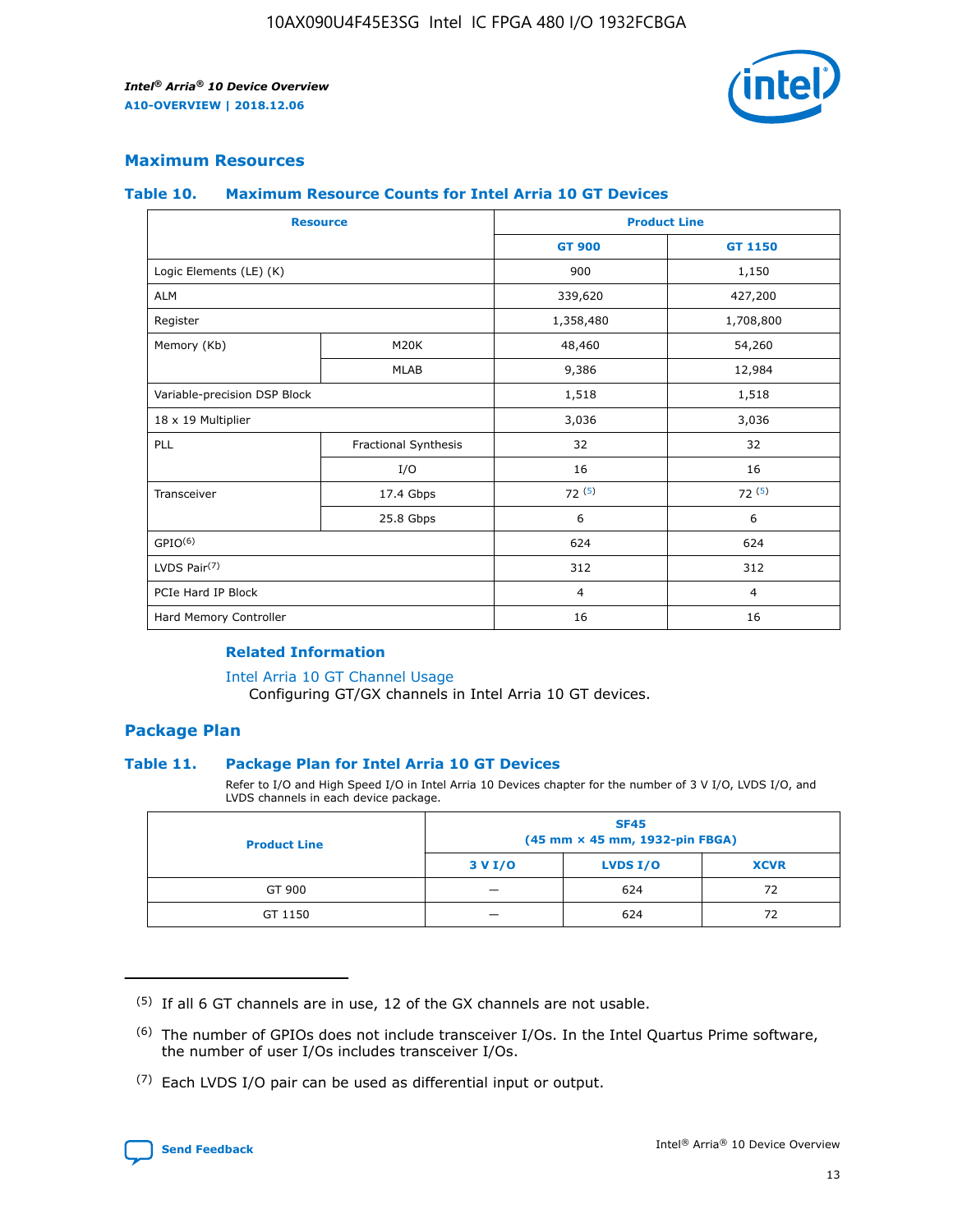## Maximum Resources

### Table 10. Maximum Resource Counts for Intel Arria 10 GT Devices

| Resource | | Product Line | |
|---|---|---|---|
| | | GT 900 | GT 1150 |
| Logic Elements (LE) (K) | | 900 | 1,150 |
| ALM | | 339,620 | 427,200 |
| Register | | 1,358,480 | 1,708,800 |
| Memory (Kb) | M20K | 48,460 | 54,260 |
| | MLAB | 9,386 | 12,984 |
| Variable-precision DSP Block | | 1,518 | 1,518 |
| 18 x 19 Multiplier | | 3,036 | 3,036 |
| PLL | Fractional Synthesis | 32 | 32 |
| | I/O | 16 | 16 |
| Transceiver | 17.4 Gbps | 72 (5) | 72 (5) |
| | 25.8 Gbps | 6 | 6 |
| GPIO(6) | | 624 | 624 |
| LVDS Pair(7) | | 312 | 312 |
| PCIe Hard IP Block | | 4 | 4 |
| Hard Memory Controller | | 16 | 16 |

#### Related Information

Intel Arria 10 GT Channel Usage
Configuring GT/GX channels in Intel Arria 10 GT devices.

## Package Plan

### Table 11. Package Plan for Intel Arria 10 GT Devices

Refer to I/O and High Speed I/O in Intel Arria 10 Devices chapter for the number of 3 V I/O, LVDS I/O, and LVDS channels in each device package.

| Product Line | SF45 (45 mm × 45 mm, 1932-pin FBGA) | | |
|---|---|---|---|
| | 3 V I/O | LVDS I/O | XCVR |
| GT 900 | — | 624 | 72 |
| GT 1150 | — | 624 | 72 |

(5) If all 6 GT channels are in use, 12 of the GX channels are not usable.

(6) The number of GPIOs does not include transceiver I/Os. In the Intel Quartus Prime software, the number of user I/Os includes transceiver I/Os.

(7) Each LVDS I/O pair can be used as differential input or output.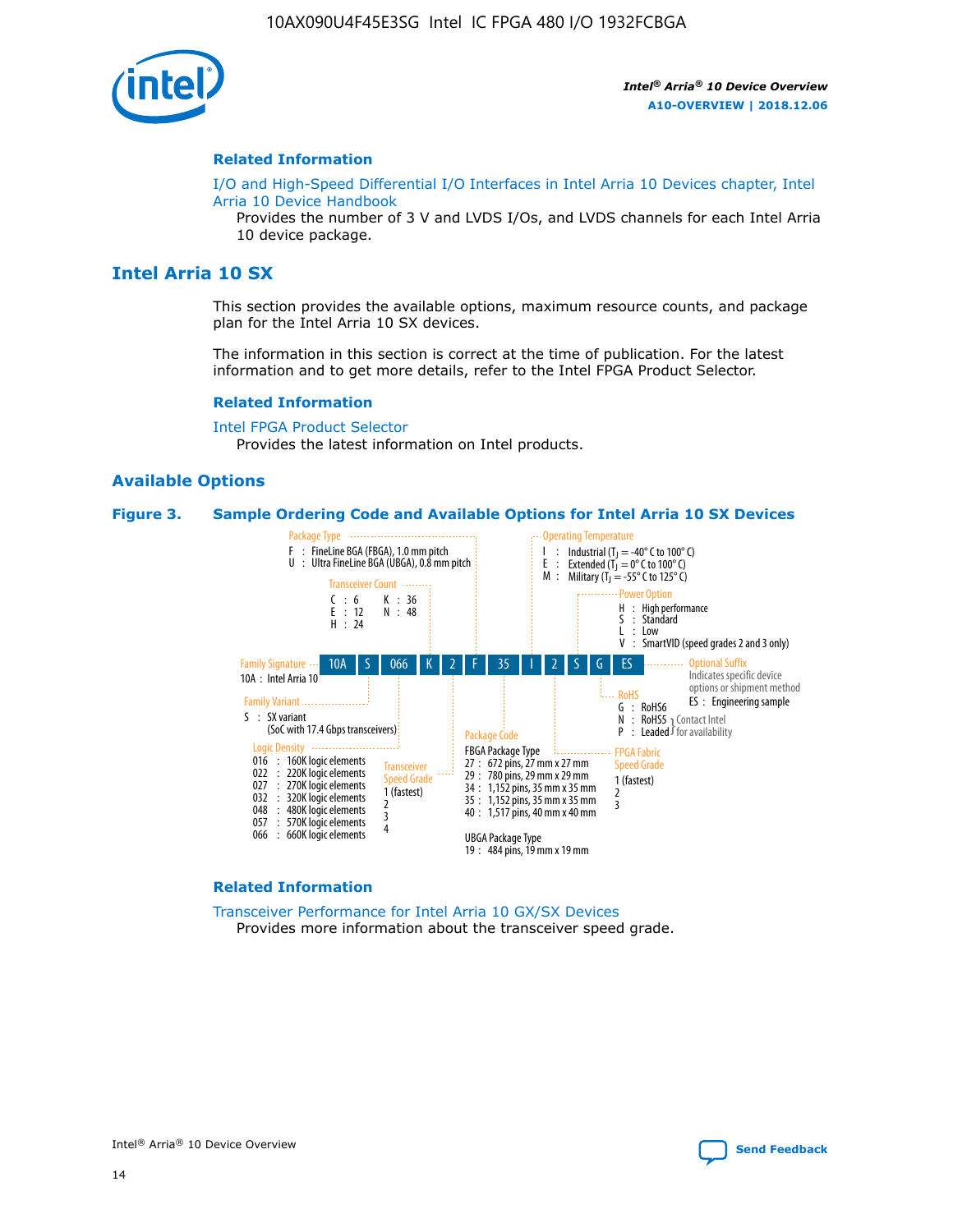## Related Information

I/O and High-Speed Differential I/O Interfaces in Intel Arria 10 Devices chapter, Intel Arria 10 Device Handbook
Provides the number of 3 V and LVDS I/Os, and LVDS channels for each Intel Arria 10 device package.

## Intel Arria 10 SX

This section provides the available options, maximum resource counts, and package plan for the Intel Arria 10 SX devices.

The information in this section is correct at the time of publication. For the latest information and to get more details, refer to the Intel FPGA Product Selector.

### Related Information

Intel FPGA Product Selector
Provides the latest information on Intel products.

## Available Options

**Figure 3. Sample Ordering Code and Available Options for Intel Arria 10 SX Devices**

Sample ordering code: 10A S 066 K 2 F 35 I 2 S G ES

- **Family Signature**
  - 10A : Intel Arria 10
- **Family Variant**
  - S : SX variant (SoC with 17.4 Gbps transceivers)
- **Logic Density**
  - 016 : 160K logic elements
  - 022 : 220K logic elements
  - 027 : 270K logic elements
  - 032 : 320K logic elements
  - 048 : 480K logic elements
  - 057 : 570K logic elements
  - 066 : 660K logic elements
- **Transceiver Count**
  - C : 6
  - E : 12
  - H : 24
  - K : 36
  - N : 48
- **Transceiver Speed Grade**
  - 1 (fastest)
  - 2
  - 3
  - 4
- **Package Type**
  - F : FineLine BGA (FBGA), 1.0 mm pitch
  - U : Ultra FineLine BGA (UBGA), 0.8 mm pitch
- **Package Code**
  - FBGA Package Type
    - 27 : 672 pins, 27 mm x 27 mm
    - 29 : 780 pins, 29 mm x 29 mm
    - 34 : 1,152 pins, 35 mm x 35 mm
    - 35 : 1,152 pins, 35 mm x 35 mm
    - 40 : 1,517 pins, 40 mm x 40 mm
  - UBGA Package Type
    - 19 : 484 pins, 19 mm x 19 mm
- **Operating Temperature**
  - I : Industrial ($T_J$ = -40° C to 100° C)
  - E : Extended ($T_J$ = 0° C to 100° C)
  - M : Military ($T_J$ = -55° C to 125° C)
- **FPGA Fabric Speed Grade**
  - 1 (fastest)
  - 2
  - 3
- **Power Option**
  - H : High performance
  - S : Standard
  - L : Low
  - V : SmartVID (speed grades 2 and 3 only)
- **RoHS**
  - G : RoHS6
  - N : RoHS5 (Contact Intel for availability)
  - P : Leaded (Contact Intel for availability)
- **Optional Suffix**
  - Indicates specific device options or shipment method
  - ES : Engineering sample

### Related Information

Transceiver Performance for Intel Arria 10 GX/SX Devices
Provides more information about the transceiver speed grade.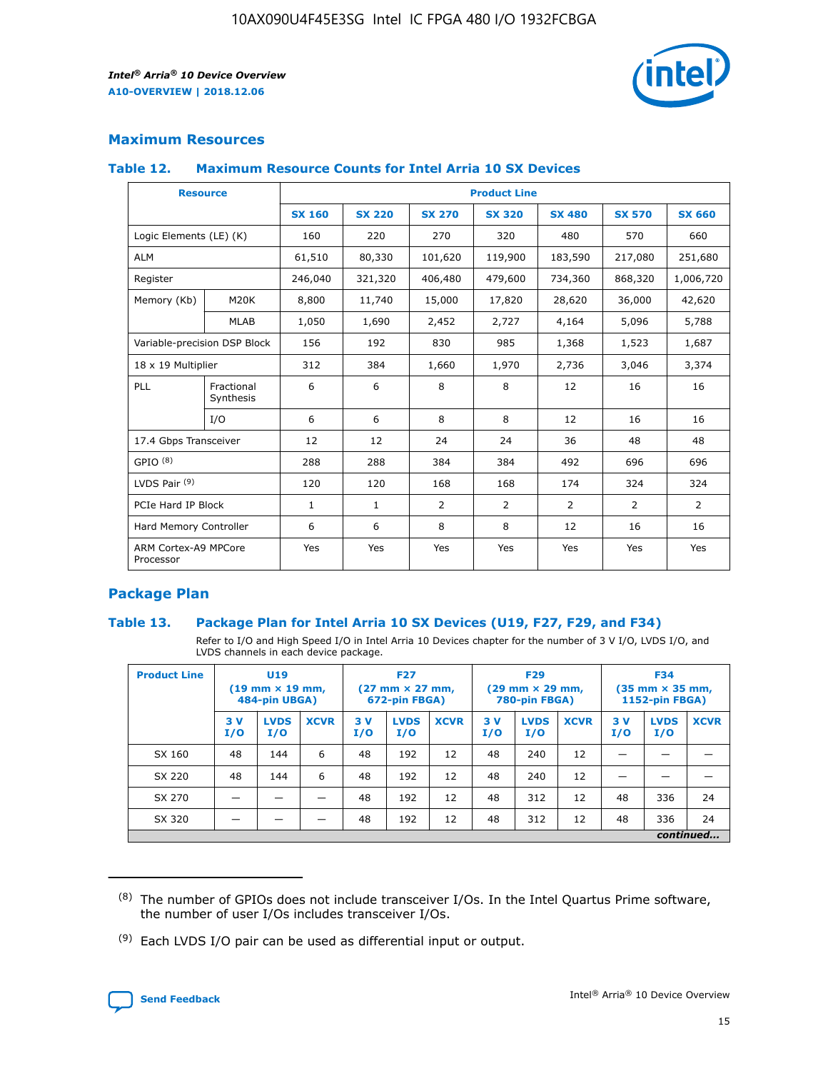## Maximum Resources

### Table 12. Maximum Resource Counts for Intel Arria 10 SX Devices

| Resource | | Product Line | | | | | | |
|---|---|---|---|---|---|---|---|---|
| | | SX 160 | SX 220 | SX 270 | SX 320 | SX 480 | SX 570 | SX 660 |
| Logic Elements (LE) (K) | | 160 | 220 | 270 | 320 | 480 | 570 | 660 |
| ALM | | 61,510 | 80,330 | 101,620 | 119,900 | 183,590 | 217,080 | 251,680 |
| Register | | 246,040 | 321,320 | 406,480 | 479,600 | 734,360 | 868,320 | 1,006,720 |
| Memory (Kb) | M20K | 8,800 | 11,740 | 15,000 | 17,820 | 28,620 | 36,000 | 42,620 |
| | MLAB | 1,050 | 1,690 | 2,452 | 2,727 | 4,164 | 5,096 | 5,788 |
| Variable-precision DSP Block | | 156 | 192 | 830 | 985 | 1,368 | 1,523 | 1,687 |
| 18 x 19 Multiplier | | 312 | 384 | 1,660 | 1,970 | 2,736 | 3,046 | 3,374 |
| PLL | Fractional Synthesis | 6 | 6 | 8 | 8 | 12 | 16 | 16 |
| | I/O | 6 | 6 | 8 | 8 | 12 | 16 | 16 |
| 17.4 Gbps Transceiver | | 12 | 12 | 24 | 24 | 36 | 48 | 48 |
| GPIO [8] | | 288 | 288 | 384 | 384 | 492 | 696 | 696 |
| LVDS Pair [9] | | 120 | 120 | 168 | 168 | 174 | 324 | 324 |
| PCIe Hard IP Block | | 1 | 1 | 2 | 2 | 2 | 2 | 2 |
| Hard Memory Controller | | 6 | 6 | 8 | 8 | 12 | 16 | 16 |
| ARM Cortex-A9 MPCore Processor | | Yes | Yes | Yes | Yes | Yes | Yes | Yes |

## Package Plan

### Table 13. Package Plan for Intel Arria 10 SX Devices (U19, F27, F29, and F34)

Refer to I/O and High Speed I/O in Intel Arria 10 Devices chapter for the number of 3 V I/O, LVDS I/O, and LVDS channels in each device package.

| Product Line | U19 (19 mm × 19 mm, 484-pin UBGA) | | | F27 (27 mm × 27 mm, 672-pin FBGA) | | | F29 (29 mm × 29 mm, 780-pin FBGA) | | | F34 (35 mm × 35 mm, 1152-pin FBGA) | | |
|---|---|---|---|---|---|---|---|---|---|---|---|---|
| | 3 V I/O | LVDS I/O | XCVR | 3 V I/O | LVDS I/O | XCVR | 3 V I/O | LVDS I/O | XCVR | 3 V I/O | LVDS I/O | XCVR |
| SX 160 | 48 | 144 | 6 | 48 | 192 | 12 | 48 | 240 | 12 | — | — | — |
| SX 220 | 48 | 144 | 6 | 48 | 192 | 12 | 48 | 240 | 12 | — | — | — |
| SX 270 | — | — | — | 48 | 192 | 12 | 48 | 312 | 12 | 48 | 336 | 24 |
| SX 320 | — | — | — | 48 | 192 | 12 | 48 | 312 | 12 | 48 | 336 | 24 |

*continued...*

(8) The number of GPIOs does not include transceiver I/Os. In the Intel Quartus Prime software, the number of user I/Os includes transceiver I/Os.

(9) Each LVDS I/O pair can be used as differential input or output.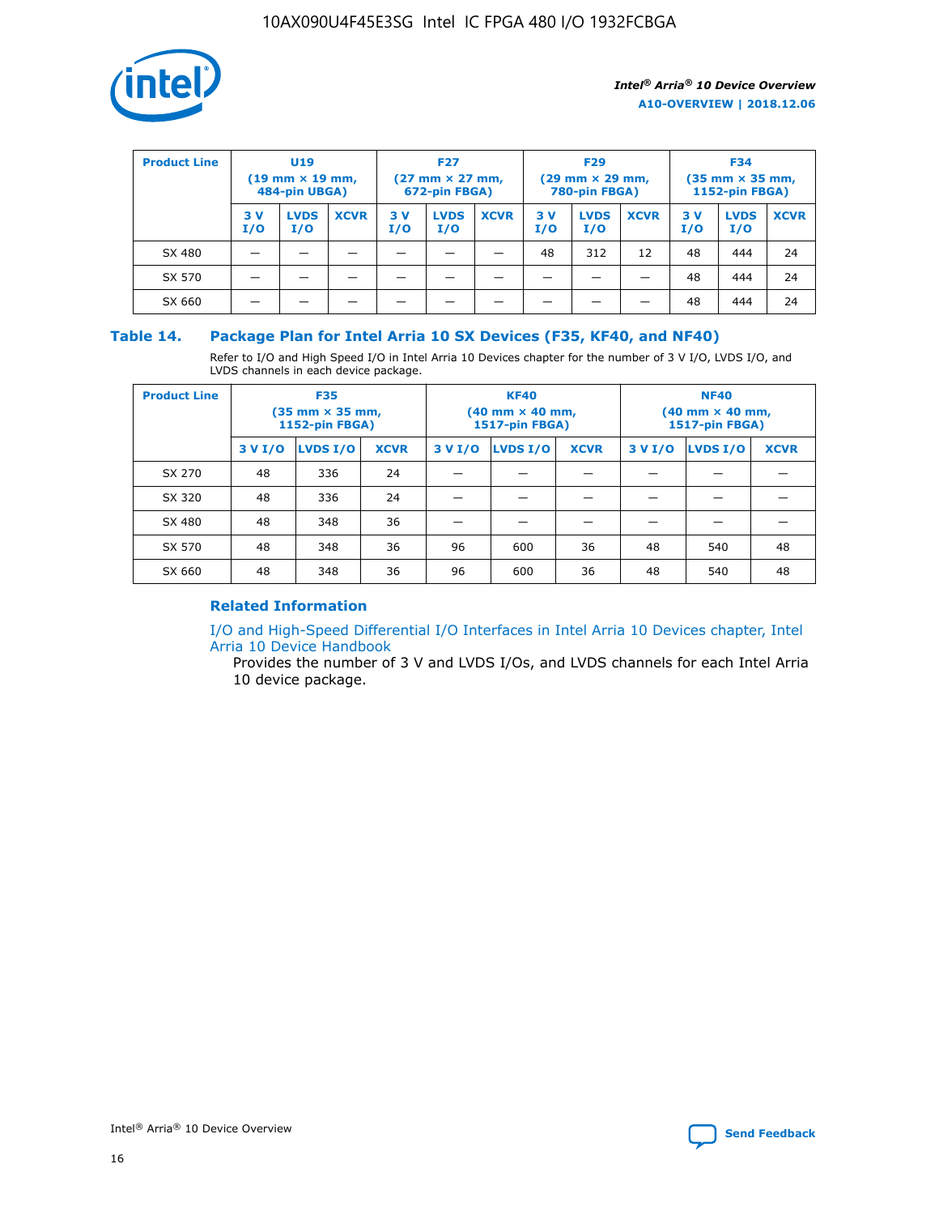| Product Line | U19 (19 mm × 19 mm, 484-pin UBGA) | | | F27 (27 mm × 27 mm, 672-pin FBGA) | | | F29 (29 mm × 29 mm, 780-pin FBGA) | | | F34 (35 mm × 35 mm, 1152-pin FBGA) | | |
|---|---|---|---|---|---|---|---|---|---|---|---|---|
| | 3 V I/O | LVDS I/O | XCVR | 3 V I/O | LVDS I/O | XCVR | 3 V I/O | LVDS I/O | XCVR | 3 V I/O | LVDS I/O | XCVR |
| SX 480 | — | — | — | — | — | — | 48 | 312 | 12 | 48 | 444 | 24 |
| SX 570 | — | — | — | — | — | — | — | — | — | 48 | 444 | 24 |
| SX 660 | — | — | — | — | — | — | — | — | — | 48 | 444 | 24 |

## Table 14. Package Plan for Intel Arria 10 SX Devices (F35, KF40, and NF40)

Refer to I/O and High Speed I/O in Intel Arria 10 Devices chapter for the number of 3 V I/O, LVDS I/O, and LVDS channels in each device package.

| Product Line | F35 (35 mm × 35 mm, 1152-pin FBGA) | | | KF40 (40 mm × 40 mm, 1517-pin FBGA) | | | NF40 (40 mm × 40 mm, 1517-pin FBGA) | | |
|---|---|---|---|---|---|---|---|---|---|
| | 3 V I/O | LVDS I/O | XCVR | 3 V I/O | LVDS I/O | XCVR | 3 V I/O | LVDS I/O | XCVR |
| SX 270 | 48 | 336 | 24 | — | — | — | — | — | — |
| SX 320 | 48 | 336 | 24 | — | — | — | — | — | — |
| SX 480 | 48 | 348 | 36 | — | — | — | — | — | — |
| SX 570 | 48 | 348 | 36 | 96 | 600 | 36 | 48 | 540 | 48 |
| SX 660 | 48 | 348 | 36 | 96 | 600 | 36 | 48 | 540 | 48 |

### Related Information

I/O and High-Speed Differential I/O Interfaces in Intel Arria 10 Devices chapter, Intel Arria 10 Device Handbook

Provides the number of 3 V and LVDS I/Os, and LVDS channels for each Intel Arria 10 device package.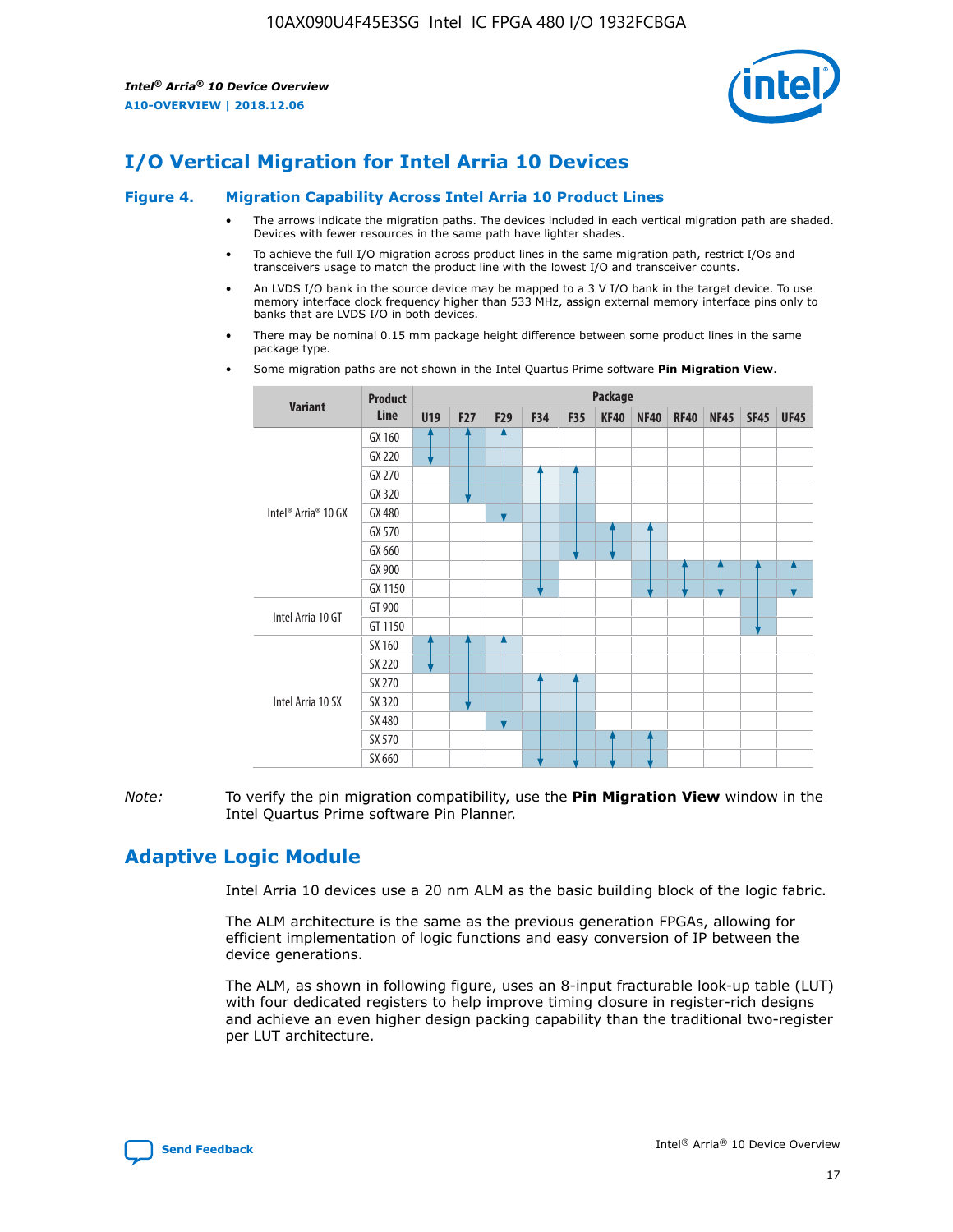# I/O Vertical Migration for Intel Arria 10 Devices

### Figure 4. Migration Capability Across Intel Arria 10 Product Lines

- The arrows indicate the migration paths. The devices included in each vertical migration path are shaded. Devices with fewer resources in the same path have lighter shades.
- To achieve the full I/O migration across product lines in the same migration path, restrict I/Os and transceivers usage to match the product line with the lowest I/O and transceiver counts.
- An LVDS I/O bank in the source device may be mapped to a 3 V I/O bank in the target device. To use memory interface clock frequency higher than 533 MHz, assign external memory interface pins only to banks that are LVDS I/O in both devices.
- There may be nominal 0.15 mm package height difference between some product lines in the same package type.
- Some migration paths are not shown in the Intel Quartus Prime software **Pin Migration View**.

| Variant | Product Line | U19 | F27 | F29 | F34 | F35 | KF40 | NF40 | RF40 | NF45 | SF45 | UF45 |
|---|---|---|---|---|---|---|---|---|---|---|---|---|
| Intel® Arria® 10 GX | GX 160 | | | | | | | | | | | |
| | GX 220 | | | | | | | | | | | |
| | GX 270 | | | | | | | | | | | |
| | GX 320 | | | | | | | | | | | |
| | GX 480 | | | | | | | | | | | |
| | GX 570 | | | | | | | | | | | |
| | GX 660 | | | | | | | | | | | |
| | GX 900 | | | | | | | | | | | |
| | GX 1150 | | | | | | | | | | | |
| Intel Arria 10 GT | GT 900 | | | | | | | | | | | |
| | GT 1150 | | | | | | | | | | | |
| Intel Arria 10 SX | SX 160 | | | | | | | | | | | |
| | SX 220 | | | | | | | | | | | |
| | SX 270 | | | | | | | | | | | |
| | SX 320 | | | | | | | | | | | |
| | SX 480 | | | | | | | | | | | |
| | SX 570 | | | | | | | | | | | |
| | SX 660 | | | | | | | | | | | |

*Note:* To verify the pin migration compatibility, use the **Pin Migration View** window in the Intel Quartus Prime software Pin Planner.

# Adaptive Logic Module

Intel Arria 10 devices use a 20 nm ALM as the basic building block of the logic fabric.

The ALM architecture is the same as the previous generation FPGAs, allowing for efficient implementation of logic functions and easy conversion of IP between the device generations.

The ALM, as shown in following figure, uses an 8-input fracturable look-up table (LUT) with four dedicated registers to help improve timing closure in register-rich designs and achieve an even higher design packing capability than the traditional two-register per LUT architecture.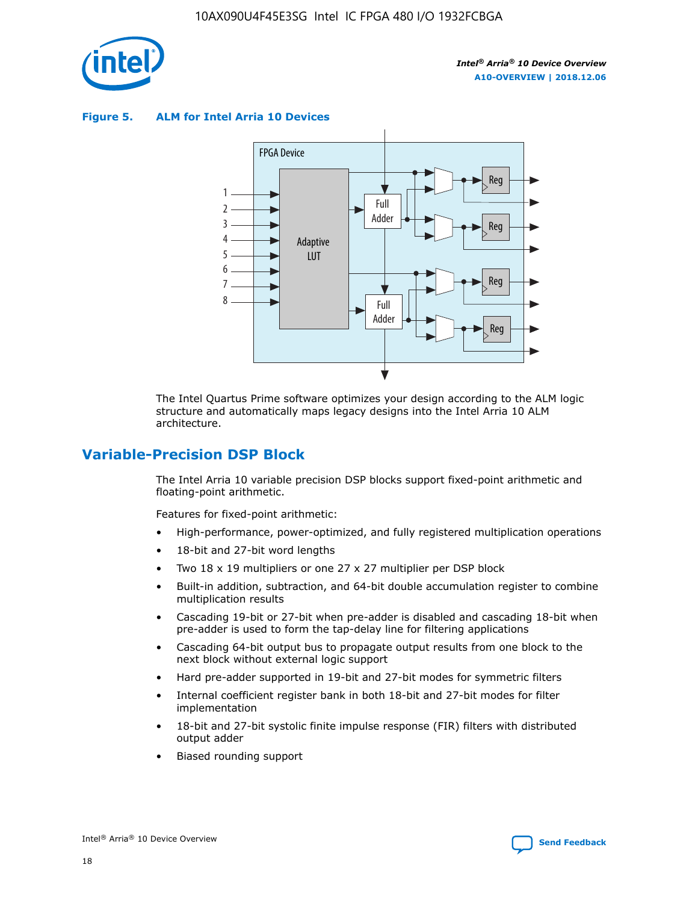**Figure 5. ALM for Intel Arria 10 Devices**

FPGA Device

1
2
3
4
5
6
7
8

Adaptive LUT

Full Adder

Full Adder

Reg

Reg

Reg

Reg

The Intel Quartus Prime software optimizes your design according to the ALM logic structure and automatically maps legacy designs into the Intel Arria 10 ALM architecture.

## Variable-Precision DSP Block

The Intel Arria 10 variable precision DSP blocks support fixed-point arithmetic and floating-point arithmetic.

Features for fixed-point arithmetic:

- High-performance, power-optimized, and fully registered multiplication operations
- 18-bit and 27-bit word lengths
- Two 18 x 19 multipliers or one 27 x 27 multiplier per DSP block
- Built-in addition, subtraction, and 64-bit double accumulation register to combine multiplication results
- Cascading 19-bit or 27-bit when pre-adder is disabled and cascading 18-bit when pre-adder is used to form the tap-delay line for filtering applications
- Cascading 64-bit output bus to propagate output results from one block to the next block without external logic support
- Hard pre-adder supported in 19-bit and 27-bit modes for symmetric filters
- Internal coefficient register bank in both 18-bit and 27-bit modes for filter implementation
- 18-bit and 27-bit systolic finite impulse response (FIR) filters with distributed output adder
- Biased rounding support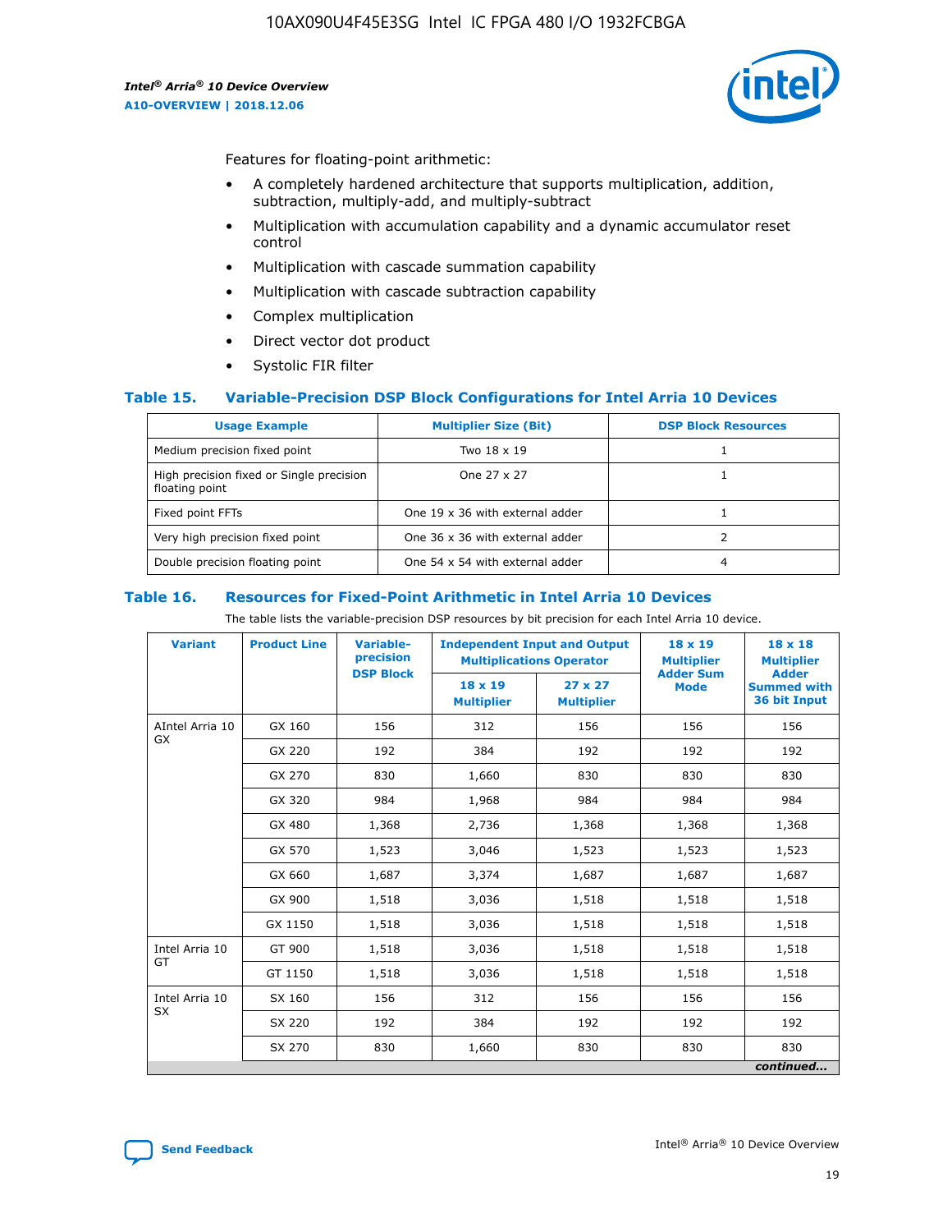Features for floating-point arithmetic:

- A completely hardened architecture that supports multiplication, addition, subtraction, multiply-add, and multiply-subtract
- Multiplication with accumulation capability and a dynamic accumulator reset control
- Multiplication with cascade summation capability
- Multiplication with cascade subtraction capability
- Complex multiplication
- Direct vector dot product
- Systolic FIR filter

## Table 15. Variable-Precision DSP Block Configurations for Intel Arria 10 Devices

| Usage Example | Multiplier Size (Bit) | DSP Block Resources |
|---|---|---|
| Medium precision fixed point | Two 18 x 19 | 1 |
| High precision fixed or Single precision floating point | One 27 x 27 | 1 |
| Fixed point FFTs | One 19 x 36 with external adder | 1 |
| Very high precision fixed point | One 36 x 36 with external adder | 2 |
| Double precision floating point | One 54 x 54 with external adder | 4 |

## Table 16. Resources for Fixed-Point Arithmetic in Intel Arria 10 Devices

The table lists the variable-precision DSP resources by bit precision for each Intel Arria 10 device.

| Variant | Product Line | Variable-precision DSP Block | Independent Input and Output Multiplications Operator | | 18 x 19 Multiplier Adder Sum Mode | 18 x 18 Multiplier Adder Summed with 36 bit Input |
|---|---|---|---|---|---|---|
| | | | 18 x 19 Multiplier | 27 x 27 Multiplier | | |
| AIntel Arria 10 GX | GX 160 | 156 | 312 | 156 | 156 | 156 |
| | GX 220 | 192 | 384 | 192 | 192 | 192 |
| | GX 270 | 830 | 1,660 | 830 | 830 | 830 |
| | GX 320 | 984 | 1,968 | 984 | 984 | 984 |
| | GX 480 | 1,368 | 2,736 | 1,368 | 1,368 | 1,368 |
| | GX 570 | 1,523 | 3,046 | 1,523 | 1,523 | 1,523 |
| | GX 660 | 1,687 | 3,374 | 1,687 | 1,687 | 1,687 |
| | GX 900 | 1,518 | 3,036 | 1,518 | 1,518 | 1,518 |
| | GX 1150 | 1,518 | 3,036 | 1,518 | 1,518 | 1,518 |
| Intel Arria 10 GT | GT 900 | 1,518 | 3,036 | 1,518 | 1,518 | 1,518 |
| | GT 1150 | 1,518 | 3,036 | 1,518 | 1,518 | 1,518 |
| Intel Arria 10 SX | SX 160 | 156 | 312 | 156 | 156 | 156 |
| | SX 220 | 192 | 384 | 192 | 192 | 192 |
| | SX 270 | 830 | 1,660 | 830 | 830 | 830 |

*continued...*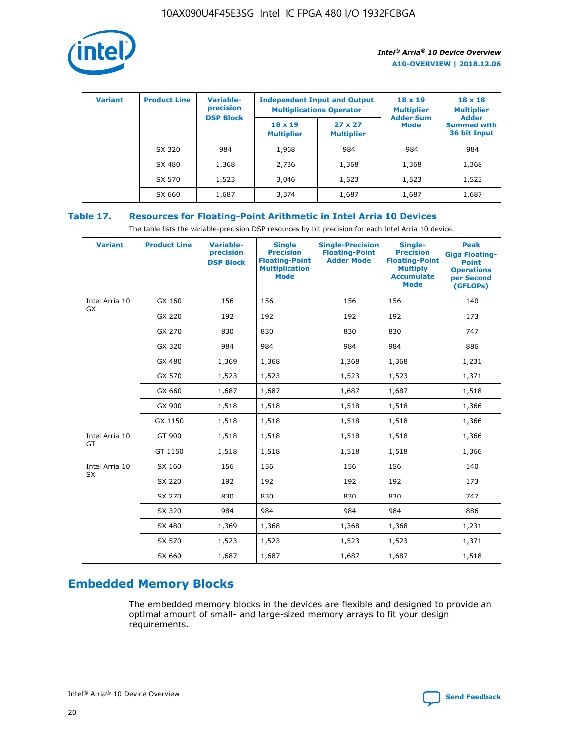| Variant | Product Line | Variable-precision DSP Block | Independent Input and Output Multiplications Operator | | 18 x 19 Multiplier Adder Sum Mode | 18 x 18 Multiplier Adder Summed with 36 bit Input |
|---|---|---|---|---|---|---|
| | | | 18 x 19 Multiplier | 27 x 27 Multiplier | | |
| | SX 320 | 984 | 1,968 | 984 | 984 | 984 |
| | SX 480 | 1,368 | 2,736 | 1,368 | 1,368 | 1,368 |
| | SX 570 | 1,523 | 3,046 | 1,523 | 1,523 | 1,523 |
| | SX 660 | 1,687 | 3,374 | 1,687 | 1,687 | 1,687 |

## Table 17. Resources for Floating-Point Arithmetic in Intel Arria 10 Devices

The table lists the variable-precision DSP resources by bit precision for each Intel Arria 10 device.

| Variant | Product Line | Variable-precision DSP Block | Single Precision Floating-Point Multiplication Mode | Single-Precision Floating-Point Adder Mode | Single-Precision Floating-Point Multiply Accumulate Mode | Peak Giga Floating-Point Operations per Second (GFLOPs) |
|---|---|---|---|---|---|---|
| Intel Arria 10 GX | GX 160 | 156 | 156 | 156 | 156 | 140 |
| | GX 220 | 192 | 192 | 192 | 192 | 173 |
| | GX 270 | 830 | 830 | 830 | 830 | 747 |
| | GX 320 | 984 | 984 | 984 | 984 | 886 |
| | GX 480 | 1,369 | 1,368 | 1,368 | 1,368 | 1,231 |
| | GX 570 | 1,523 | 1,523 | 1,523 | 1,523 | 1,371 |
| | GX 660 | 1,687 | 1,687 | 1,687 | 1,687 | 1,518 |
| | GX 900 | 1,518 | 1,518 | 1,518 | 1,518 | 1,366 |
| | GX 1150 | 1,518 | 1,518 | 1,518 | 1,518 | 1,366 |
| Intel Arria 10 GT | GT 900 | 1,518 | 1,518 | 1,518 | 1,518 | 1,366 |
| | GT 1150 | 1,518 | 1,518 | 1,518 | 1,518 | 1,366 |
| Intel Arria 10 SX | SX 160 | 156 | 156 | 156 | 156 | 140 |
| | SX 220 | 192 | 192 | 192 | 192 | 173 |
| | SX 270 | 830 | 830 | 830 | 830 | 747 |
| | SX 320 | 984 | 984 | 984 | 984 | 886 |
| | SX 480 | 1,369 | 1,368 | 1,368 | 1,368 | 1,231 |
| | SX 570 | 1,523 | 1,523 | 1,523 | 1,523 | 1,371 |
| | SX 660 | 1,687 | 1,687 | 1,687 | 1,687 | 1,518 |

## Embedded Memory Blocks

The embedded memory blocks in the devices are flexible and designed to provide an optimal amount of small- and large-sized memory arrays to fit your design requirements.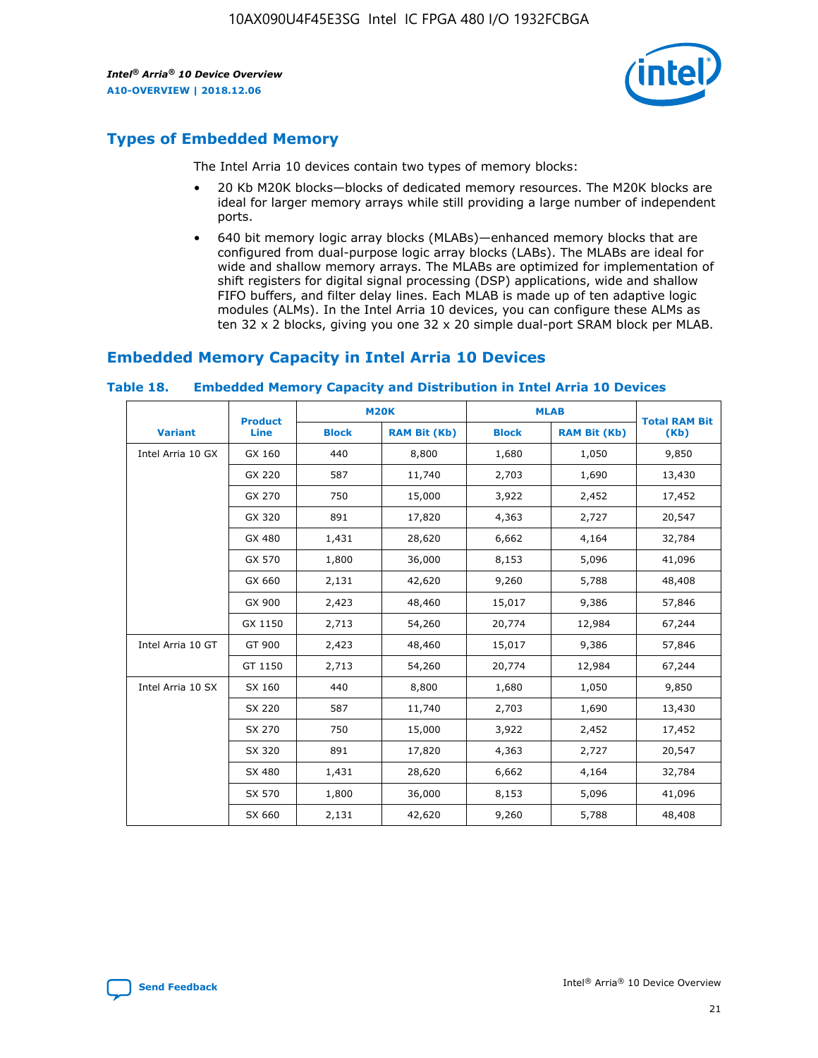## Types of Embedded Memory

The Intel Arria 10 devices contain two types of memory blocks:

- 20 Kb M20K blocks—blocks of dedicated memory resources. The M20K blocks are ideal for larger memory arrays while still providing a large number of independent ports.
- 640 bit memory logic array blocks (MLABs)—enhanced memory blocks that are configured from dual-purpose logic array blocks (LABs). The MLABs are ideal for wide and shallow memory arrays. The MLABs are optimized for implementation of shift registers for digital signal processing (DSP) applications, wide and shallow FIFO buffers, and filter delay lines. Each MLAB is made up of ten adaptive logic modules (ALMs). In the Intel Arria 10 devices, you can configure these ALMs as ten 32 x 2 blocks, giving you one 32 x 20 simple dual-port SRAM block per MLAB.

## Embedded Memory Capacity in Intel Arria 10 Devices

### Table 18. Embedded Memory Capacity and Distribution in Intel Arria 10 Devices

| Variant | Product Line | M20K | | MLAB | | Total RAM Bit (Kb) |
|---|---|---|---|---|---|---|
| | | Block | RAM Bit (Kb) | Block | RAM Bit (Kb) | |
| Intel Arria 10 GX | GX 160 | 440 | 8,800 | 1,680 | 1,050 | 9,850 |
| | GX 220 | 587 | 11,740 | 2,703 | 1,690 | 13,430 |
| | GX 270 | 750 | 15,000 | 3,922 | 2,452 | 17,452 |
| | GX 320 | 891 | 17,820 | 4,363 | 2,727 | 20,547 |
| | GX 480 | 1,431 | 28,620 | 6,662 | 4,164 | 32,784 |
| | GX 570 | 1,800 | 36,000 | 8,153 | 5,096 | 41,096 |
| | GX 660 | 2,131 | 42,620 | 9,260 | 5,788 | 48,408 |
| | GX 900 | 2,423 | 48,460 | 15,017 | 9,386 | 57,846 |
| | GX 1150 | 2,713 | 54,260 | 20,774 | 12,984 | 67,244 |
| Intel Arria 10 GT | GT 900 | 2,423 | 48,460 | 15,017 | 9,386 | 57,846 |
| | GT 1150 | 2,713 | 54,260 | 20,774 | 12,984 | 67,244 |
| Intel Arria 10 SX | SX 160 | 440 | 8,800 | 1,680 | 1,050 | 9,850 |
| | SX 220 | 587 | 11,740 | 2,703 | 1,690 | 13,430 |
| | SX 270 | 750 | 15,000 | 3,922 | 2,452 | 17,452 |
| | SX 320 | 891 | 17,820 | 4,363 | 2,727 | 20,547 |
| | SX 480 | 1,431 | 28,620 | 6,662 | 4,164 | 32,784 |
| | SX 570 | 1,800 | 36,000 | 8,153 | 5,096 | 41,096 |
| | SX 660 | 2,131 | 42,620 | 9,260 | 5,788 | 48,408 |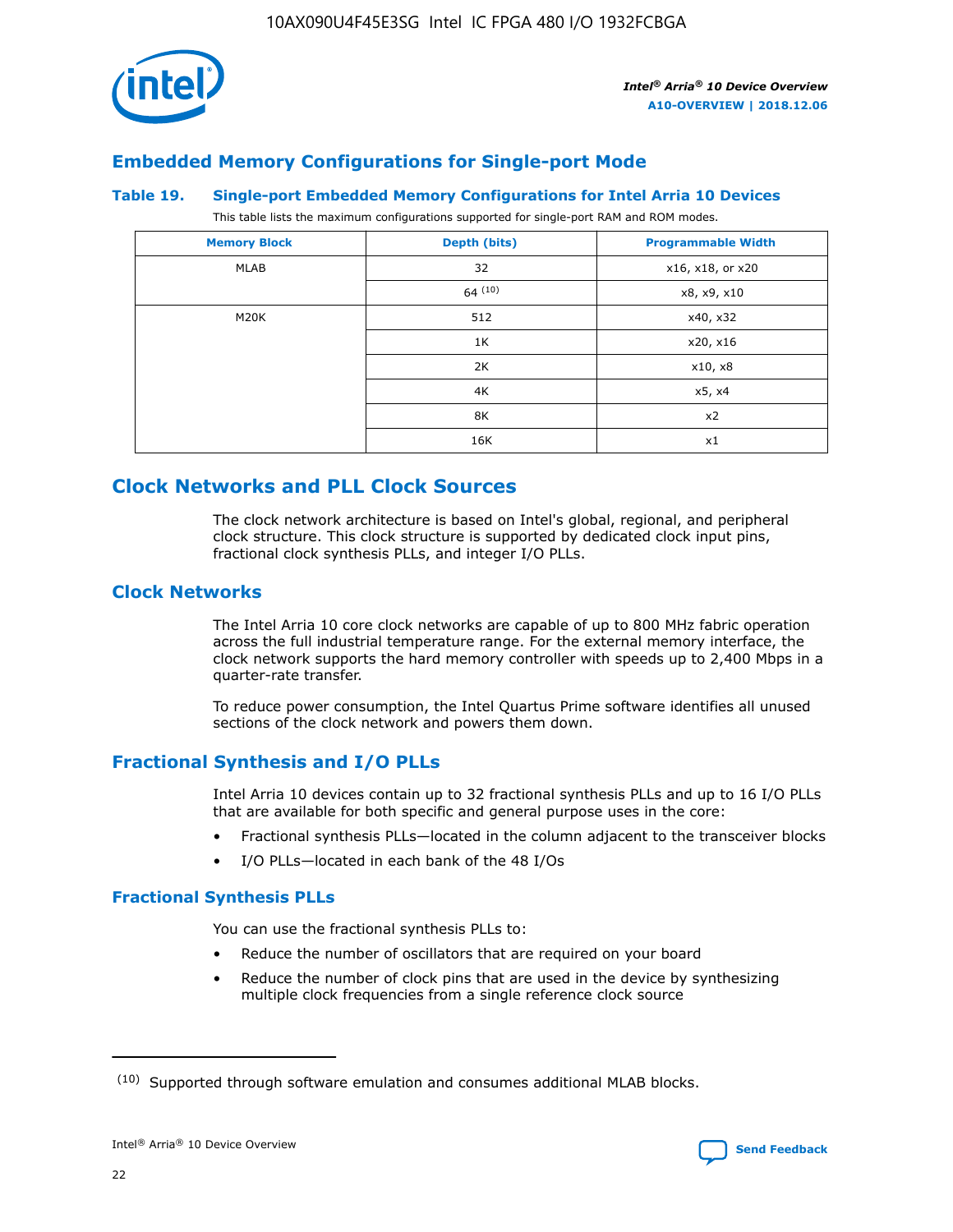## Embedded Memory Configurations for Single-port Mode

**Table 19. Single-port Embedded Memory Configurations for Intel Arria 10 Devices**

This table lists the maximum configurations supported for single-port RAM and ROM modes.

| Memory Block | Depth (bits) | Programmable Width |
|---|---|---|
| MLAB | 32 | x16, x18, or x20 |
| | 64 (10) | x8, x9, x10 |
| M20K | 512 | x40, x32 |
| | 1K | x20, x16 |
| | 2K | x10, x8 |
| | 4K | x5, x4 |
| | 8K | x2 |
| | 16K | x1 |

## Clock Networks and PLL Clock Sources

The clock network architecture is based on Intel's global, regional, and peripheral clock structure. This clock structure is supported by dedicated clock input pins, fractional clock synthesis PLLs, and integer I/O PLLs.

### Clock Networks

The Intel Arria 10 core clock networks are capable of up to 800 MHz fabric operation across the full industrial temperature range. For the external memory interface, the clock network supports the hard memory controller with speeds up to 2,400 Mbps in a quarter-rate transfer.

To reduce power consumption, the Intel Quartus Prime software identifies all unused sections of the clock network and powers them down.

### Fractional Synthesis and I/O PLLs

Intel Arria 10 devices contain up to 32 fractional synthesis PLLs and up to 16 I/O PLLs that are available for both specific and general purpose uses in the core:

- Fractional synthesis PLLs—located in the column adjacent to the transceiver blocks
- I/O PLLs—located in each bank of the 48 I/Os

#### Fractional Synthesis PLLs

You can use the fractional synthesis PLLs to:

- Reduce the number of oscillators that are required on your board
- Reduce the number of clock pins that are used in the device by synthesizing multiple clock frequencies from a single reference clock source

(10) Supported through software emulation and consumes additional MLAB blocks.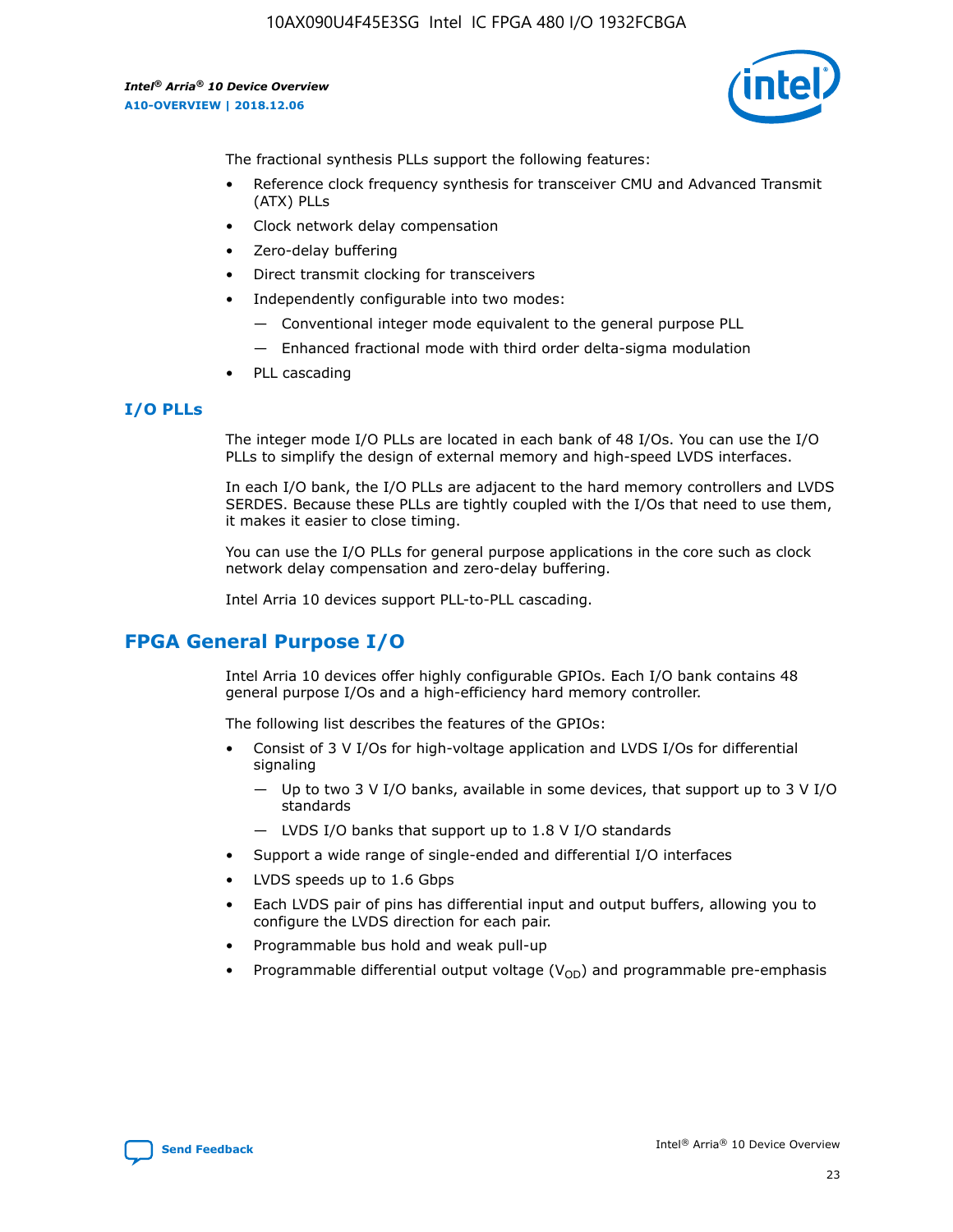The fractional synthesis PLLs support the following features:

- Reference clock frequency synthesis for transceiver CMU and Advanced Transmit (ATX) PLLs
- Clock network delay compensation
- Zero-delay buffering
- Direct transmit clocking for transceivers
- Independently configurable into two modes:
  - — Conventional integer mode equivalent to the general purpose PLL
  - — Enhanced fractional mode with third order delta-sigma modulation
- PLL cascading

### I/O PLLs

The integer mode I/O PLLs are located in each bank of 48 I/Os. You can use the I/O PLLs to simplify the design of external memory and high-speed LVDS interfaces.

In each I/O bank, the I/O PLLs are adjacent to the hard memory controllers and LVDS SERDES. Because these PLLs are tightly coupled with the I/Os that need to use them, it makes it easier to close timing.

You can use the I/O PLLs for general purpose applications in the core such as clock network delay compensation and zero-delay buffering.

Intel Arria 10 devices support PLL-to-PLL cascading.

## FPGA General Purpose I/O

Intel Arria 10 devices offer highly configurable GPIOs. Each I/O bank contains 48 general purpose I/Os and a high-efficiency hard memory controller.

The following list describes the features of the GPIOs:

- Consist of 3 V I/Os for high-voltage application and LVDS I/Os for differential signaling
  - — Up to two 3 V I/O banks, available in some devices, that support up to 3 V I/O standards
  - — LVDS I/O banks that support up to 1.8 V I/O standards
- Support a wide range of single-ended and differential I/O interfaces
- LVDS speeds up to 1.6 Gbps
- Each LVDS pair of pins has differential input and output buffers, allowing you to configure the LVDS direction for each pair.
- Programmable bus hold and weak pull-up
- Programmable differential output voltage ($V_{OD}$) and programmable pre-emphasis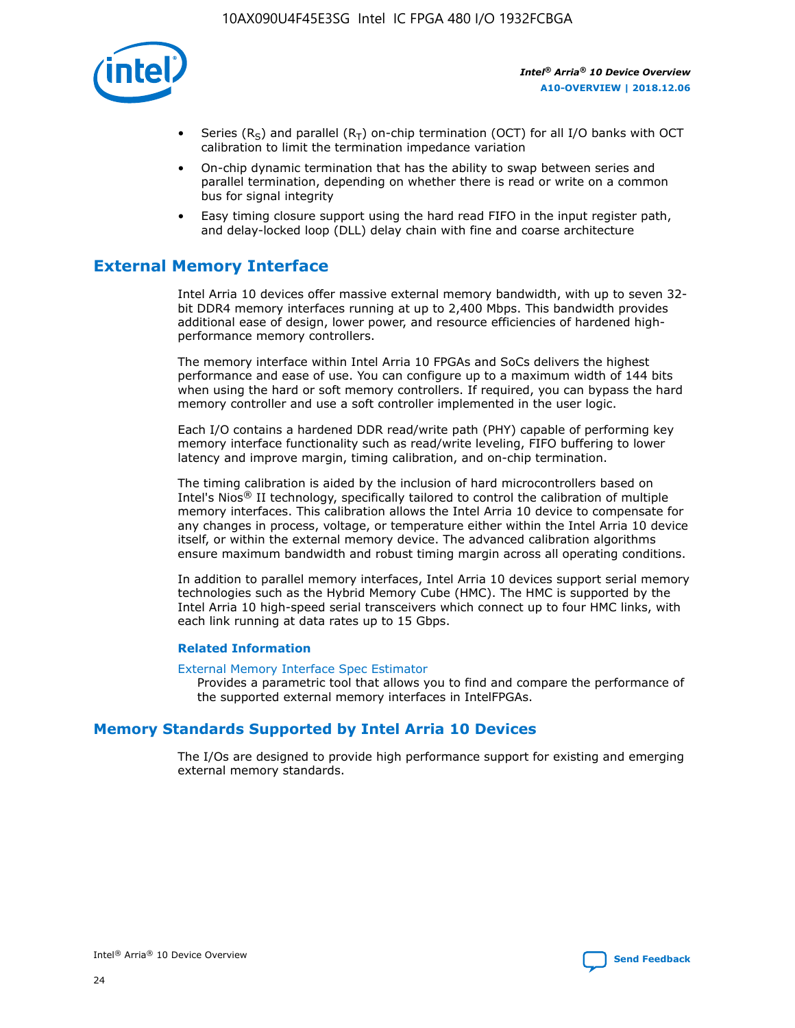- Series ($R_S$) and parallel ($R_T$) on-chip termination (OCT) for all I/O banks with OCT calibration to limit the termination impedance variation
- On-chip dynamic termination that has the ability to swap between series and parallel termination, depending on whether there is read or write on a common bus for signal integrity
- Easy timing closure support using the hard read FIFO in the input register path, and delay-locked loop (DLL) delay chain with fine and coarse architecture

## External Memory Interface

Intel Arria 10 devices offer massive external memory bandwidth, with up to seven 32-bit DDR4 memory interfaces running at up to 2,400 Mbps. This bandwidth provides additional ease of design, lower power, and resource efficiencies of hardened high-performance memory controllers.

The memory interface within Intel Arria 10 FPGAs and SoCs delivers the highest performance and ease of use. You can configure up to a maximum width of 144 bits when using the hard or soft memory controllers. If required, you can bypass the hard memory controller and use a soft controller implemented in the user logic.

Each I/O contains a hardened DDR read/write path (PHY) capable of performing key memory interface functionality such as read/write leveling, FIFO buffering to lower latency and improve margin, timing calibration, and on-chip termination.

The timing calibration is aided by the inclusion of hard microcontrollers based on Intel's Nios® II technology, specifically tailored to control the calibration of multiple memory interfaces. This calibration allows the Intel Arria 10 device to compensate for any changes in process, voltage, or temperature either within the Intel Arria 10 device itself, or within the external memory device. The advanced calibration algorithms ensure maximum bandwidth and robust timing margin across all operating conditions.

In addition to parallel memory interfaces, Intel Arria 10 devices support serial memory technologies such as the Hybrid Memory Cube (HMC). The HMC is supported by the Intel Arria 10 high-speed serial transceivers which connect up to four HMC links, with each link running at data rates up to 15 Gbps.

### Related Information

External Memory Interface Spec Estimator
Provides a parametric tool that allows you to find and compare the performance of the supported external memory interfaces in IntelFPGAs.

## Memory Standards Supported by Intel Arria 10 Devices

The I/Os are designed to provide high performance support for existing and emerging external memory standards.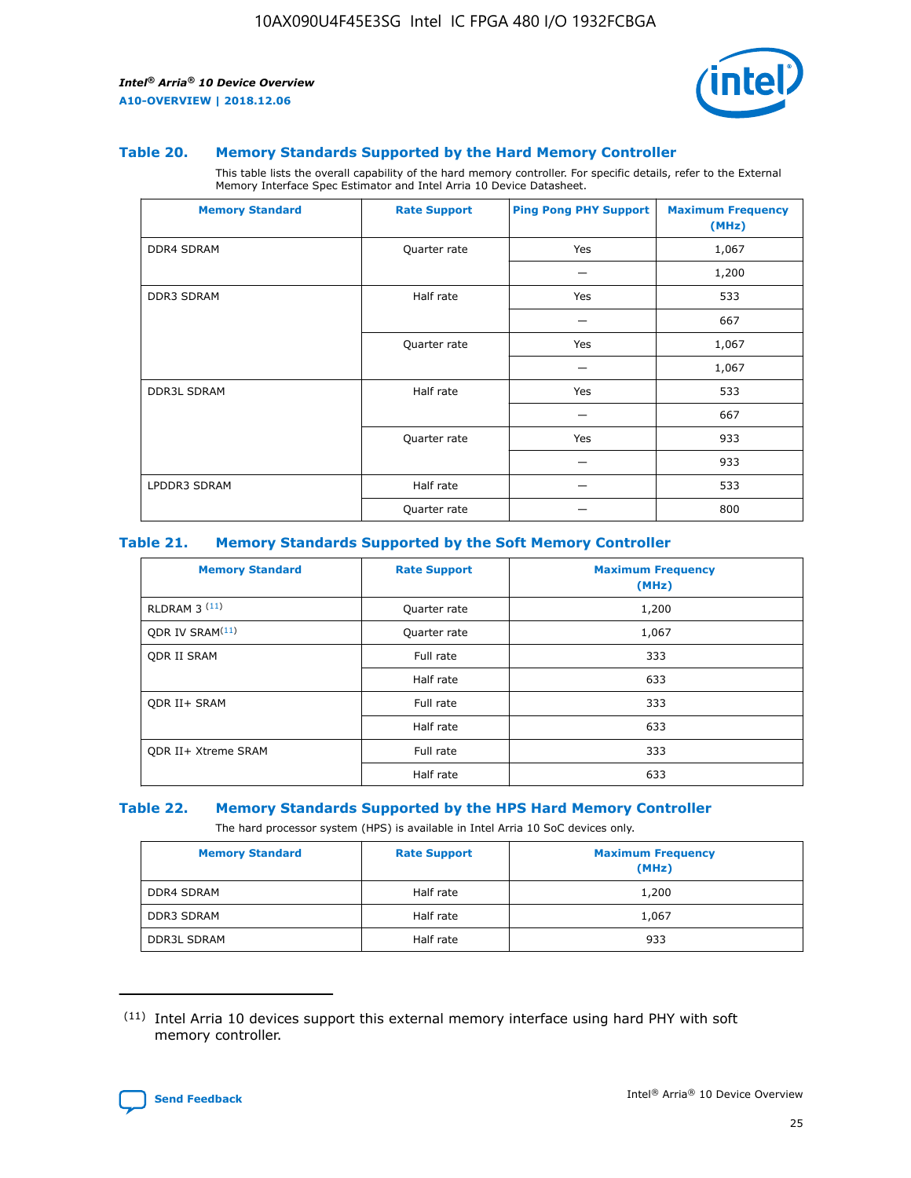### Table 20. Memory Standards Supported by the Hard Memory Controller

This table lists the overall capability of the hard memory controller. For specific details, refer to the External Memory Interface Spec Estimator and Intel Arria 10 Device Datasheet.

| Memory Standard | Rate Support | Ping Pong PHY Support | Maximum Frequency (MHz) |
|---|---|---|---|
| DDR4 SDRAM | Quarter rate | Yes | 1,067 |
| | | — | 1,200 |
| DDR3 SDRAM | Half rate | Yes | 533 |
| | | — | 667 |
| | Quarter rate | Yes | 1,067 |
| | | — | 1,067 |
| DDR3L SDRAM | Half rate | Yes | 533 |
| | | — | 667 |
| | Quarter rate | Yes | 933 |
| | | — | 933 |
| LPDDR3 SDRAM | Half rate | — | 533 |
| | Quarter rate | — | 800 |

### Table 21. Memory Standards Supported by the Soft Memory Controller

| Memory Standard | Rate Support | Maximum Frequency (MHz) |
|---|---|---|
| RLDRAM 3 [11] | Quarter rate | 1,200 |
| QDR IV SRAM[11] | Quarter rate | 1,067 |
| QDR II SRAM | Full rate | 333 |
| | Half rate | 633 |
| QDR II+ SRAM | Full rate | 333 |
| | Half rate | 633 |
| QDR II+ Xtreme SRAM | Full rate | 333 |
| | Half rate | 633 |

### Table 22. Memory Standards Supported by the HPS Hard Memory Controller

The hard processor system (HPS) is available in Intel Arria 10 SoC devices only.

| Memory Standard | Rate Support | Maximum Frequency (MHz) |
|---|---|---|
| DDR4 SDRAM | Half rate | 1,200 |
| DDR3 SDRAM | Half rate | 1,067 |
| DDR3L SDRAM | Half rate | 933 |

(11) Intel Arria 10 devices support this external memory interface using hard PHY with soft memory controller.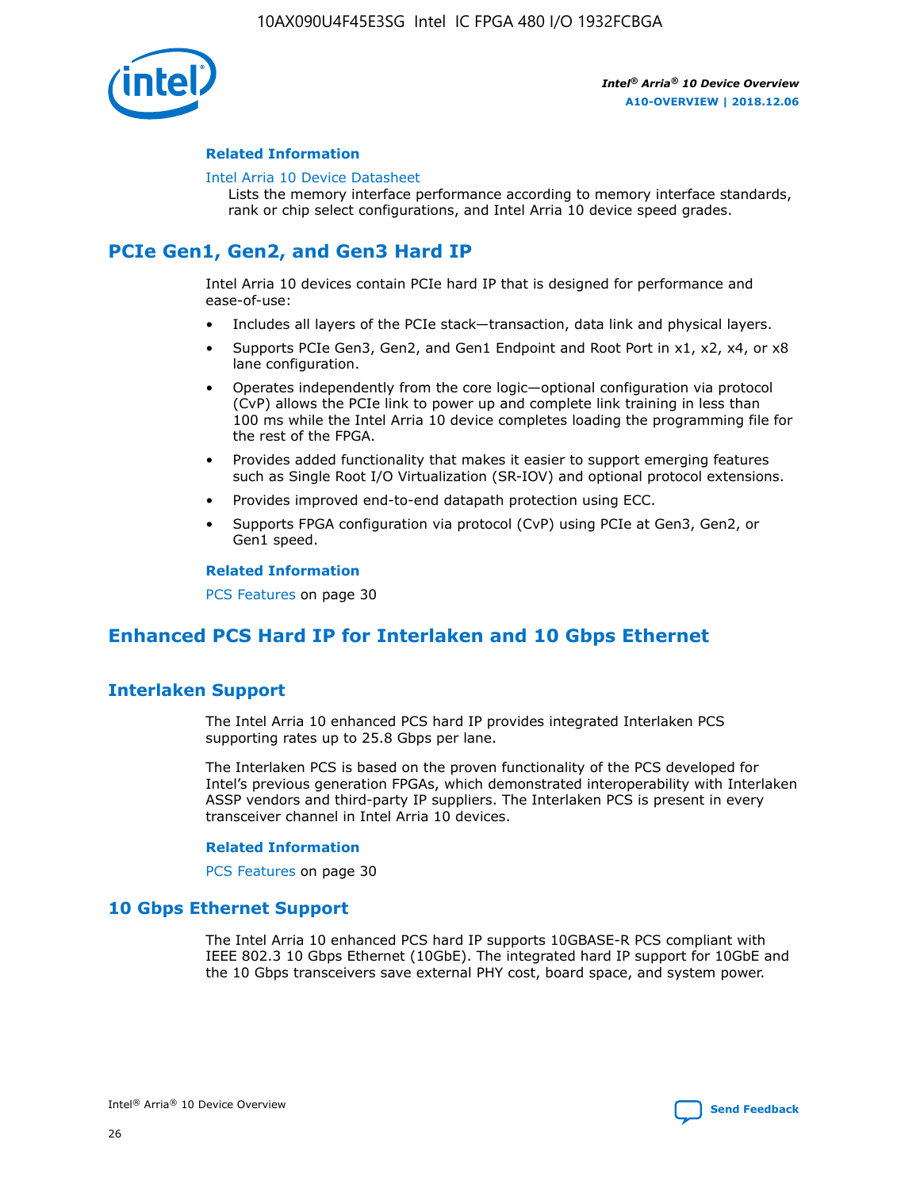#### Related Information

Intel Arria 10 Device Datasheet
Lists the memory interface performance according to memory interface standards, rank or chip select configurations, and Intel Arria 10 device speed grades.

## PCIe Gen1, Gen2, and Gen3 Hard IP

Intel Arria 10 devices contain PCIe hard IP that is designed for performance and ease-of-use:

- Includes all layers of the PCIe stack—transaction, data link and physical layers.
- Supports PCIe Gen3, Gen2, and Gen1 Endpoint and Root Port in x1, x2, x4, or x8 lane configuration.
- Operates independently from the core logic—optional configuration via protocol (CvP) allows the PCIe link to power up and complete link training in less than 100 ms while the Intel Arria 10 device completes loading the programming file for the rest of the FPGA.
- Provides added functionality that makes it easier to support emerging features such as Single Root I/O Virtualization (SR-IOV) and optional protocol extensions.
- Provides improved end-to-end datapath protection using ECC.
- Supports FPGA configuration via protocol (CvP) using PCIe at Gen3, Gen2, or Gen1 speed.

#### Related Information

PCS Features on page 30

## Enhanced PCS Hard IP for Interlaken and 10 Gbps Ethernet

### Interlaken Support

The Intel Arria 10 enhanced PCS hard IP provides integrated Interlaken PCS supporting rates up to 25.8 Gbps per lane.

The Interlaken PCS is based on the proven functionality of the PCS developed for Intel's previous generation FPGAs, which demonstrated interoperability with Interlaken ASSP vendors and third-party IP suppliers. The Interlaken PCS is present in every transceiver channel in Intel Arria 10 devices.

#### Related Information

PCS Features on page 30

### 10 Gbps Ethernet Support

The Intel Arria 10 enhanced PCS hard IP supports 10GBASE-R PCS compliant with IEEE 802.3 10 Gbps Ethernet (10GbE). The integrated hard IP support for 10GbE and the 10 Gbps transceivers save external PHY cost, board space, and system power.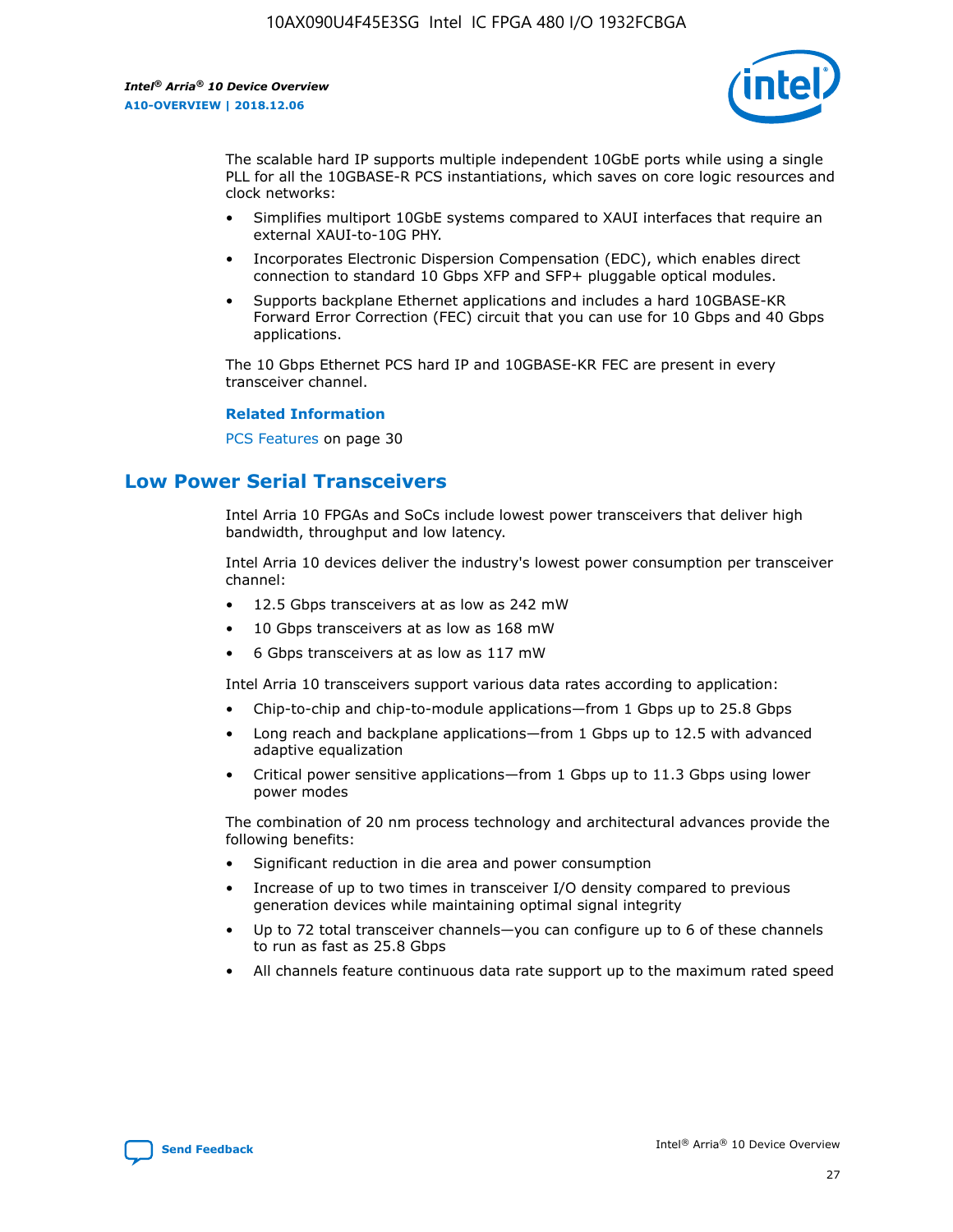The scalable hard IP supports multiple independent 10GbE ports while using a single PLL for all the 10GBASE-R PCS instantiations, which saves on core logic resources and clock networks:

- Simplifies multiport 10GbE systems compared to XAUI interfaces that require an external XAUI-to-10G PHY.
- Incorporates Electronic Dispersion Compensation (EDC), which enables direct connection to standard 10 Gbps XFP and SFP+ pluggable optical modules.
- Supports backplane Ethernet applications and includes a hard 10GBASE-KR Forward Error Correction (FEC) circuit that you can use for 10 Gbps and 40 Gbps applications.

The 10 Gbps Ethernet PCS hard IP and 10GBASE-KR FEC are present in every transceiver channel.

**Related Information**

PCS Features on page 30

## Low Power Serial Transceivers

Intel Arria 10 FPGAs and SoCs include lowest power transceivers that deliver high bandwidth, throughput and low latency.

Intel Arria 10 devices deliver the industry's lowest power consumption per transceiver channel:

- 12.5 Gbps transceivers at as low as 242 mW
- 10 Gbps transceivers at as low as 168 mW
- 6 Gbps transceivers at as low as 117 mW

Intel Arria 10 transceivers support various data rates according to application:

- Chip-to-chip and chip-to-module applications—from 1 Gbps up to 25.8 Gbps
- Long reach and backplane applications—from 1 Gbps up to 12.5 with advanced adaptive equalization
- Critical power sensitive applications—from 1 Gbps up to 11.3 Gbps using lower power modes

The combination of 20 nm process technology and architectural advances provide the following benefits:

- Significant reduction in die area and power consumption
- Increase of up to two times in transceiver I/O density compared to previous generation devices while maintaining optimal signal integrity
- Up to 72 total transceiver channels—you can configure up to 6 of these channels to run as fast as 25.8 Gbps
- All channels feature continuous data rate support up to the maximum rated speed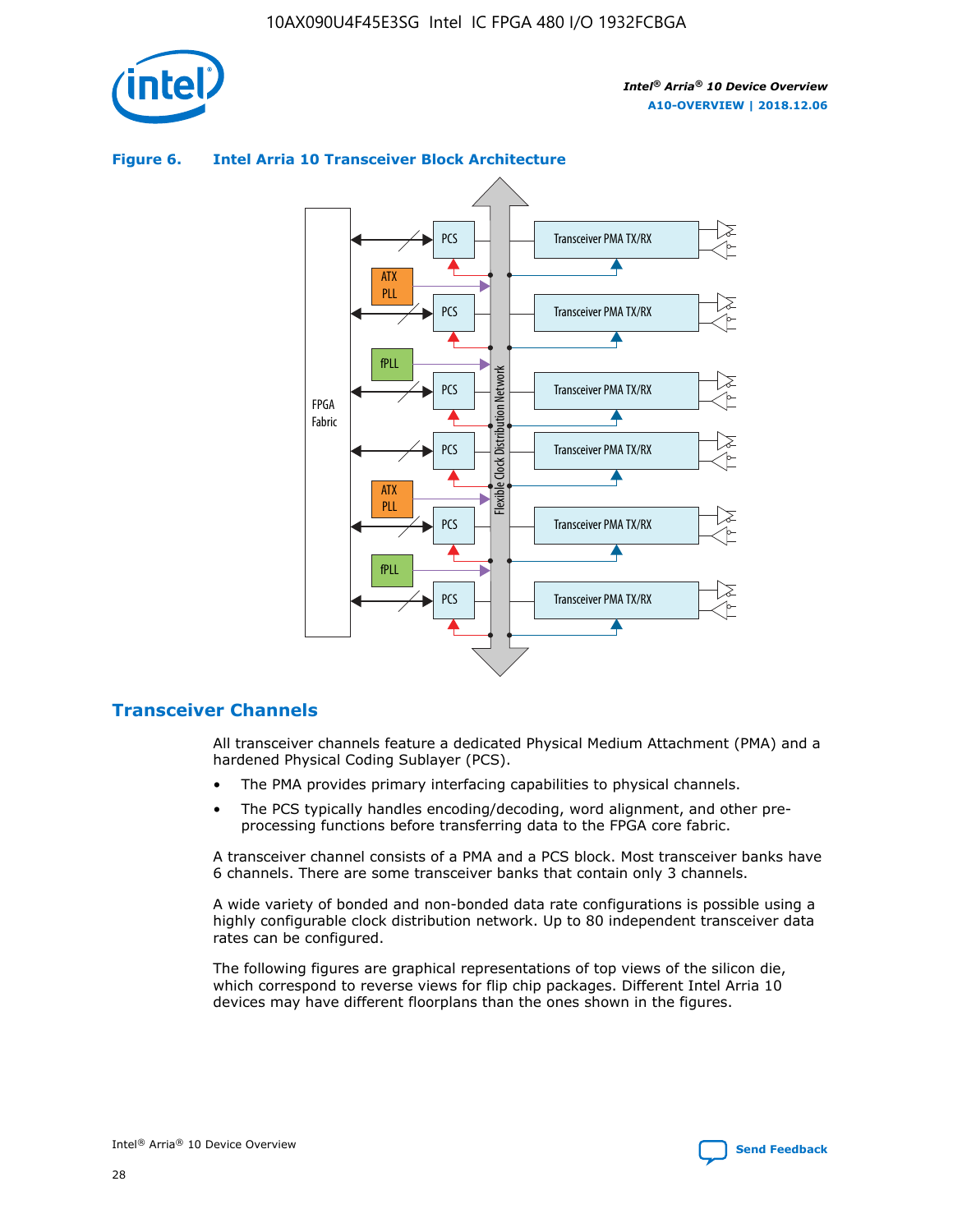**Figure 6. Intel Arria 10 Transceiver Block Architecture**

## Transceiver Channels

All transceiver channels feature a dedicated Physical Medium Attachment (PMA) and a hardened Physical Coding Sublayer (PCS).

- The PMA provides primary interfacing capabilities to physical channels.
- The PCS typically handles encoding/decoding, word alignment, and other pre-processing functions before transferring data to the FPGA core fabric.

A transceiver channel consists of a PMA and a PCS block. Most transceiver banks have 6 channels. There are some transceiver banks that contain only 3 channels.

A wide variety of bonded and non-bonded data rate configurations is possible using a highly configurable clock distribution network. Up to 80 independent transceiver data rates can be configured.

The following figures are graphical representations of top views of the silicon die, which correspond to reverse views for flip chip packages. Different Intel Arria 10 devices may have different floorplans than the ones shown in the figures.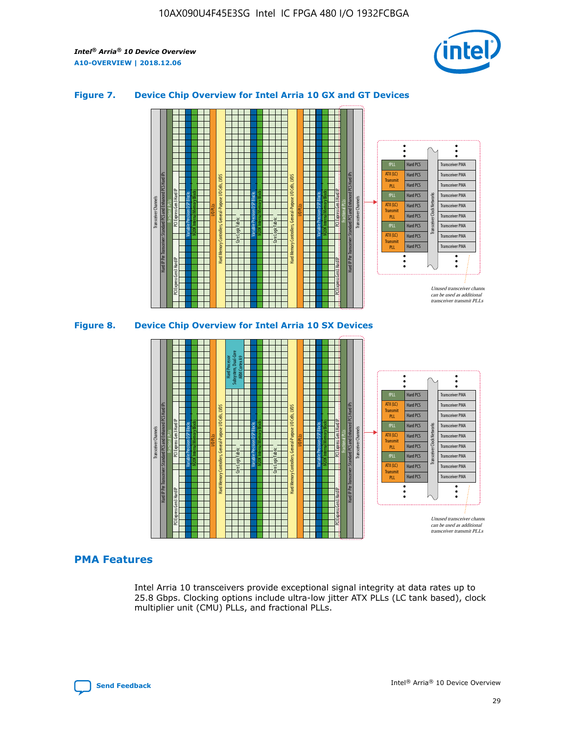### Figure 7. Device Chip Overview for Intel Arria 10 GX and GT Devices

### Figure 8. Device Chip Overview for Intel Arria 10 SX Devices

## PMA Features

Intel Arria 10 transceivers provide exceptional signal integrity at data rates up to 25.8 Gbps. Clocking options include ultra-low jitter ATX PLLs (LC tank based), clock multiplier unit (CMU) PLLs, and fractional PLLs.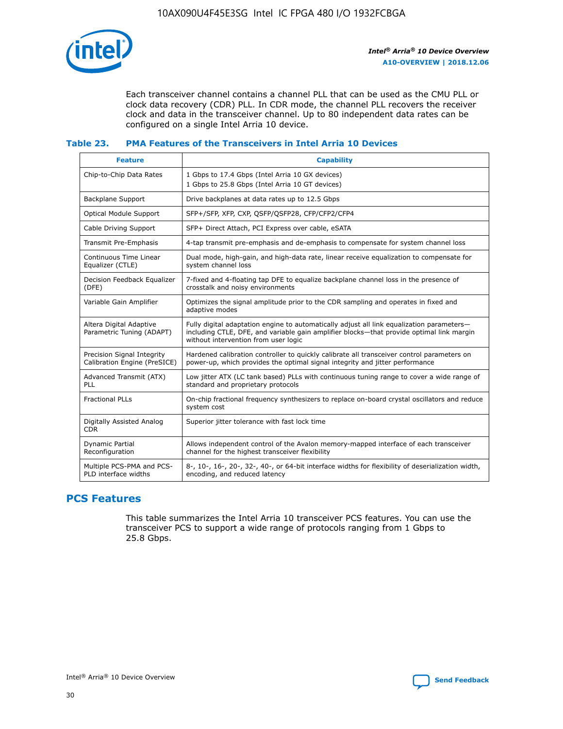Each transceiver channel contains a channel PLL that can be used as the CMU PLL or clock data recovery (CDR) PLL. In CDR mode, the channel PLL recovers the receiver clock and data in the transceiver channel. Up to 80 independent data rates can be configured on a single Intel Arria 10 device.

### Table 23. PMA Features of the Transceivers in Intel Arria 10 Devices

| Feature | Capability |
| --- | --- |
| Chip-to-Chip Data Rates | 1 Gbps to 17.4 Gbps (Intel Arria 10 GX devices)<br>1 Gbps to 25.8 Gbps (Intel Arria 10 GT devices) |
| Backplane Support | Drive backplanes at data rates up to 12.5 Gbps |
| Optical Module Support | SFP+/SFP, XFP, CXP, QSFP/QSFP28, CFP/CFP2/CFP4 |
| Cable Driving Support | SFP+ Direct Attach, PCI Express over cable, eSATA |
| Transmit Pre-Emphasis | 4-tap transmit pre-emphasis and de-emphasis to compensate for system channel loss |
| Continuous Time Linear Equalizer (CTLE) | Dual mode, high-gain, and high-data rate, linear receive equalization to compensate for system channel loss |
| Decision Feedback Equalizer (DFE) | 7-fixed and 4-floating tap DFE to equalize backplane channel loss in the presence of crosstalk and noisy environments |
| Variable Gain Amplifier | Optimizes the signal amplitude prior to the CDR sampling and operates in fixed and adaptive modes |
| Altera Digital Adaptive Parametric Tuning (ADAPT) | Fully digital adaptation engine to automatically adjust all link equalization parameters—including CTLE, DFE, and variable gain amplifier blocks—that provide optimal link margin without intervention from user logic |
| Precision Signal Integrity Calibration Engine (PreSICE) | Hardened calibration controller to quickly calibrate all transceiver control parameters on power-up, which provides the optimal signal integrity and jitter performance |
| Advanced Transmit (ATX) PLL | Low jitter ATX (LC tank based) PLLs with continuous tuning range to cover a wide range of standard and proprietary protocols |
| Fractional PLLs | On-chip fractional frequency synthesizers to replace on-board crystal oscillators and reduce system cost |
| Digitally Assisted Analog CDR | Superior jitter tolerance with fast lock time |
| Dynamic Partial Reconfiguration | Allows independent control of the Avalon memory-mapped interface of each transceiver channel for the highest transceiver flexibility |
| Multiple PCS-PMA and PCS-PLD interface widths | 8-, 10-, 16-, 20-, 32-, 40-, or 64-bit interface widths for flexibility of deserialization width, encoding, and reduced latency |

## PCS Features

This table summarizes the Intel Arria 10 transceiver PCS features. You can use the transceiver PCS to support a wide range of protocols ranging from 1 Gbps to 25.8 Gbps.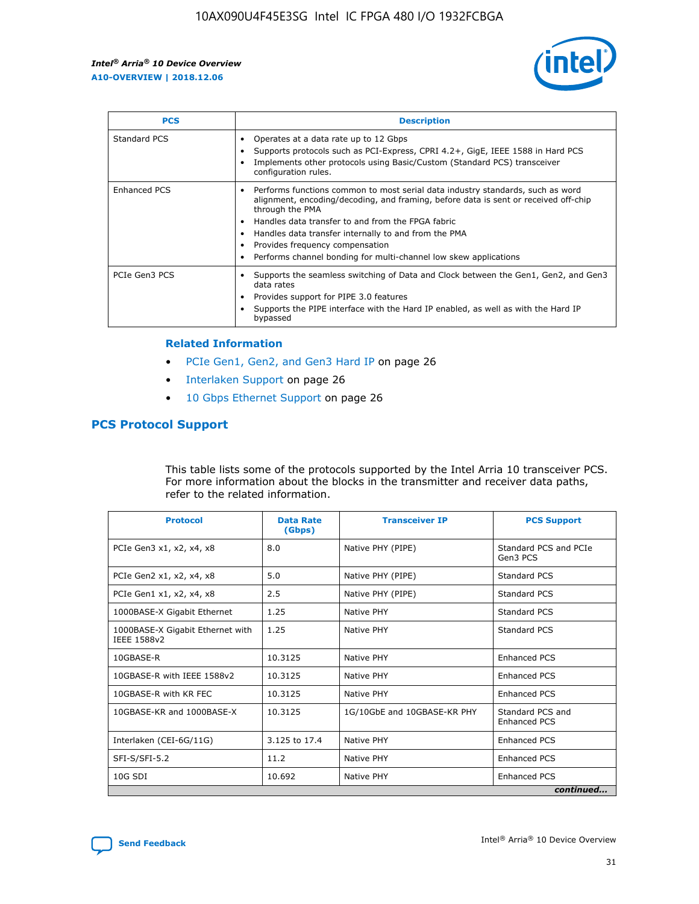| PCS | Description |
| --- | --- |
| Standard PCS | • Operates at a data rate up to 12 Gbps<br>• Supports protocols such as PCI-Express, CPRI 4.2+, GigE, IEEE 1588 in Hard PCS<br>• Implements other protocols using Basic/Custom (Standard PCS) transceiver configuration rules. |
| Enhanced PCS | • Performs functions common to most serial data industry standards, such as word alignment, encoding/decoding, and framing, before data is sent or received off-chip through the PMA<br>• Handles data transfer to and from the FPGA fabric<br>• Handles data transfer internally to and from the PMA<br>• Provides frequency compensation<br>• Performs channel bonding for multi-channel low skew applications |
| PCIe Gen3 PCS | • Supports the seamless switching of Data and Clock between the Gen1, Gen2, and Gen3 data rates<br>• Provides support for PIPE 3.0 features<br>• Supports the PIPE interface with the Hard IP enabled, as well as with the Hard IP bypassed |

### Related Information

- PCIe Gen1, Gen2, and Gen3 Hard IP on page 26
- Interlaken Support on page 26
- 10 Gbps Ethernet Support on page 26

## PCS Protocol Support

This table lists some of the protocols supported by the Intel Arria 10 transceiver PCS. For more information about the blocks in the transmitter and receiver data paths, refer to the related information.

| Protocol | Data Rate (Gbps) | Transceiver IP | PCS Support |
| --- | --- | --- | --- |
| PCIe Gen3 x1, x2, x4, x8 | 8.0 | Native PHY (PIPE) | Standard PCS and PCIe Gen3 PCS |
| PCIe Gen2 x1, x2, x4, x8 | 5.0 | Native PHY (PIPE) | Standard PCS |
| PCIe Gen1 x1, x2, x4, x8 | 2.5 | Native PHY (PIPE) | Standard PCS |
| 1000BASE-X Gigabit Ethernet | 1.25 | Native PHY | Standard PCS |
| 1000BASE-X Gigabit Ethernet with IEEE 1588v2 | 1.25 | Native PHY | Standard PCS |
| 10GBASE-R | 10.3125 | Native PHY | Enhanced PCS |
| 10GBASE-R with IEEE 1588v2 | 10.3125 | Native PHY | Enhanced PCS |
| 10GBASE-R with KR FEC | 10.3125 | Native PHY | Enhanced PCS |
| 10GBASE-KR and 1000BASE-X | 10.3125 | 1G/10GbE and 10GBASE-KR PHY | Standard PCS and Enhanced PCS |
| Interlaken (CEI-6G/11G) | 3.125 to 17.4 | Native PHY | Enhanced PCS |
| SFI-S/SFI-5.2 | 11.2 | Native PHY | Enhanced PCS |
| 10G SDI | 10.692 | Native PHY | Enhanced PCS |

*continued...*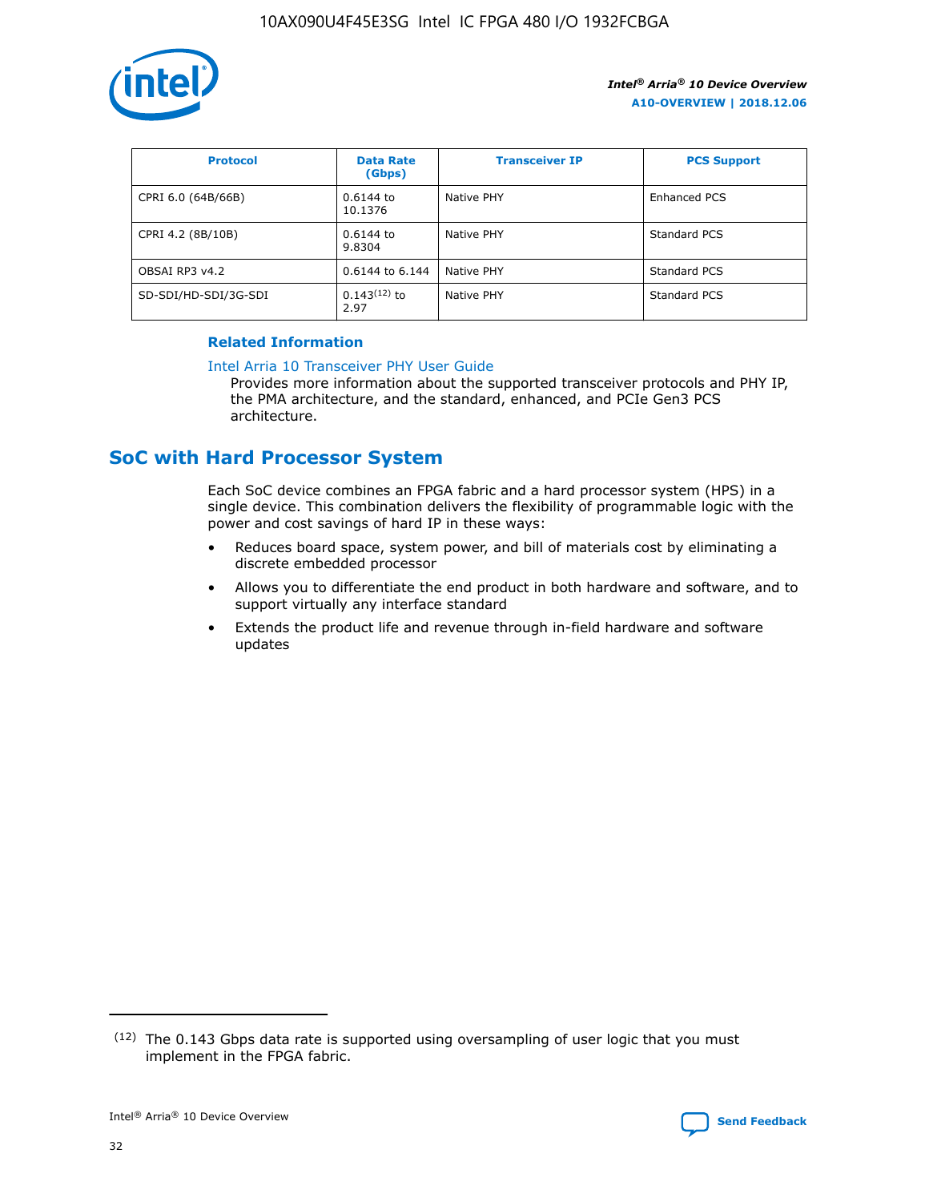| Protocol | Data Rate (Gbps) | Transceiver IP | PCS Support |
| --- | --- | --- | --- |
| CPRI 6.0 (64B/66B) | 0.6144 to 10.1376 | Native PHY | Enhanced PCS |
| CPRI 4.2 (8B/10B) | 0.6144 to 9.8304 | Native PHY | Standard PCS |
| OBSAI RP3 v4.2 | 0.6144 to 6.144 | Native PHY | Standard PCS |
| SD-SDI/HD-SDI/3G-SDI | 0.143[12] to 2.97 | Native PHY | Standard PCS |

**Related Information**

Intel Arria 10 Transceiver PHY User Guide

Provides more information about the supported transceiver protocols and PHY IP, the PMA architecture, and the standard, enhanced, and PCIe Gen3 PCS architecture.

## SoC with Hard Processor System

Each SoC device combines an FPGA fabric and a hard processor system (HPS) in a single device. This combination delivers the flexibility of programmable logic with the power and cost savings of hard IP in these ways:

- Reduces board space, system power, and bill of materials cost by eliminating a discrete embedded processor
- Allows you to differentiate the end product in both hardware and software, and to support virtually any interface standard
- Extends the product life and revenue through in-field hardware and software updates

[12] The 0.143 Gbps data rate is supported using oversampling of user logic that you must implement in the FPGA fabric.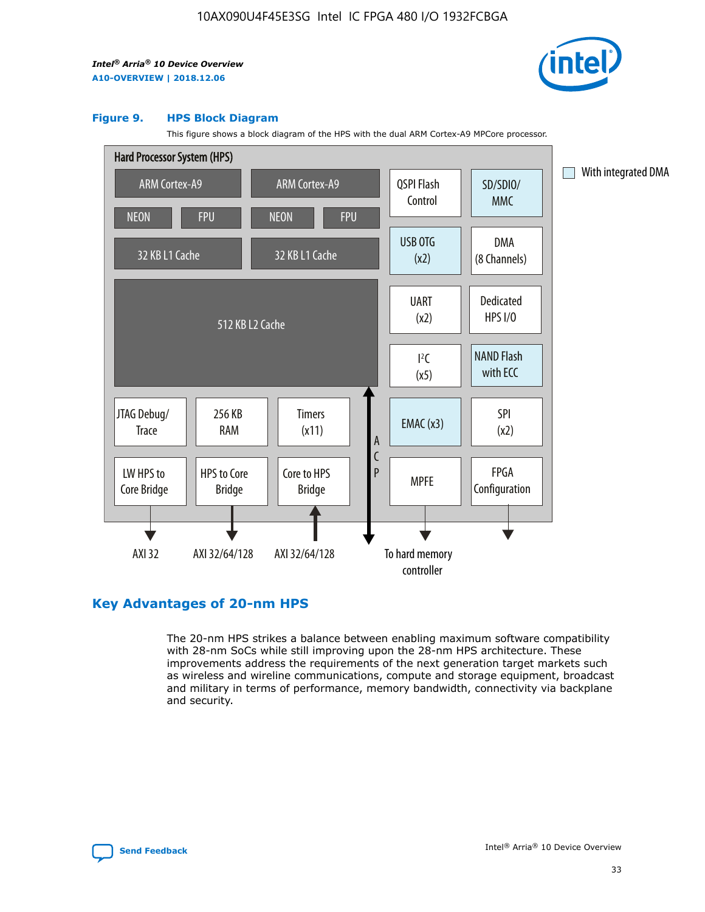**Figure 9. HPS Block Diagram**

This figure shows a block diagram of the HPS with the dual ARM Cortex-A9 MPCore processor.

Hard Processor System (HPS)

ARM Cortex-A9 | ARM Cortex-A9 | QSPI Flash Control | SD/SDIO/MMC

NEON | FPU | NEON | FPU | USB OTG (x2) | DMA (8 Channels)

32 KB L1 Cache | 32 KB L1 Cache

512 KB L2 Cache | UART (x2) | Dedicated HPS I/O | I²C (x5) | NAND Flash with ECC

JTAG Debug/Trace | 256 KB RAM | Timers (x11) | ACP | EMAC (x3) | SPI (x2)

LW HPS to Core Bridge | HPS to Core Bridge | Core to HPS Bridge | MPFE | FPGA Configuration

AXI 32 | AXI 32/64/128 | AXI 32/64/128 | To hard memory controller

With integrated DMA

## Key Advantages of 20-nm HPS

The 20-nm HPS strikes a balance between enabling maximum software compatibility with 28-nm SoCs while still improving upon the 28-nm HPS architecture. These improvements address the requirements of the next generation target markets such as wireless and wireline communications, compute and storage equipment, broadcast and military in terms of performance, memory bandwidth, connectivity via backplane and security.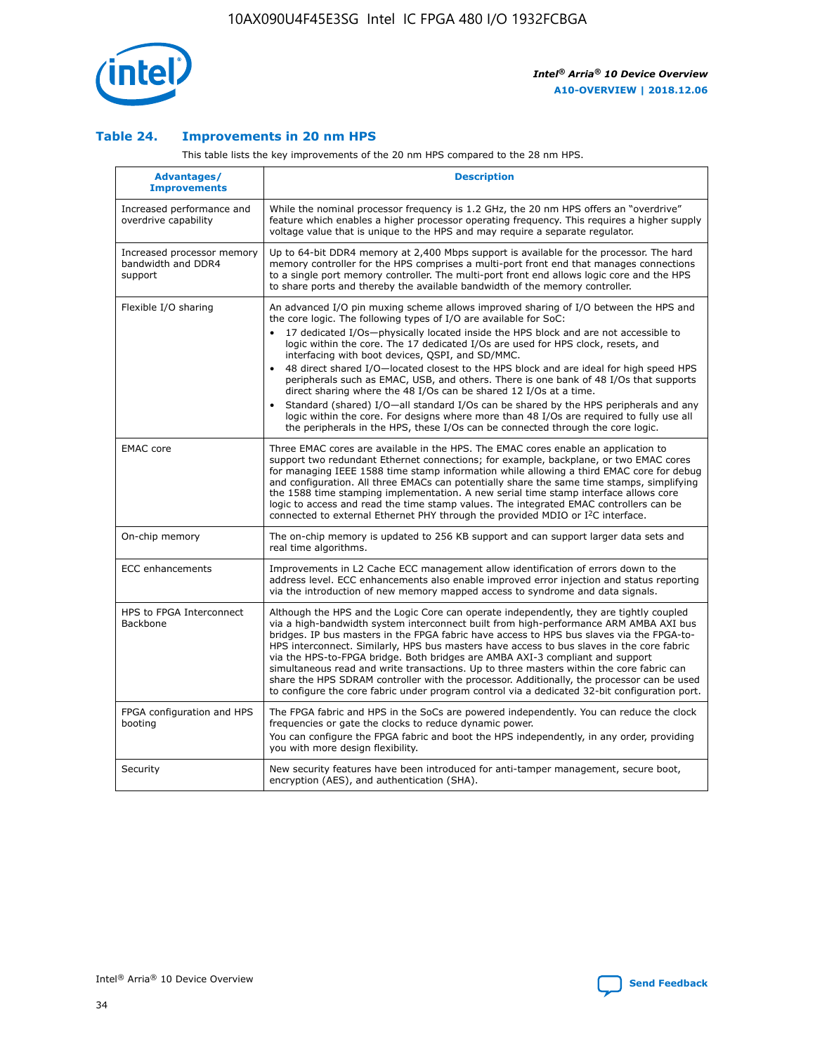## Table 24. Improvements in 20 nm HPS

This table lists the key improvements of the 20 nm HPS compared to the 28 nm HPS.

| Advantages/ Improvements | Description |
| --- | --- |
| Increased performance and overdrive capability | While the nominal processor frequency is 1.2 GHz, the 20 nm HPS offers an "overdrive" feature which enables a higher processor operating frequency. This requires a higher supply voltage value that is unique to the HPS and may require a separate regulator. |
| Increased processor memory bandwidth and DDR4 support | Up to 64-bit DDR4 memory at 2,400 Mbps support is available for the processor. The hard memory controller for the HPS comprises a multi-port front end that manages connections to a single port memory controller. The multi-port front end allows logic core and the HPS to share ports and thereby the available bandwidth of the memory controller. |
| Flexible I/O sharing | An advanced I/O pin muxing scheme allows improved sharing of I/O between the HPS and the core logic. The following types of I/O are available for SoC:<br>• 17 dedicated I/Os—physically located inside the HPS block and are not accessible to logic within the core. The 17 dedicated I/Os are used for HPS clock, resets, and interfacing with boot devices, QSPI, and SD/MMC.<br>• 48 direct shared I/O—located closest to the HPS block and are ideal for high speed HPS peripherals such as EMAC, USB, and others. There is one bank of 48 I/Os that supports direct sharing where the 48 I/Os can be shared 12 I/Os at a time.<br>• Standard (shared) I/O—all standard I/Os can be shared by the HPS peripherals and any logic within the core. For designs where more than 48 I/Os are required to fully use all the peripherals in the HPS, these I/Os can be connected through the core logic. |
| EMAC core | Three EMAC cores are available in the HPS. The EMAC cores enable an application to support two redundant Ethernet connections; for example, backplane, or two EMAC cores for managing IEEE 1588 time stamp information while allowing a third EMAC core for debug and configuration. All three EMACs can potentially share the same time stamps, simplifying the 1588 time stamping implementation. A new serial time stamp interface allows core logic to access and read the time stamp values. The integrated EMAC controllers can be connected to external Ethernet PHY through the provided MDIO or I²C interface. |
| On-chip memory | The on-chip memory is updated to 256 KB support and can support larger data sets and real time algorithms. |
| ECC enhancements | Improvements in L2 Cache ECC management allow identification of errors down to the address level. ECC enhancements also enable improved error injection and status reporting via the introduction of new memory mapped access to syndrome and data signals. |
| HPS to FPGA Interconnect Backbone | Although the HPS and the Logic Core can operate independently, they are tightly coupled via a high-bandwidth system interconnect built from high-performance ARM AMBA AXI bus bridges. IP bus masters in the FPGA fabric have access to HPS bus slaves via the FPGA-to-HPS interconnect. Similarly, HPS bus masters have access to bus slaves in the core fabric via the HPS-to-FPGA bridge. Both bridges are AMBA AXI-3 compliant and support simultaneous read and write transactions. Up to three masters within the core fabric can share the HPS SDRAM controller with the processor. Additionally, the processor can be used to configure the core fabric under program control via a dedicated 32-bit configuration port. |
| FPGA configuration and HPS booting | The FPGA fabric and HPS in the SoCs are powered independently. You can reduce the clock frequencies or gate the clocks to reduce dynamic power.<br>You can configure the FPGA fabric and boot the HPS independently, in any order, providing you with more design flexibility. |
| Security | New security features have been introduced for anti-tamper management, secure boot, encryption (AES), and authentication (SHA). |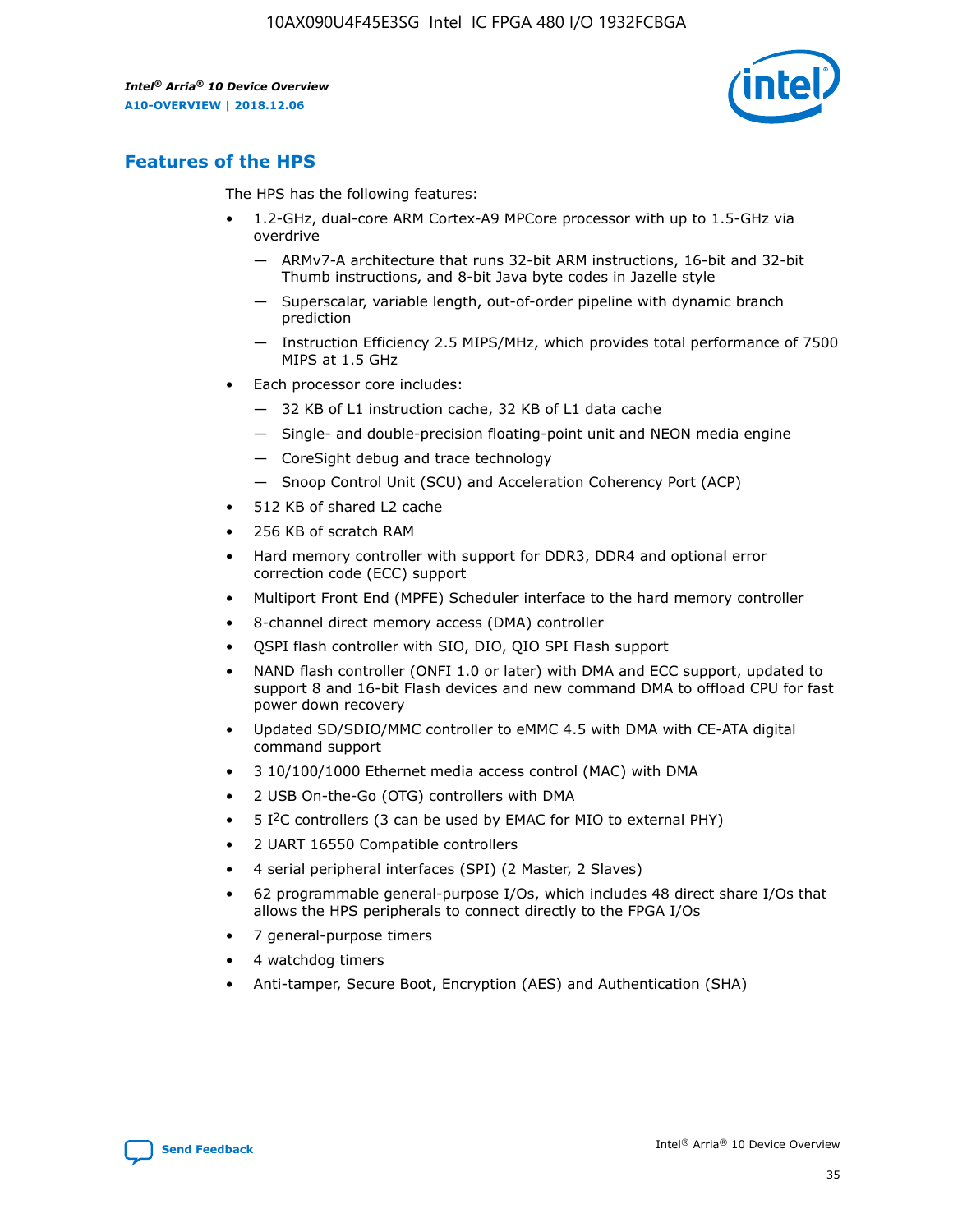## Features of the HPS

The HPS has the following features:

- 1.2-GHz, dual-core ARM Cortex-A9 MPCore processor with up to 1.5-GHz via overdrive
  - — ARMv7-A architecture that runs 32-bit ARM instructions, 16-bit and 32-bit Thumb instructions, and 8-bit Java byte codes in Jazelle style
  - — Superscalar, variable length, out-of-order pipeline with dynamic branch prediction
  - — Instruction Efficiency 2.5 MIPS/MHz, which provides total performance of 7500 MIPS at 1.5 GHz
- Each processor core includes:
  - — 32 KB of L1 instruction cache, 32 KB of L1 data cache
  - — Single- and double-precision floating-point unit and NEON media engine
  - — CoreSight debug and trace technology
  - — Snoop Control Unit (SCU) and Acceleration Coherency Port (ACP)
- 512 KB of shared L2 cache
- 256 KB of scratch RAM
- Hard memory controller with support for DDR3, DDR4 and optional error correction code (ECC) support
- Multiport Front End (MPFE) Scheduler interface to the hard memory controller
- 8-channel direct memory access (DMA) controller
- QSPI flash controller with SIO, DIO, QIO SPI Flash support
- NAND flash controller (ONFI 1.0 or later) with DMA and ECC support, updated to support 8 and 16-bit Flash devices and new command DMA to offload CPU for fast power down recovery
- Updated SD/SDIO/MMC controller to eMMC 4.5 with DMA with CE-ATA digital command support
- 3 10/100/1000 Ethernet media access control (MAC) with DMA
- 2 USB On-the-Go (OTG) controllers with DMA
- 5 I²C controllers (3 can be used by EMAC for MIO to external PHY)
- 2 UART 16550 Compatible controllers
- 4 serial peripheral interfaces (SPI) (2 Master, 2 Slaves)
- 62 programmable general-purpose I/Os, which includes 48 direct share I/Os that allows the HPS peripherals to connect directly to the FPGA I/Os
- 7 general-purpose timers
- 4 watchdog timers
- Anti-tamper, Secure Boot, Encryption (AES) and Authentication (SHA)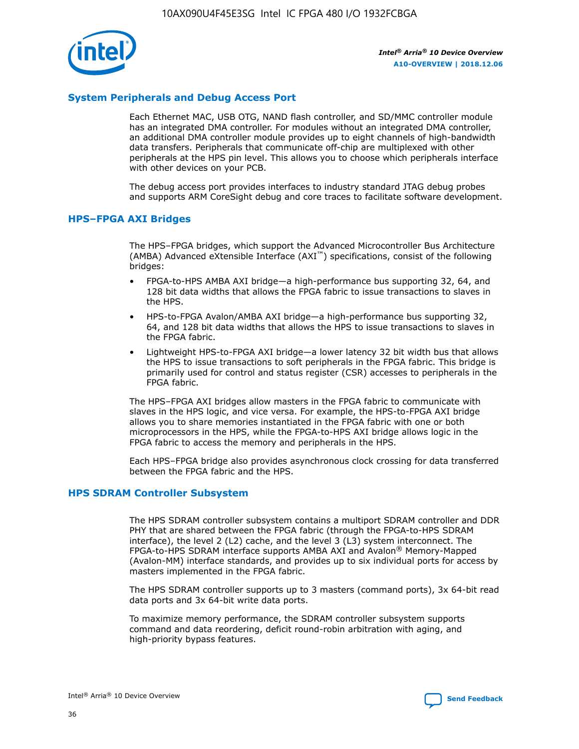## System Peripherals and Debug Access Port

Each Ethernet MAC, USB OTG, NAND flash controller, and SD/MMC controller module has an integrated DMA controller. For modules without an integrated DMA controller, an additional DMA controller module provides up to eight channels of high-bandwidth data transfers. Peripherals that communicate off-chip are multiplexed with other peripherals at the HPS pin level. This allows you to choose which peripherals interface with other devices on your PCB.

The debug access port provides interfaces to industry standard JTAG debug probes and supports ARM CoreSight debug and core traces to facilitate software development.

## HPS–FPGA AXI Bridges

The HPS–FPGA bridges, which support the Advanced Microcontroller Bus Architecture (AMBA) Advanced eXtensible Interface (AXI™) specifications, consist of the following bridges:

- FPGA-to-HPS AMBA AXI bridge—a high-performance bus supporting 32, 64, and 128 bit data widths that allows the FPGA fabric to issue transactions to slaves in the HPS.
- HPS-to-FPGA Avalon/AMBA AXI bridge—a high-performance bus supporting 32, 64, and 128 bit data widths that allows the HPS to issue transactions to slaves in the FPGA fabric.
- Lightweight HPS-to-FPGA AXI bridge—a lower latency 32 bit width bus that allows the HPS to issue transactions to soft peripherals in the FPGA fabric. This bridge is primarily used for control and status register (CSR) accesses to peripherals in the FPGA fabric.

The HPS–FPGA AXI bridges allow masters in the FPGA fabric to communicate with slaves in the HPS logic, and vice versa. For example, the HPS-to-FPGA AXI bridge allows you to share memories instantiated in the FPGA fabric with one or both microprocessors in the HPS, while the FPGA-to-HPS AXI bridge allows logic in the FPGA fabric to access the memory and peripherals in the HPS.

Each HPS–FPGA bridge also provides asynchronous clock crossing for data transferred between the FPGA fabric and the HPS.

## HPS SDRAM Controller Subsystem

The HPS SDRAM controller subsystem contains a multiport SDRAM controller and DDR PHY that are shared between the FPGA fabric (through the FPGA-to-HPS SDRAM interface), the level 2 (L2) cache, and the level 3 (L3) system interconnect. The FPGA-to-HPS SDRAM interface supports AMBA AXI and Avalon® Memory-Mapped (Avalon-MM) interface standards, and provides up to six individual ports for access by masters implemented in the FPGA fabric.

The HPS SDRAM controller supports up to 3 masters (command ports), 3x 64-bit read data ports and 3x 64-bit write data ports.

To maximize memory performance, the SDRAM controller subsystem supports command and data reordering, deficit round-robin arbitration with aging, and high-priority bypass features.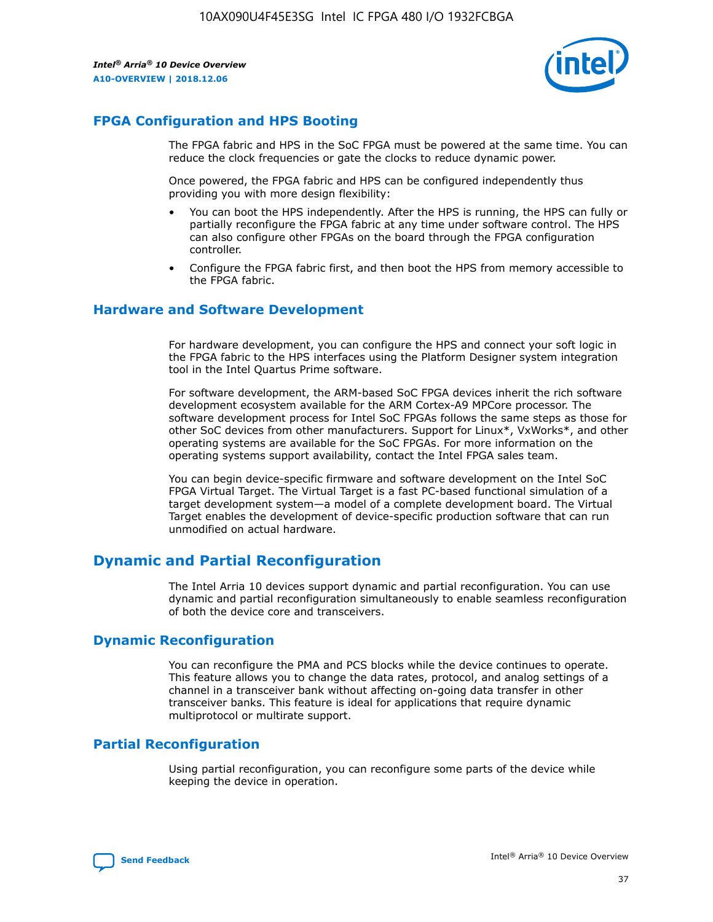## FPGA Configuration and HPS Booting

The FPGA fabric and HPS in the SoC FPGA must be powered at the same time. You can reduce the clock frequencies or gate the clocks to reduce dynamic power.

Once powered, the FPGA fabric and HPS can be configured independently thus providing you with more design flexibility:

- You can boot the HPS independently. After the HPS is running, the HPS can fully or partially reconfigure the FPGA fabric at any time under software control. The HPS can also configure other FPGAs on the board through the FPGA configuration controller.
- Configure the FPGA fabric first, and then boot the HPS from memory accessible to the FPGA fabric.

## Hardware and Software Development

For hardware development, you can configure the HPS and connect your soft logic in the FPGA fabric to the HPS interfaces using the Platform Designer system integration tool in the Intel Quartus Prime software.

For software development, the ARM-based SoC FPGA devices inherit the rich software development ecosystem available for the ARM Cortex-A9 MPCore processor. The software development process for Intel SoC FPGAs follows the same steps as those for other SoC devices from other manufacturers. Support for Linux*, VxWorks*, and other operating systems are available for the SoC FPGAs. For more information on the operating systems support availability, contact the Intel FPGA sales team.

You can begin device-specific firmware and software development on the Intel SoC FPGA Virtual Target. The Virtual Target is a fast PC-based functional simulation of a target development system—a model of a complete development board. The Virtual Target enables the development of device-specific production software that can run unmodified on actual hardware.

# Dynamic and Partial Reconfiguration

The Intel Arria 10 devices support dynamic and partial reconfiguration. You can use dynamic and partial reconfiguration simultaneously to enable seamless reconfiguration of both the device core and transceivers.

## Dynamic Reconfiguration

You can reconfigure the PMA and PCS blocks while the device continues to operate. This feature allows you to change the data rates, protocol, and analog settings of a channel in a transceiver bank without affecting on-going data transfer in other transceiver banks. This feature is ideal for applications that require dynamic multiprotocol or multirate support.

## Partial Reconfiguration

Using partial reconfiguration, you can reconfigure some parts of the device while keeping the device in operation.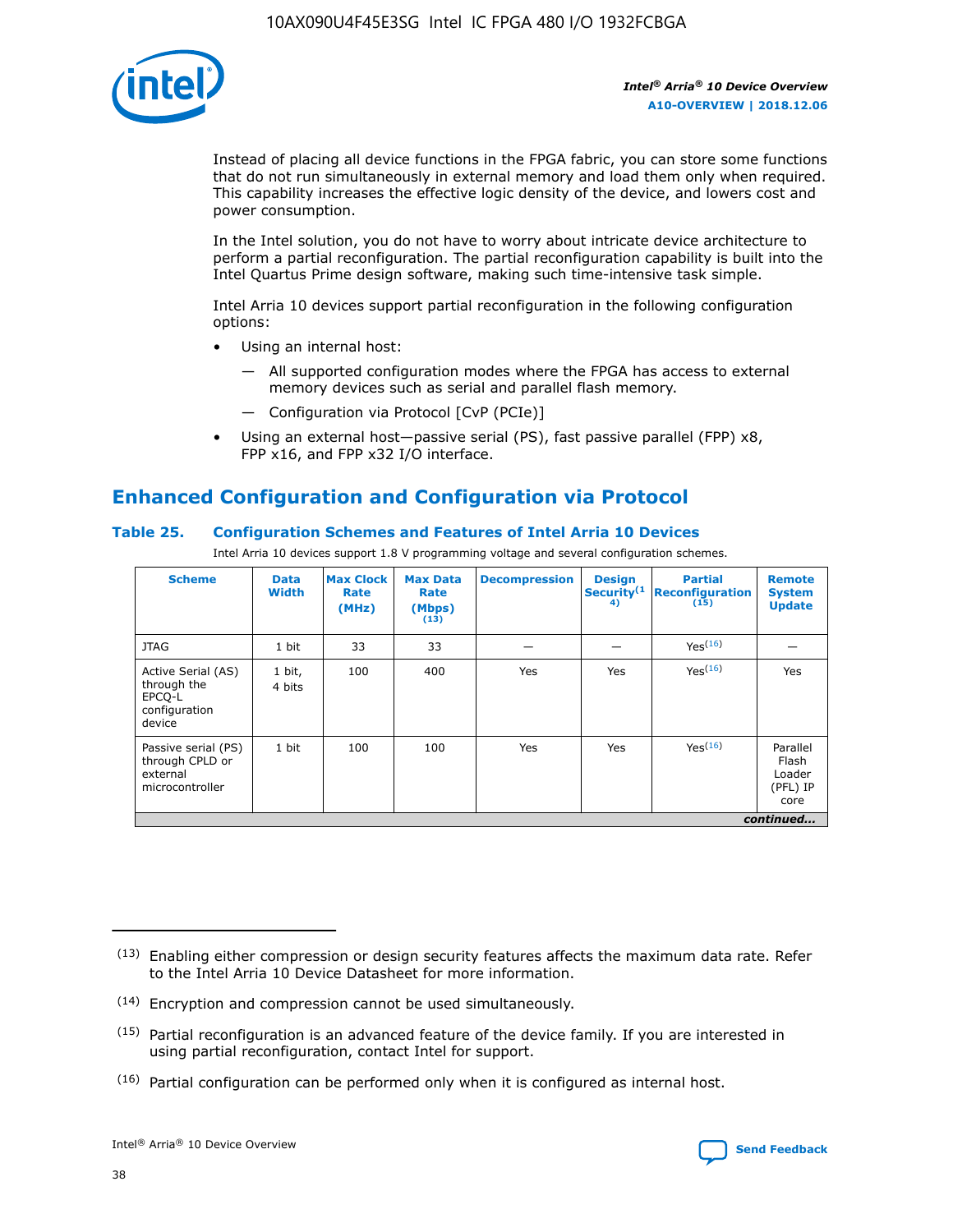Instead of placing all device functions in the FPGA fabric, you can store some functions that do not run simultaneously in external memory and load them only when required. This capability increases the effective logic density of the device, and lowers cost and power consumption.

In the Intel solution, you do not have to worry about intricate device architecture to perform a partial reconfiguration. The partial reconfiguration capability is built into the Intel Quartus Prime design software, making such time-intensive task simple.

Intel Arria 10 devices support partial reconfiguration in the following configuration options:

- Using an internal host:
  - All supported configuration modes where the FPGA has access to external memory devices such as serial and parallel flash memory.
  - Configuration via Protocol [CvP (PCIe)]
- Using an external host—passive serial (PS), fast passive parallel (FPP) x8, FPP x16, and FPP x32 I/O interface.

## Enhanced Configuration and Configuration via Protocol

### Table 25. Configuration Schemes and Features of Intel Arria 10 Devices

Intel Arria 10 devices support 1.8 V programming voltage and several configuration schemes.

| Scheme | Data Width | Max Clock Rate (MHz) | Max Data Rate (Mbps) (13) | Decompression | Design Security (14) | Partial Reconfiguration (15) | Remote System Update |
|---|---|---|---|---|---|---|---|
| JTAG | 1 bit | 33 | 33 | — | — | Yes(16) | — |
| Active Serial (AS) through the EPCQ-L configuration device | 1 bit, 4 bits | 100 | 400 | Yes | Yes | Yes(16) | Yes |
| Passive serial (PS) through CPLD or external microcontroller | 1 bit | 100 | 100 | Yes | Yes | Yes(16) | Parallel Flash Loader (PFL) IP core |

*continued...*

(13) Enabling either compression or design security features affects the maximum data rate. Refer to the Intel Arria 10 Device Datasheet for more information.

(14) Encryption and compression cannot be used simultaneously.

(15) Partial reconfiguration is an advanced feature of the device family. If you are interested in using partial reconfiguration, contact Intel for support.

(16) Partial configuration can be performed only when it is configured as internal host.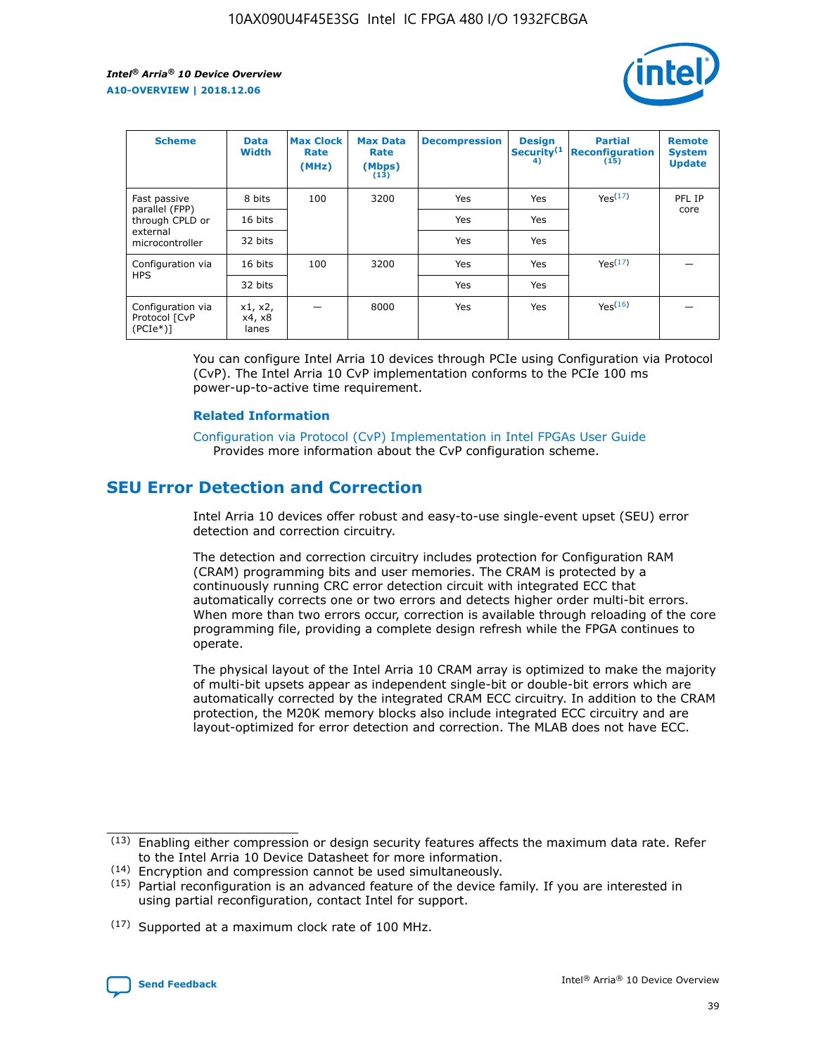| Scheme | Data Width | Max Clock Rate (MHz) | Max Data Rate (Mbps) (13) | Decompression | Design Security (14) | Partial Reconfiguration (15) | Remote System Update |
|---|---|---|---|---|---|---|---|
| Fast passive parallel (FPP) through CPLD or external microcontroller | 8 bits | 100 | 3200 | Yes | Yes | Yes(17) | PFL IP core |
| | 16 bits | | | Yes | Yes | | |
| | 32 bits | | | Yes | Yes | | |
| Configuration via HPS | 16 bits | 100 | 3200 | Yes | Yes | Yes(17) | — |
| | 32 bits | | | Yes | Yes | | |
| Configuration via Protocol [CvP (PCIe*)] | x1, x2, x4, x8 lanes | — | 8000 | Yes | Yes | Yes(16) | — |

You can configure Intel Arria 10 devices through PCIe using Configuration via Protocol (CvP). The Intel Arria 10 CvP implementation conforms to the PCIe 100 ms power-up-to-active time requirement.

### Related Information

Configuration via Protocol (CvP) Implementation in Intel FPGAs User Guide
Provides more information about the CvP configuration scheme.

## SEU Error Detection and Correction

Intel Arria 10 devices offer robust and easy-to-use single-event upset (SEU) error detection and correction circuitry.

The detection and correction circuitry includes protection for Configuration RAM (CRAM) programming bits and user memories. The CRAM is protected by a continuously running CRC error detection circuit with integrated ECC that automatically corrects one or two errors and detects higher order multi-bit errors. When more than two errors occur, correction is available through reloading of the core programming file, providing a complete design refresh while the FPGA continues to operate.

The physical layout of the Intel Arria 10 CRAM array is optimized to make the majority of multi-bit upsets appear as independent single-bit or double-bit errors which are automatically corrected by the integrated CRAM ECC circuitry. In addition to the CRAM protection, the M20K memory blocks also include integrated ECC circuitry and are layout-optimized for error detection and correction. The MLAB does not have ECC.

(13) Enabling either compression or design security features affects the maximum data rate. Refer to the Intel Arria 10 Device Datasheet for more information.

(14) Encryption and compression cannot be used simultaneously.

(15) Partial reconfiguration is an advanced feature of the device family. If you are interested in using partial reconfiguration, contact Intel for support.

(17) Supported at a maximum clock rate of 100 MHz.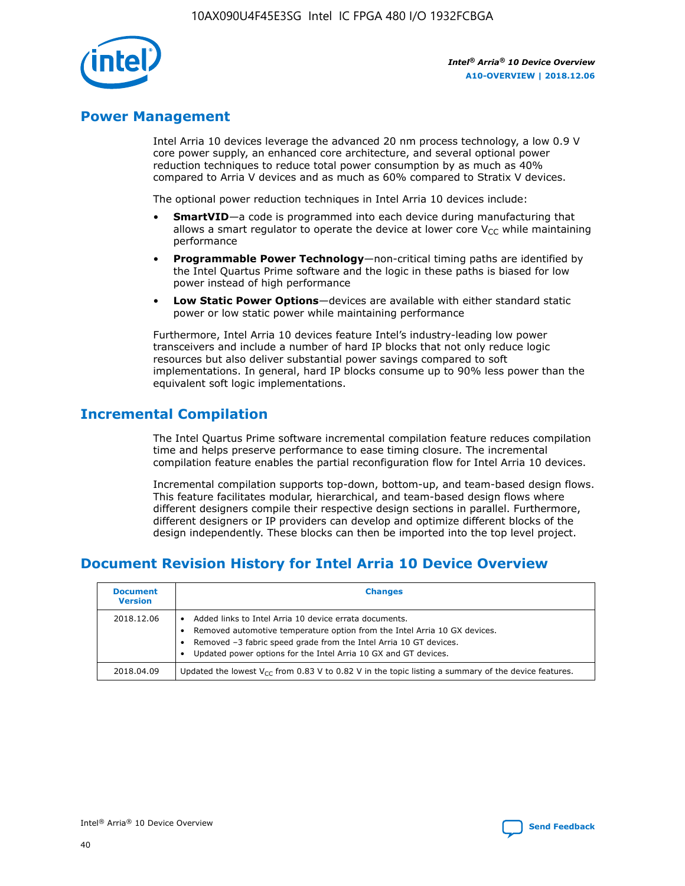## Power Management

Intel Arria 10 devices leverage the advanced 20 nm process technology, a low 0.9 V core power supply, an enhanced core architecture, and several optional power reduction techniques to reduce total power consumption by as much as 40% compared to Arria V devices and as much as 60% compared to Stratix V devices.

The optional power reduction techniques in Intel Arria 10 devices include:

- **SmartVID**—a code is programmed into each device during manufacturing that allows a smart regulator to operate the device at lower core $V_{CC}$ while maintaining performance
- **Programmable Power Technology**—non-critical timing paths are identified by the Intel Quartus Prime software and the logic in these paths is biased for low power instead of high performance
- **Low Static Power Options**—devices are available with either standard static power or low static power while maintaining performance

Furthermore, Intel Arria 10 devices feature Intel's industry-leading low power transceivers and include a number of hard IP blocks that not only reduce logic resources but also deliver substantial power savings compared to soft implementations. In general, hard IP blocks consume up to 90% less power than the equivalent soft logic implementations.

## Incremental Compilation

The Intel Quartus Prime software incremental compilation feature reduces compilation time and helps preserve performance to ease timing closure. The incremental compilation feature enables the partial reconfiguration flow for Intel Arria 10 devices.

Incremental compilation supports top-down, bottom-up, and team-based design flows. This feature facilitates modular, hierarchical, and team-based design flows where different designers compile their respective design sections in parallel. Furthermore, different designers or IP providers can develop and optimize different blocks of the design independently. These blocks can then be imported into the top level project.

## Document Revision History for Intel Arria 10 Device Overview

| Document Version | Changes |
| --- | --- |
| 2018.12.06 | • Added links to Intel Arria 10 device errata documents.<br>• Removed automotive temperature option from the Intel Arria 10 GX devices.<br>• Removed –3 fabric speed grade from the Intel Arria 10 GT devices.<br>• Updated power options for the Intel Arria 10 GX and GT devices. |
| 2018.04.09 | Updated the lowest $V_{CC}$ from 0.83 V to 0.82 V in the topic listing a summary of the device features. |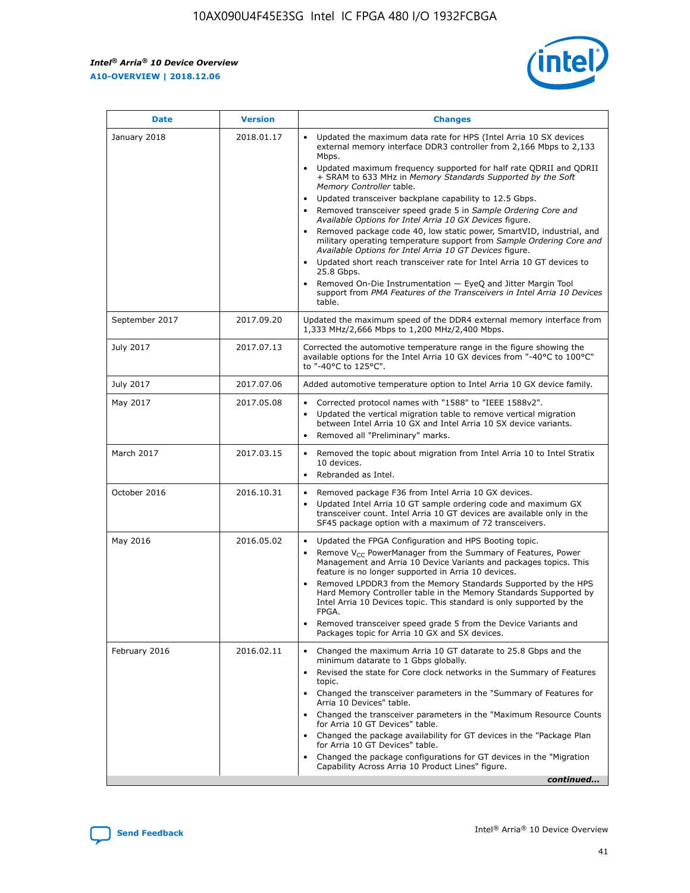| Date | Version | Changes |
| --- | --- | --- |
| January 2018 | 2018.01.17 | • Updated the maximum data rate for HPS (Intel Arria 10 SX devices external memory interface DDR3 controller from 2,166 Mbps to 2,133 Mbps.<br>• Updated maximum frequency supported for half rate QDRII and QDRII + SRAM to 633 MHz in *Memory Standards Supported by the Soft Memory Controller* table.<br>• Updated transceiver backplane capability to 12.5 Gbps.<br>• Removed transceiver speed grade 5 in *Sample Ordering Core and Available Options for Intel Arria 10 GX Devices* figure.<br>• Removed package code 40, low static power, SmartVID, industrial, and military operating temperature support from *Sample Ordering Core and Available Options for Intel Arria 10 GT Devices* figure.<br>• Updated short reach transceiver rate for Intel Arria 10 GT devices to 25.8 Gbps.<br>• Removed On-Die Instrumentation — EyeQ and Jitter Margin Tool support from *PMA Features of the Transceivers in Intel Arria 10 Devices* table. |
| September 2017 | 2017.09.20 | Updated the maximum speed of the DDR4 external memory interface from 1,333 MHz/2,666 Mbps to 1,200 MHz/2,400 Mbps. |
| July 2017 | 2017.07.13 | Corrected the automotive temperature range in the figure showing the available options for the Intel Arria 10 GX devices from "-40°C to 100°C" to "-40°C to 125°C". |
| July 2017 | 2017.07.06 | Added automotive temperature option to Intel Arria 10 GX device family. |
| May 2017 | 2017.05.08 | • Corrected protocol names with "1588" to "IEEE 1588v2".<br>• Updated the vertical migration table to remove vertical migration between Intel Arria 10 GX and Intel Arria 10 SX device variants.<br>• Removed all "Preliminary" marks. |
| March 2017 | 2017.03.15 | • Removed the topic about migration from Intel Arria 10 to Intel Stratix 10 devices.<br>• Rebranded as Intel. |
| October 2016 | 2016.10.31 | • Removed package F36 from Intel Arria 10 GX devices.<br>• Updated Intel Arria 10 GT sample ordering code and maximum GX transceiver count. Intel Arria 10 GT devices are available only in the SF45 package option with a maximum of 72 transceivers. |
| May 2016 | 2016.05.02 | • Updated the FPGA Configuration and HPS Booting topic.<br>• Remove $V_{CC}$ PowerManager from the Summary of Features, Power Management and Arria 10 Device Variants and packages topics. This feature is no longer supported in Arria 10 devices.<br>• Removed LPDDR3 from the Memory Standards Supported by the HPS Hard Memory Controller table in the Memory Standards Supported by Intel Arria 10 Devices topic. This standard is only supported by the FPGA.<br>• Removed transceiver speed grade 5 from the Device Variants and Packages topic for Arria 10 GX and SX devices. |
| February 2016 | 2016.02.11 | • Changed the maximum Arria 10 GT datarate to 25.8 Gbps and the minimum datarate to 1 Gbps globally.<br>• Revised the state for Core clock networks in the Summary of Features topic.<br>• Changed the transceiver parameters in the "Summary of Features for Arria 10 Devices" table.<br>• Changed the transceiver parameters in the "Maximum Resource Counts for Arria 10 GT Devices" table.<br>• Changed the package availability for GT devices in the "Package Plan for Arria 10 GT Devices" table.<br>• Changed the package configurations for GT devices in the "Migration Capability Across Arria 10 Product Lines" figure. |

*continued...*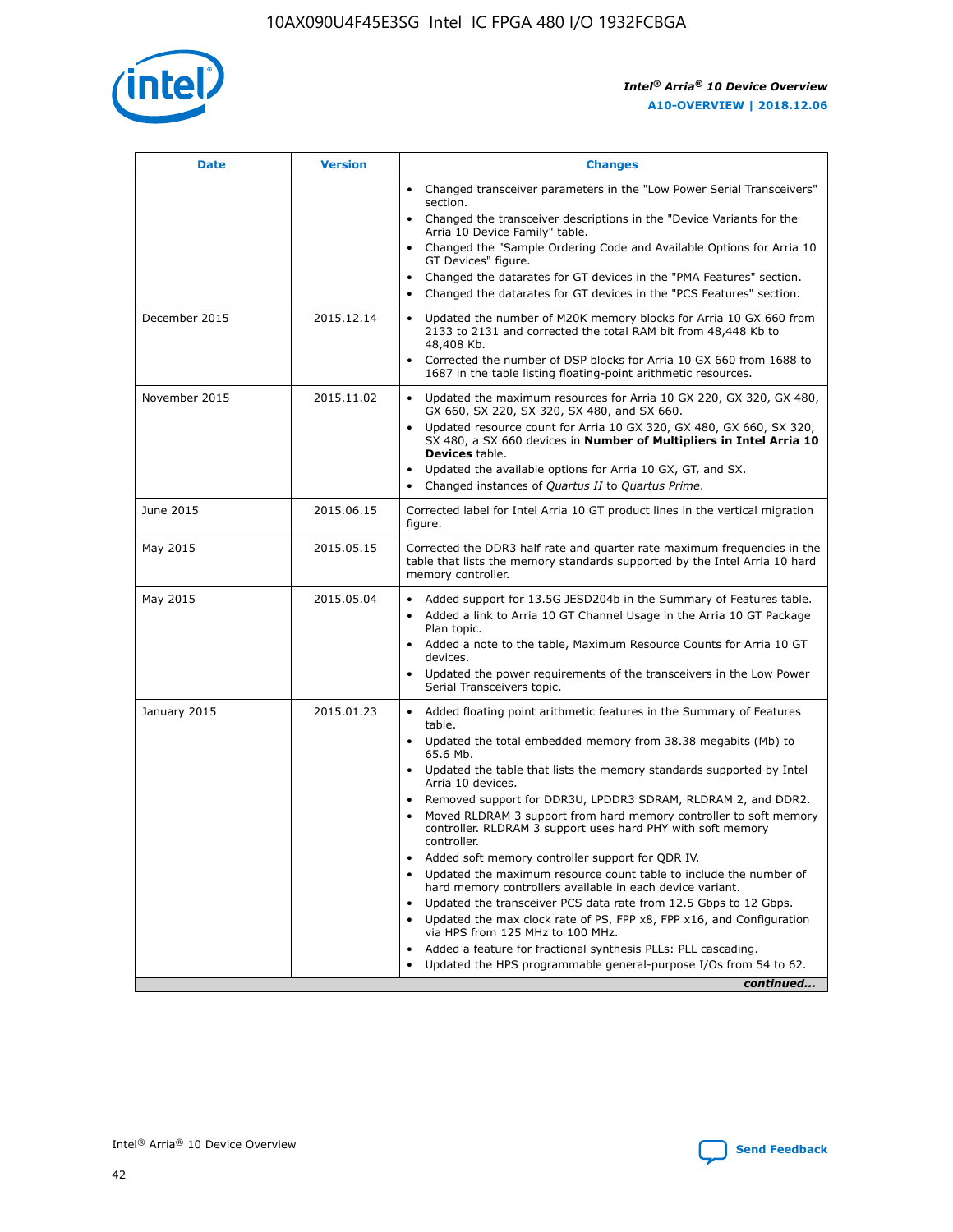| Date | Version | Changes |
| --- | --- | --- |
| | | • Changed transceiver parameters in the "Low Power Serial Transceivers" section.<br>• Changed the transceiver descriptions in the "Device Variants for the Arria 10 Device Family" table.<br>• Changed the "Sample Ordering Code and Available Options for Arria 10 GT Devices" figure.<br>• Changed the datarates for GT devices in the "PMA Features" section.<br>• Changed the datarates for GT devices in the "PCS Features" section. |
| December 2015 | 2015.12.14 | • Updated the number of M20K memory blocks for Arria 10 GX 660 from 2133 to 2131 and corrected the total RAM bit from 48,448 Kb to 48,408 Kb.<br>• Corrected the number of DSP blocks for Arria 10 GX 660 from 1688 to 1687 in the table listing floating-point arithmetic resources. |
| November 2015 | 2015.11.02 | • Updated the maximum resources for Arria 10 GX 220, GX 320, GX 480, GX 660, SX 220, SX 320, SX 480, and SX 660.<br>• Updated resource count for Arria 10 GX 320, GX 480, GX 660, SX 320, SX 480, a SX 660 devices in **Number of Multipliers in Intel Arria 10 Devices** table.<br>• Updated the available options for Arria 10 GX, GT, and SX.<br>• Changed instances of *Quartus II* to *Quartus Prime*. |
| June 2015 | 2015.06.15 | Corrected label for Intel Arria 10 GT product lines in the vertical migration figure. |
| May 2015 | 2015.05.15 | Corrected the DDR3 half rate and quarter rate maximum frequencies in the table that lists the memory standards supported by the Intel Arria 10 hard memory controller. |
| May 2015 | 2015.05.04 | • Added support for 13.5G JESD204b in the Summary of Features table.<br>• Added a link to Arria 10 GT Channel Usage in the Arria 10 GT Package Plan topic.<br>• Added a note to the table, Maximum Resource Counts for Arria 10 GT devices.<br>• Updated the power requirements of the transceivers in the Low Power Serial Transceivers topic. |
| January 2015 | 2015.01.23 | • Added floating point arithmetic features in the Summary of Features table.<br>• Updated the total embedded memory from 38.38 megabits (Mb) to 65.6 Mb.<br>• Updated the table that lists the memory standards supported by Intel Arria 10 devices.<br>• Removed support for DDR3U, LPDDR3 SDRAM, RLDRAM 2, and DDR2.<br>• Moved RLDRAM 3 support from hard memory controller to soft memory controller. RLDRAM 3 support uses hard PHY with soft memory controller.<br>• Added soft memory controller support for QDR IV.<br>• Updated the maximum resource count table to include the number of hard memory controllers available in each device variant.<br>• Updated the transceiver PCS data rate from 12.5 Gbps to 12 Gbps.<br>• Updated the max clock rate of PS, FPP x8, FPP x16, and Configuration via HPS from 125 MHz to 100 MHz.<br>• Added a feature for fractional synthesis PLLs: PLL cascading.<br>• Updated the HPS programmable general-purpose I/Os from 54 to 62. |

*continued...*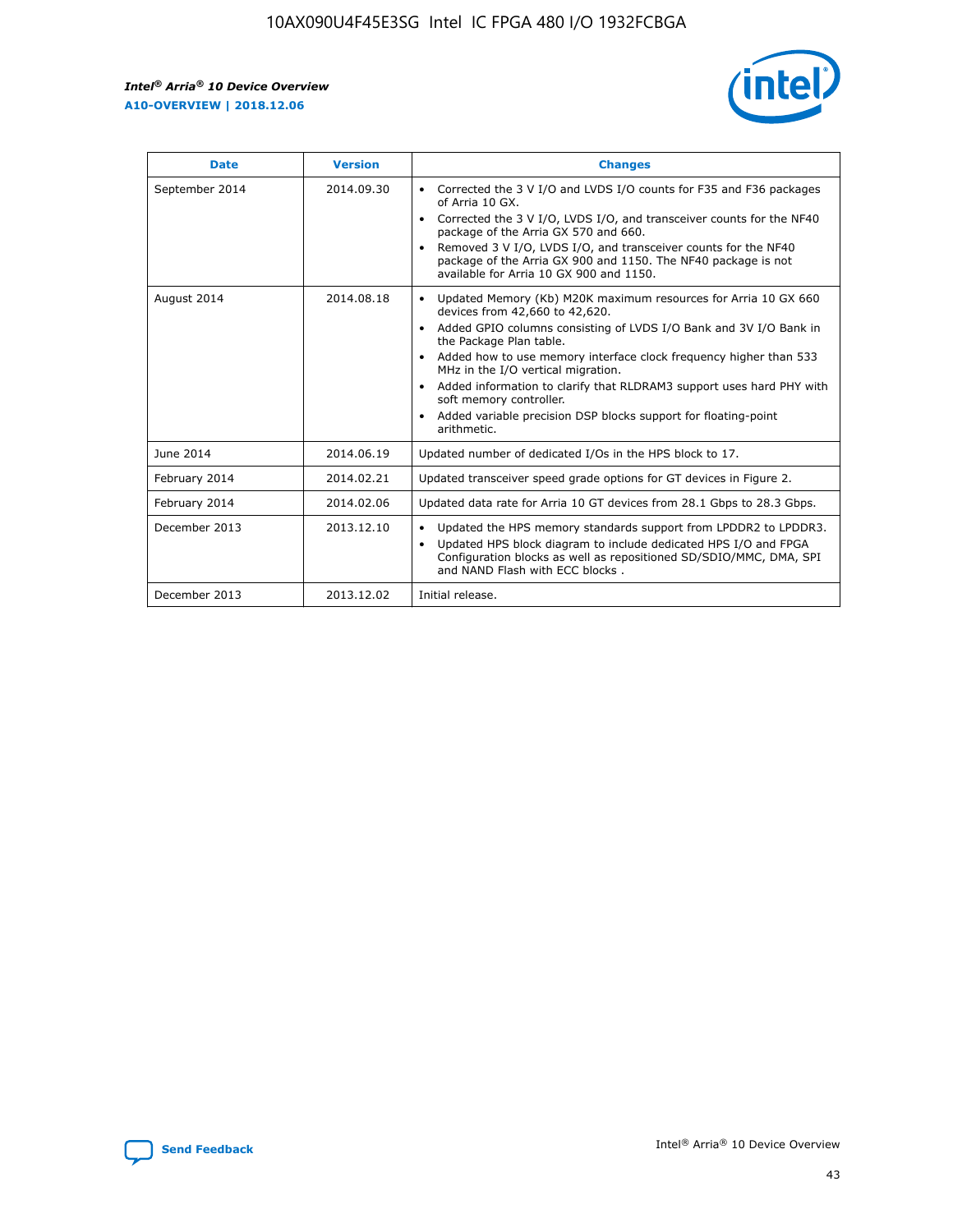| Date | Version | Changes |
| --- | --- | --- |
| September 2014 | 2014.09.30 | • Corrected the 3 V I/O and LVDS I/O counts for F35 and F36 packages of Arria 10 GX.<br>• Corrected the 3 V I/O, LVDS I/O, and transceiver counts for the NF40 package of the Arria GX 570 and 660.<br>• Removed 3 V I/O, LVDS I/O, and transceiver counts for the NF40 package of the Arria GX 900 and 1150. The NF40 package is not available for Arria 10 GX 900 and 1150. |
| August 2014 | 2014.08.18 | • Updated Memory (Kb) M20K maximum resources for Arria 10 GX 660 devices from 42,660 to 42,620.<br>• Added GPIO columns consisting of LVDS I/O Bank and 3V I/O Bank in the Package Plan table.<br>• Added how to use memory interface clock frequency higher than 533 MHz in the I/O vertical migration.<br>• Added information to clarify that RLDRAM3 support uses hard PHY with soft memory controller.<br>• Added variable precision DSP blocks support for floating-point arithmetic. |
| June 2014 | 2014.06.19 | Updated number of dedicated I/Os in the HPS block to 17. |
| February 2014 | 2014.02.21 | Updated transceiver speed grade options for GT devices in Figure 2. |
| February 2014 | 2014.02.06 | Updated data rate for Arria 10 GT devices from 28.1 Gbps to 28.3 Gbps. |
| December 2013 | 2013.12.10 | • Updated the HPS memory standards support from LPDDR2 to LPDDR3.<br>• Updated HPS block diagram to include dedicated HPS I/O and FPGA Configuration blocks as well as repositioned SD/SDIO/MMC, DMA, SPI and NAND Flash with ECC blocks . |
| December 2013 | 2013.12.02 | Initial release. |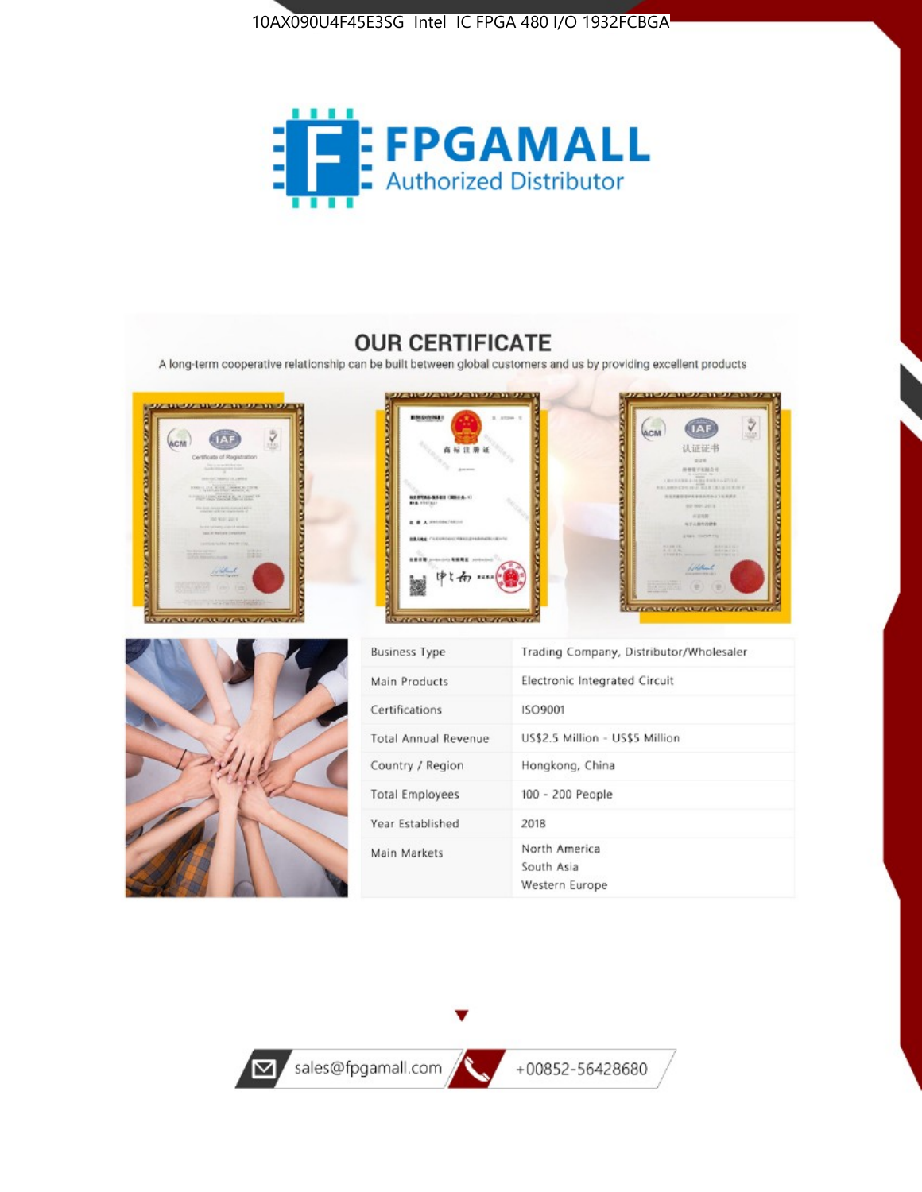FPGAMALL
Authorized Distributor

## OUR CERTIFICATE

A long-term cooperative relationship can be built between global customers and us by providing excellent products

| | |
|---|---|
| Business Type | Trading Company, Distributor/Wholesaler |
| Main Products | Electronic Integrated Circuit |
| Certifications | ISO9001 |
| Total Annual Revenue | US$2.5 Million - US$5 Million |
| Country / Region | Hongkong, China |
| Total Employees | 100 - 200 People |
| Year Established | 2018 |
| Main Markets | North America<br>South Asia<br>Western Europe |

sales@fpgamall.com +00852-56428680